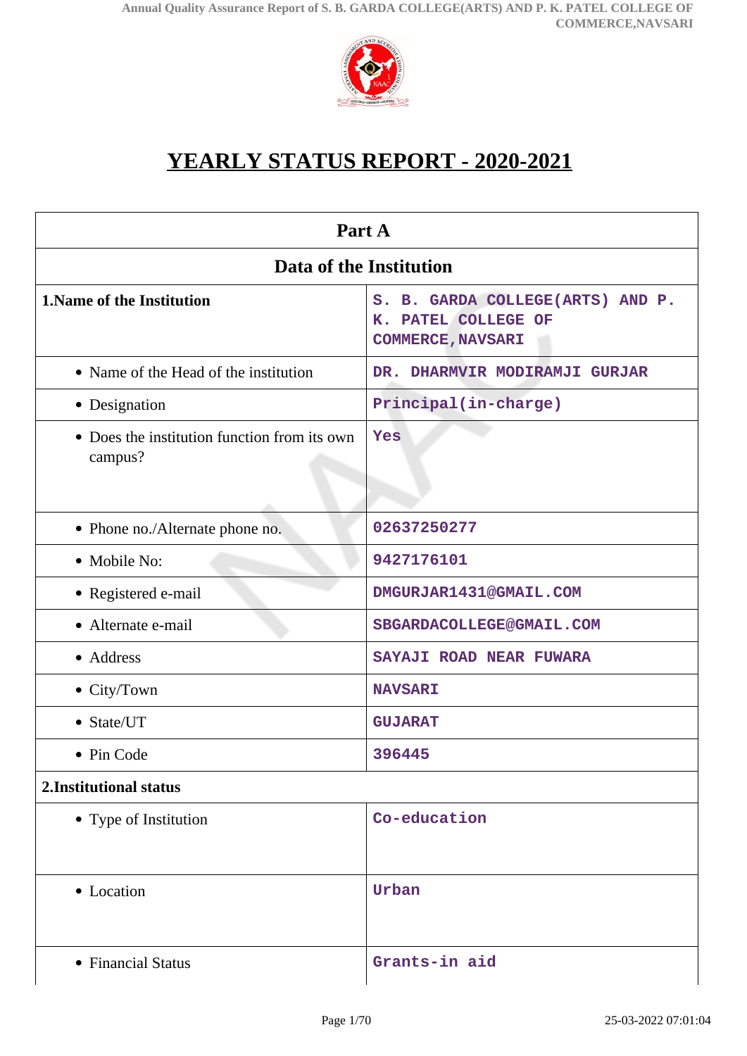# YEARLY STATUS REPORT - 2020-2021

| Part A | |
|---|---|
| **Data of the Institution** | |
| **1.Name of the Institution** | S. B. GARDA COLLEGE(ARTS) AND P. K. PATEL COLLEGE OF COMMERCE,NAVSARI |
| • Name of the Head of the institution | DR. DHARMVIR MODIRAMJI GURJAR |
| • Designation | Principal(in-charge) |
| • Does the institution function from its own campus? | Yes |
| • Phone no./Alternate phone no. | 02637250277 |
| • Mobile No: | 9427176101 |
| • Registered e-mail | DMGURJAR1431@GMAIL.COM |
| • Alternate e-mail | SBGARDACOLLEGE@GMAIL.COM |
| • Address | SAYAJI ROAD NEAR FUWARA |
| • City/Town | NAVSARI |
| • State/UT | GUJARAT |
| • Pin Code | 396445 |
| **2.Institutional status** | |
| • Type of Institution | Co-education |
| • Location | Urban |
| • Financial Status | Grants-in aid |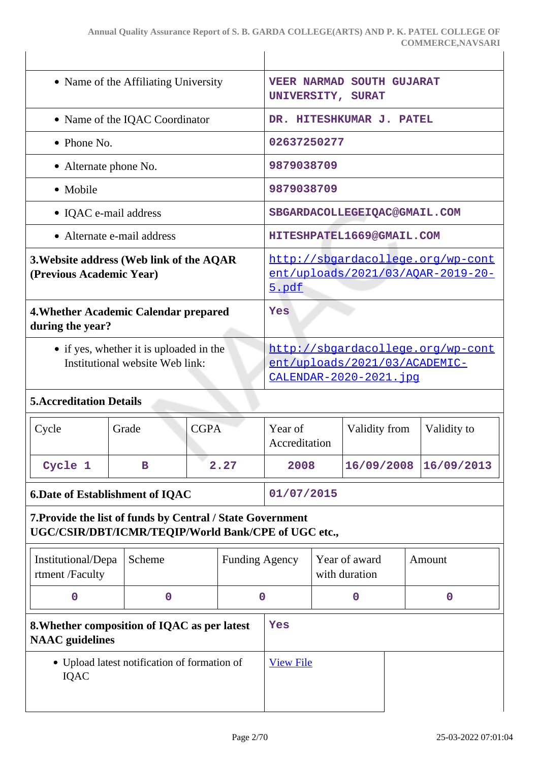| | |
|---|---|
| • Name of the Affiliating University | VEER NARMAD SOUTH GUJARAT UNIVERSITY, SURAT |
| • Name of the IQAC Coordinator | DR. HITESHKUMAR J. PATEL |
| • Phone No. | 02637250277 |
| • Alternate phone No. | 9879038709 |
| • Mobile | 9879038709 |
| • IQAC e-mail address | SBGARDACOLLEGEIQAC@GMAIL.COM |
| • Alternate e-mail address | HITESHPATEL1669@GMAIL.COM |
| **3.Website address (Web link of the AQAR (Previous Academic Year)** | http://sbgardacollege.org/wp-content/uploads/2021/03/AQAR-2019-20-5.pdf |
| **4.Whether Academic Calendar prepared during the year?** | Yes |
| • if yes, whether it is uploaded in the Institutional website Web link: | http://sbgardacollege.org/wp-content/uploads/2021/03/ACADEMIC-CALENDAR-2020-2021.jpg |

**5.Accreditation Details**

| Cycle | Grade | CGPA | Year of Accreditation | Validity from | Validity to |
|---|---|---|---|---|---|
| Cycle 1 | B | 2.27 | 2008 | 16/09/2008 | 16/09/2013 |

| | |
|---|---|
| **6.Date of Establishment of IQAC** | 01/07/2015 |

**7.Provide the list of funds by Central / State Government UGC/CSIR/DBT/ICMR/TEQIP/World Bank/CPE of UGC etc.,**

| Institutional/Department /Faculty | Scheme | Funding Agency | Year of award with duration | Amount |
|---|---|---|---|---|
| 0 | 0 | 0 | 0 | 0 |

| | |
|---|---|
| **8.Whether composition of IQAC as per latest NAAC guidelines** | Yes |
| • Upload latest notification of formation of IQAC | View File |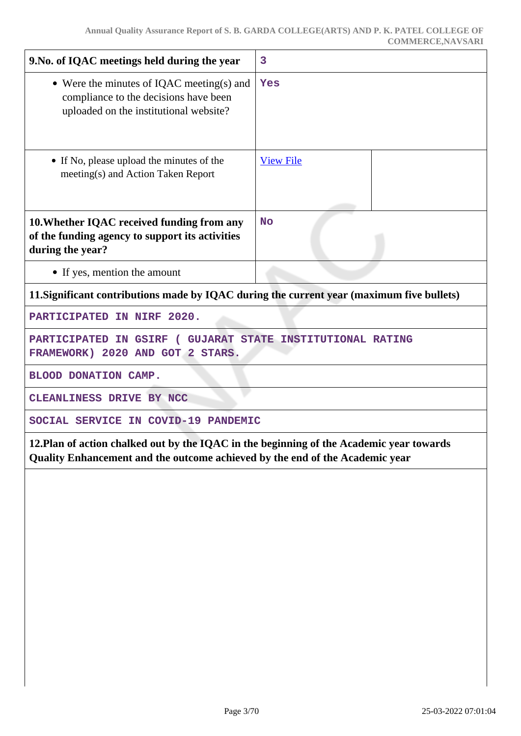| | | |
|---|---|---|
| **9.No. of IQAC meetings held during the year** | 3 | |
| • Were the minutes of IQAC meeting(s) and compliance to the decisions have been uploaded on the institutional website? | Yes | |
| • If No, please upload the minutes of the meeting(s) and Action Taken Report | View File | |
| **10.Whether IQAC received funding from any of the funding agency to support its activities during the year?** | No | |
| • If yes, mention the amount | | |

**11.Significant contributions made by IQAC during the current year (maximum five bullets)**

| |
|---|
| PARTICIPATED IN NIRF 2020. |
| PARTICIPATED IN GSIRF ( GUJARAT STATE INSTITUTIONAL RATING FRAMEWORK) 2020 AND GOT 2 STARS. |
| BLOOD DONATION CAMP. |
| CLEANLINESS DRIVE BY NCC |
| SOCIAL SERVICE IN COVID-19 PANDEMIC |

**12.Plan of action chalked out by the IQAC in the beginning of the Academic year towards Quality Enhancement and the outcome achieved by the end of the Academic year**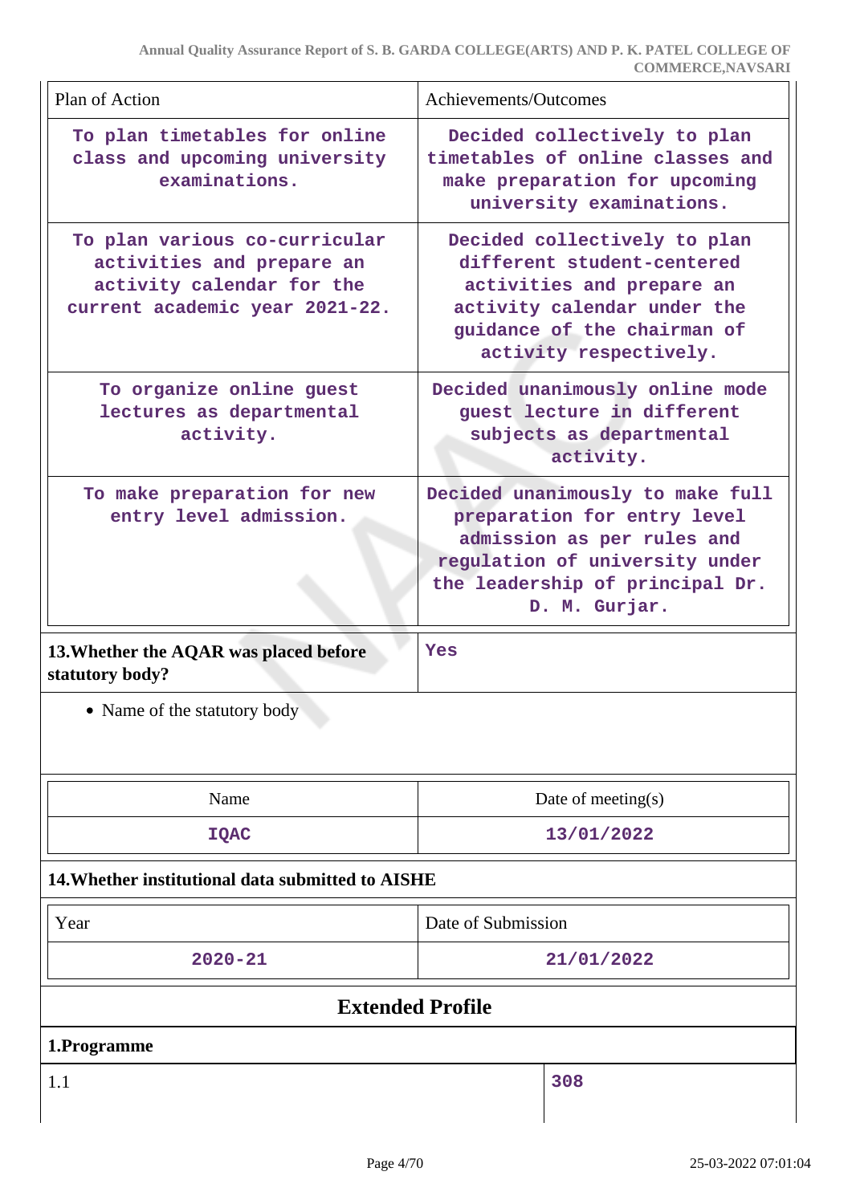| Plan of Action | Achievements/Outcomes |
|---|---|
| To plan timetables for online class and upcoming university examinations. | Decided collectively to plan timetables of online classes and make preparation for upcoming university examinations. |
| To plan various co-curricular activities and prepare an activity calendar for the current academic year 2021-22. | Decided collectively to plan different student-centered activities and prepare an activity calendar under the guidance of the chairman of activity respectively. |
| To organize online guest lectures as departmental activity. | Decided unanimously online mode guest lecture in different subjects as departmental activity. |
| To make preparation for new entry level admission. | Decided unanimously to make full preparation for entry level admission as per rules and regulation of university under the leadership of principal Dr. D. M. Gurjar. |

**13.Whether the AQAR was placed before statutory body?** Yes

- Name of the statutory body

| Name | Date of meeting(s) |
|---|---|
| IQAC | 13/01/2022 |

**14.Whether institutional data submitted to AISHE**

| Year | Date of Submission |
|---|---|
| 2020-21 | 21/01/2022 |

## Extended Profile

**1.Programme**

| | |
|---|---|
| 1.1 | 308 |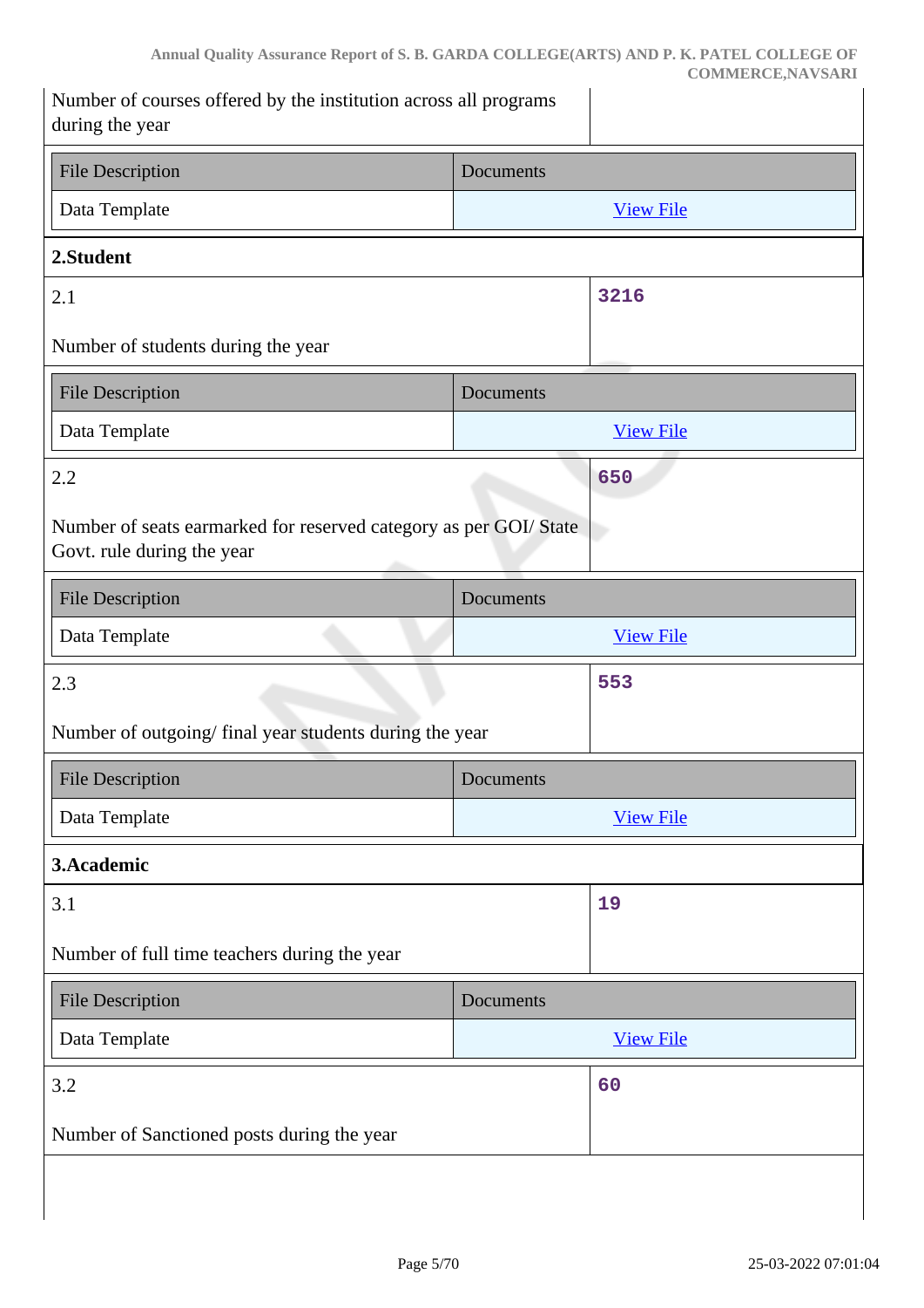| | |
|---|---|
| Number of courses offered by the institution across all programs during the year | |

| File Description | Documents |
|---|---|
| Data Template | View File |

**2.Student**

| | |
|---|---|
| 2.1<br><br>Number of students during the year | **3216** |

| File Description | Documents |
|---|---|
| Data Template | View File |

| | |
|---|---|
| 2.2<br><br>Number of seats earmarked for reserved category as per GOI/ State Govt. rule during the year | **650** |

| File Description | Documents |
|---|---|
| Data Template | View File |

| | |
|---|---|
| 2.3<br><br>Number of outgoing/ final year students during the year | **553** |

| File Description | Documents |
|---|---|
| Data Template | View File |

**3.Academic**

| | |
|---|---|
| 3.1<br><br>Number of full time teachers during the year | **19** |

| File Description | Documents |
|---|---|
| Data Template | View File |

| | |
|---|---|
| 3.2<br><br>Number of Sanctioned posts during the year | **60** |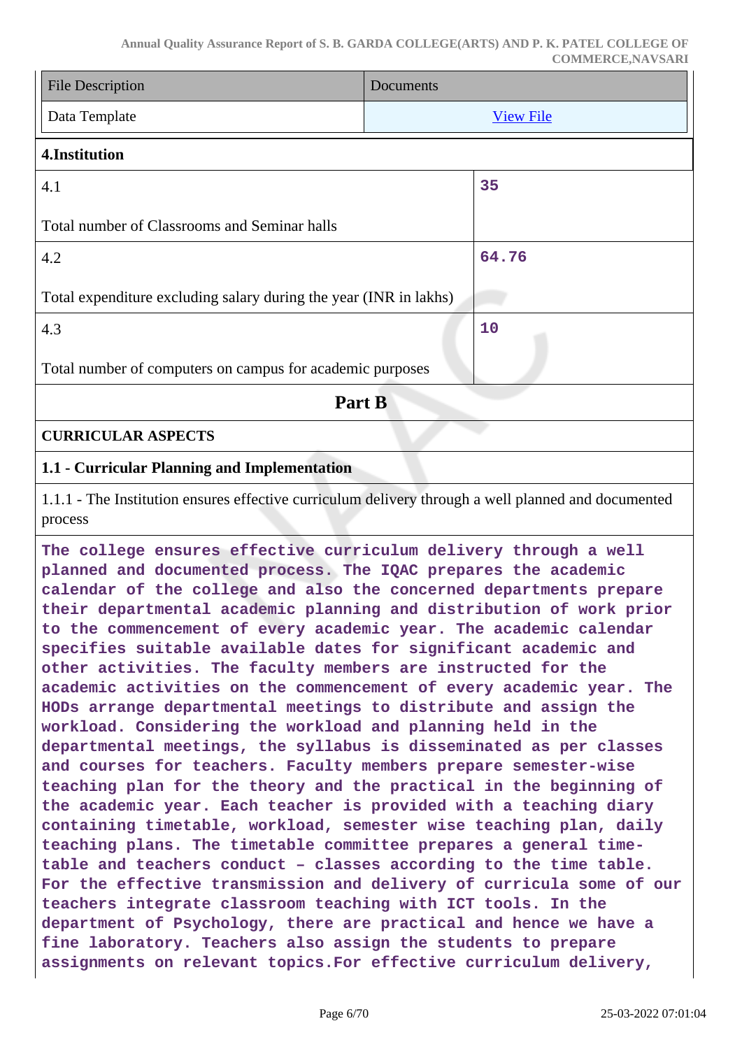| File Description | Documents |
|---|---|
| Data Template | View File |

**4.Institution**

| | |
|---|---|
| 4.1<br><br>Total number of Classrooms and Seminar halls | 35 |
| 4.2<br><br>Total expenditure excluding salary during the year (INR in lakhs) | 64.76 |
| 4.3<br><br>Total number of computers on campus for academic purposes | 10 |

## Part B

**CURRICULAR ASPECTS**

**1.1 - Curricular Planning and Implementation**

1.1.1 - The Institution ensures effective curriculum delivery through a well planned and documented process

The college ensures effective curriculum delivery through a well planned and documented process. The IQAC prepares the academic calendar of the college and also the concerned departments prepare their departmental academic planning and distribution of work prior to the commencement of every academic year. The academic calendar specifies suitable available dates for significant academic and other activities. The faculty members are instructed for the academic activities on the commencement of every academic year. The HODs arrange departmental meetings to distribute and assign the workload. Considering the workload and planning held in the departmental meetings, the syllabus is disseminated as per classes and courses for teachers. Faculty members prepare semester-wise teaching plan for the theory and the practical in the beginning of the academic year. Each teacher is provided with a teaching diary containing timetable, workload, semester wise teaching plan, daily teaching plans. The timetable committee prepares a general time-table and teachers conduct – classes according to the time table. For the effective transmission and delivery of curricula some of our teachers integrate classroom teaching with ICT tools. In the department of Psychology, there are practical and hence we have a fine laboratory. Teachers also assign the students to prepare assignments on relevant topics.For effective curriculum delivery,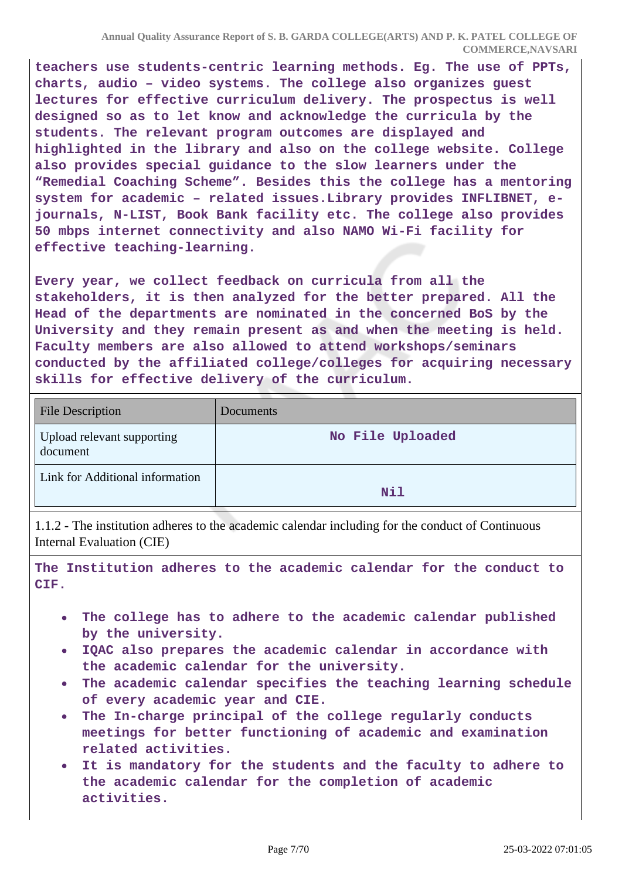**teachers use students-centric learning methods. Eg. The use of PPTs, charts, audio – video systems. The college also organizes guest lectures for effective curriculum delivery. The prospectus is well designed so as to let know and acknowledge the curricula by the students. The relevant program outcomes are displayed and highlighted in the library and also on the college website. College also provides special guidance to the slow learners under the "Remedial Coaching Scheme". Besides this the college has a mentoring system for academic – related issues.Library provides INFLIBNET, e-journals, N-LIST, Book Bank facility etc. The college also provides 50 mbps internet connectivity and also NAMO Wi-Fi facility for effective teaching-learning.**

**Every year, we collect feedback on curricula from all the stakeholders, it is then analyzed for the better prepared. All the Head of the departments are nominated in the concerned BoS by the University and they remain present as and when the meeting is held. Faculty members are also allowed to attend workshops/seminars conducted by the affiliated college/colleges for acquiring necessary skills for effective delivery of the curriculum.**

| File Description | Documents |
|---|---|
| Upload relevant supporting document | No File Uploaded |
| Link for Additional information | Nil |

1.1.2 - The institution adheres to the academic calendar including for the conduct of Continuous Internal Evaluation (CIE)

**The Institution adheres to the academic calendar for the conduct to CIF.**

- **The college has to adhere to the academic calendar published by the university.**
- **IQAC also prepares the academic calendar in accordance with the academic calendar for the university.**
- **The academic calendar specifies the teaching learning schedule of every academic year and CIE.**
- **The In-charge principal of the college regularly conducts meetings for better functioning of academic and examination related activities.**
- **It is mandatory for the students and the faculty to adhere to the academic calendar for the completion of academic activities.**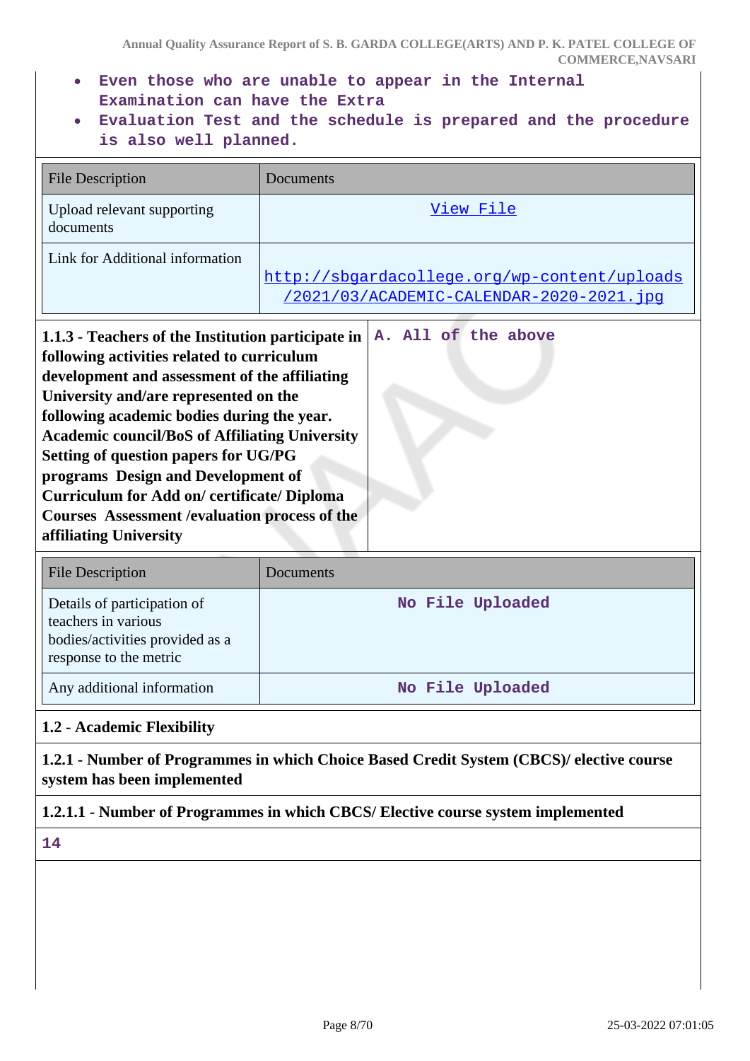- Even those who are unable to appear in the Internal Examination can have the Extra
- Evaluation Test and the schedule is prepared and the procedure is also well planned.

| File Description | Documents |
|---|---|
| Upload relevant supporting documents | View File |
| Link for Additional information | http://sbgardacollege.org/wp-content/uploads/2021/03/ACADEMIC-CALENDAR-2020-2021.jpg |

| | |
|---|---|
| **1.1.3 - Teachers of the Institution participate in following activities related to curriculum development and assessment of the affiliating University and/are represented on the following academic bodies during the year. Academic council/BoS of Affiliating University Setting of question papers for UG/PG programs Design and Development of Curriculum for Add on/ certificate/ Diploma Courses Assessment /evaluation process of the affiliating University** | A. All of the above |

| File Description | Documents |
|---|---|
| Details of participation of teachers in various bodies/activities provided as a response to the metric | No File Uploaded |
| Any additional information | No File Uploaded |

**1.2 - Academic Flexibility**

**1.2.1 - Number of Programmes in which Choice Based Credit System (CBCS)/ elective course system has been implemented**

**1.2.1.1 - Number of Programmes in which CBCS/ Elective course system implemented**

14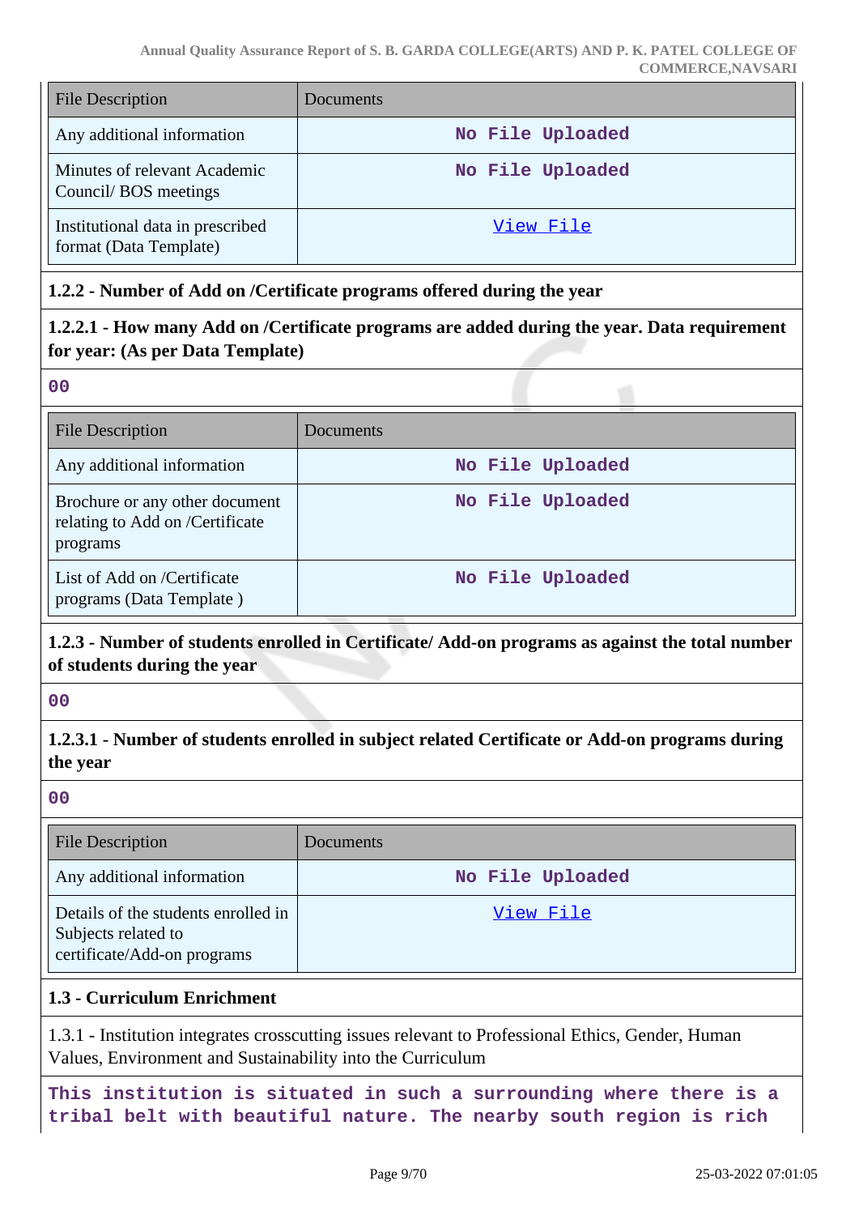| File Description | Documents |
|---|---|
| Any additional information | No File Uploaded |
| Minutes of relevant Academic Council/ BOS meetings | No File Uploaded |
| Institutional data in prescribed format (Data Template) | View File |

**1.2.2 - Number of Add on /Certificate programs offered during the year**

**1.2.2.1 - How many Add on /Certificate programs are added during the year. Data requirement for year: (As per Data Template)**

00

| File Description | Documents |
|---|---|
| Any additional information | No File Uploaded |
| Brochure or any other document relating to Add on /Certificate programs | No File Uploaded |
| List of Add on /Certificate programs (Data Template ) | No File Uploaded |

**1.2.3 - Number of students enrolled in Certificate/ Add-on programs as against the total number of students during the year**

00

**1.2.3.1 - Number of students enrolled in subject related Certificate or Add-on programs during the year**

00

| File Description | Documents |
|---|---|
| Any additional information | No File Uploaded |
| Details of the students enrolled in Subjects related to certificate/Add-on programs | View File |

**1.3 - Curriculum Enrichment**

1.3.1 - Institution integrates crosscutting issues relevant to Professional Ethics, Gender, Human Values, Environment and Sustainability into the Curriculum

This institution is situated in such a surrounding where there is a tribal belt with beautiful nature. The nearby south region is rich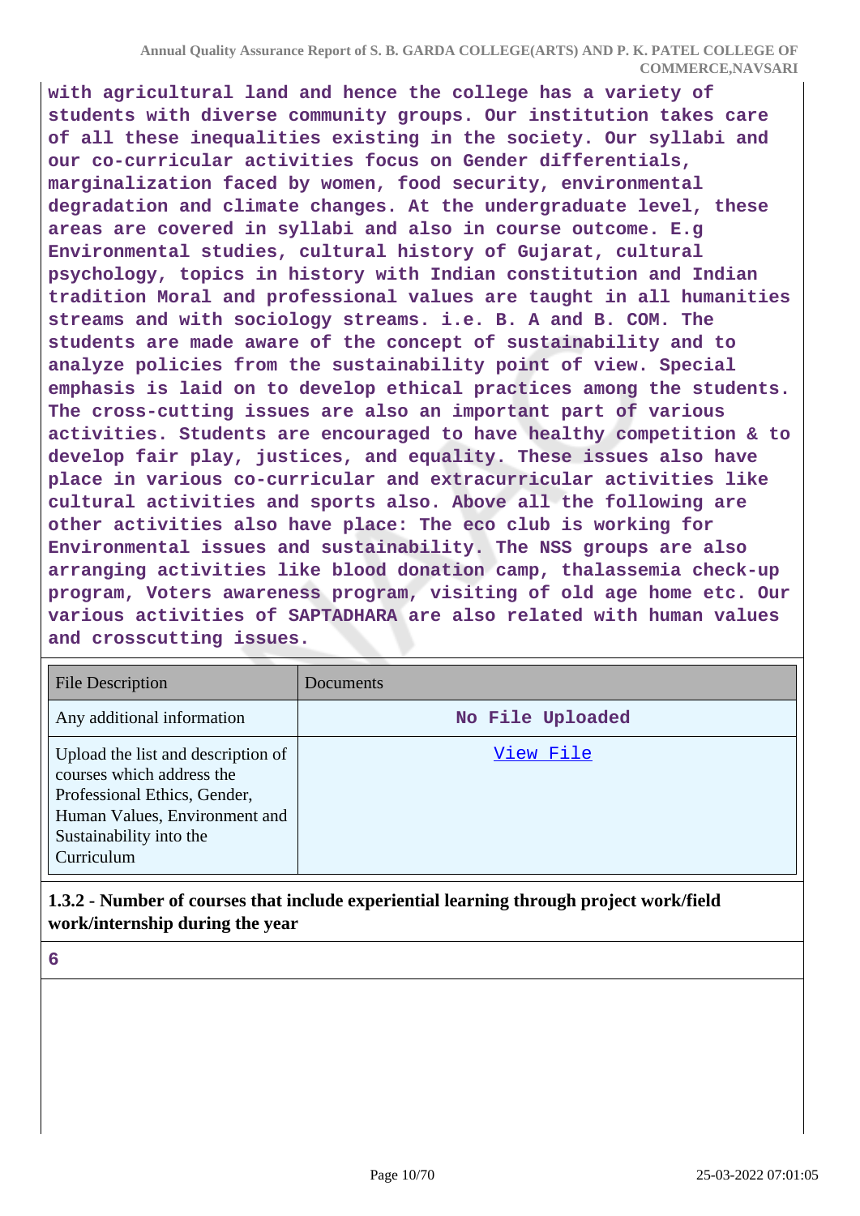**with agricultural land and hence the college has a variety of students with diverse community groups. Our institution takes care of all these inequalities existing in the society. Our syllabi and our co-curricular activities focus on Gender differentials, marginalization faced by women, food security, environmental degradation and climate changes. At the undergraduate level, these areas are covered in syllabi and also in course outcome. E.g Environmental studies, cultural history of Gujarat, cultural psychology, topics in history with Indian constitution and Indian tradition Moral and professional values are taught in all humanities streams and with sociology streams. i.e. B. A and B. COM. The students are made aware of the concept of sustainability and to analyze policies from the sustainability point of view. Special emphasis is laid on to develop ethical practices among the students. The cross-cutting issues are also an important part of various activities. Students are encouraged to have healthy competition & to develop fair play, justices, and equality. These issues also have place in various co-curricular and extracurricular activities like cultural activities and sports also. Above all the following are other activities also have place: The eco club is working for Environmental issues and sustainability. The NSS groups are also arranging activities like blood donation camp, thalassemia check-up program, Voters awareness program, visiting of old age home etc. Our various activities of SAPTADHARA are also related with human values and crosscutting issues.**

| File Description | Documents |
|---|---|
| Any additional information | No File Uploaded |
| Upload the list and description of courses which address the Professional Ethics, Gender, Human Values, Environment and Sustainability into the Curriculum | View File |

**1.3.2 - Number of courses that include experiential learning through project work/field work/internship during the year**

**6**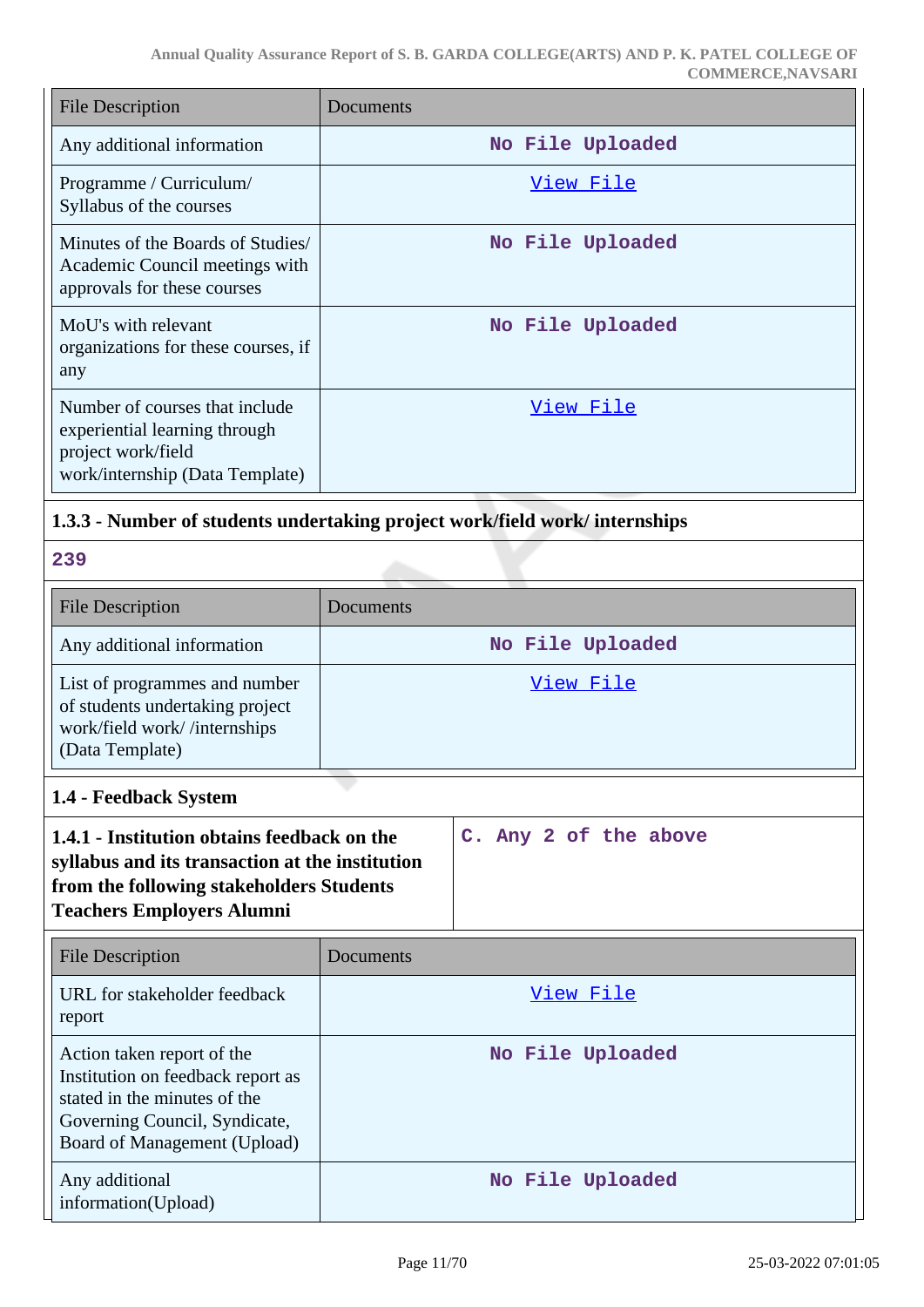| File Description | Documents |
|---|---|
| Any additional information | No File Uploaded |
| Programme / Curriculum/ Syllabus of the courses | View File |
| Minutes of the Boards of Studies/ Academic Council meetings with approvals for these courses | No File Uploaded |
| MoU's with relevant organizations for these courses, if any | No File Uploaded |
| Number of courses that include experiential learning through project work/field work/internship (Data Template) | View File |

**1.3.3 - Number of students undertaking project work/field work/ internships**

239

| File Description | Documents |
|---|---|
| Any additional information | No File Uploaded |
| List of programmes and number of students undertaking project work/field work/ /internships (Data Template) | View File |

**1.4 - Feedback System**

| | |
|---|---|
| **1.4.1 - Institution obtains feedback on the syllabus and its transaction at the institution from the following stakeholders Students Teachers Employers Alumni** | C. Any 2 of the above |

| File Description | Documents |
|---|---|
| URL for stakeholder feedback report | View File |
| Action taken report of the Institution on feedback report as stated in the minutes of the Governing Council, Syndicate, Board of Management (Upload) | No File Uploaded |
| Any additional information(Upload) | No File Uploaded |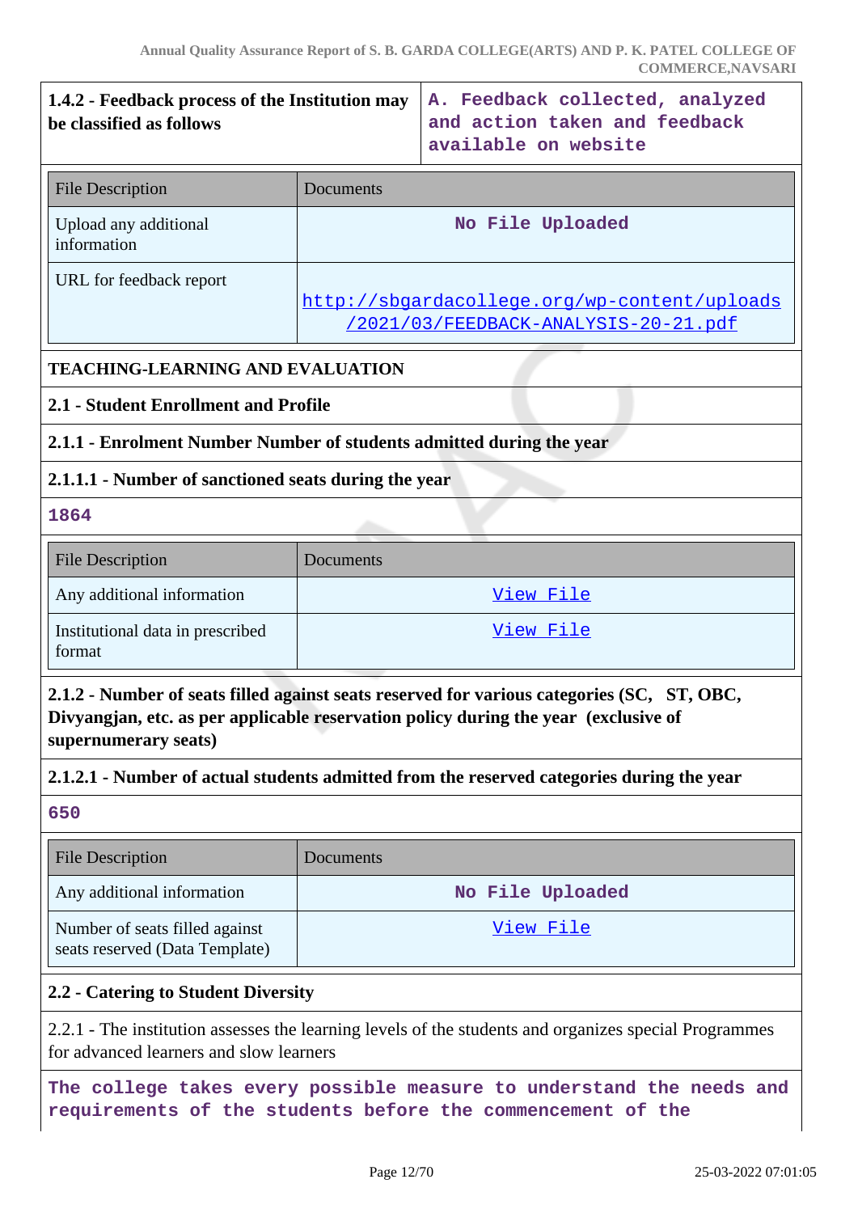| 1.4.2 - Feedback process of the Institution may be classified as follows | A. Feedback collected, analyzed and action taken and feedback available on website |
|---|---|

| File Description | Documents |
|---|---|
| Upload any additional information | No File Uploaded |
| URL for feedback report | http://sbgardacollege.org/wp-content/uploads/2021/03/FEEDBACK-ANALYSIS-20-21.pdf |

## TEACHING-LEARNING AND EVALUATION

### 2.1 - Student Enrollment and Profile

**2.1.1 - Enrolment Number Number of students admitted during the year**

**2.1.1.1 - Number of sanctioned seats during the year**

1864

| File Description | Documents |
|---|---|
| Any additional information | View File |
| Institutional data in prescribed format | View File |

**2.1.2 - Number of seats filled against seats reserved for various categories (SC, ST, OBC, Divyangjan, etc. as per applicable reservation policy during the year (exclusive of supernumerary seats)**

**2.1.2.1 - Number of actual students admitted from the reserved categories during the year**

650

| File Description | Documents |
|---|---|
| Any additional information | No File Uploaded |
| Number of seats filled against seats reserved (Data Template) | View File |

### 2.2 - Catering to Student Diversity

2.2.1 - The institution assesses the learning levels of the students and organizes special Programmes for advanced learners and slow learners

The college takes every possible measure to understand the needs and requirements of the students before the commencement of the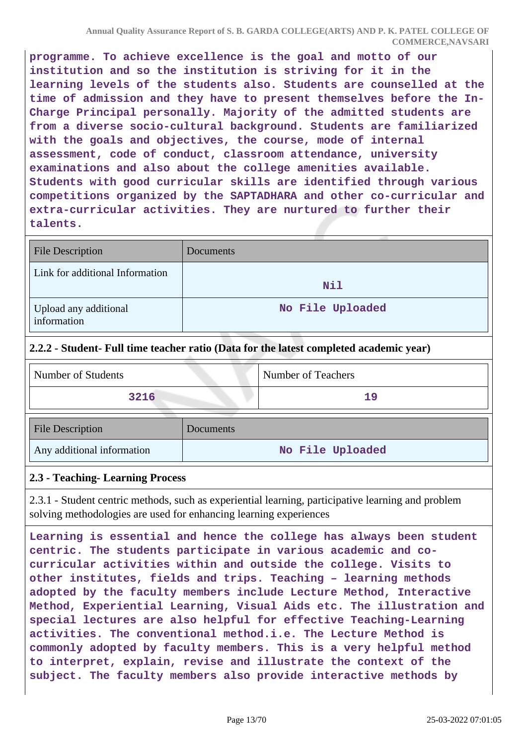programme. To achieve excellence is the goal and motto of our institution and so the institution is striving for it in the learning levels of the students also. Students are counselled at the time of admission and they have to present themselves before the In-Charge Principal personally. Majority of the admitted students are from a diverse socio-cultural background. Students are familiarized with the goals and objectives, the course, mode of internal assessment, code of conduct, classroom attendance, university examinations and also about the college amenities available. Students with good curricular skills are identified through various competitions organized by the SAPTADHARA and other co-curricular and extra-curricular activities. They are nurtured to further their talents.

| File Description | Documents |
| --- | --- |
| Link for additional Information | Nil |
| Upload any additional information | No File Uploaded |

**2.2.2 - Student- Full time teacher ratio (Data for the latest completed academic year)**

| Number of Students | Number of Teachers |
| --- | --- |
| 3216 | 19 |

| File Description | Documents |
| --- | --- |
| Any additional information | No File Uploaded |

**2.3 - Teaching- Learning Process**

2.3.1 - Student centric methods, such as experiential learning, participative learning and problem solving methodologies are used for enhancing learning experiences

Learning is essential and hence the college has always been student centric. The students participate in various academic and co-curricular activities within and outside the college. Visits to other institutes, fields and trips. Teaching – learning methods adopted by the faculty members include Lecture Method, Interactive Method, Experiential Learning, Visual Aids etc. The illustration and special lectures are also helpful for effective Teaching-Learning activities. The conventional method.i.e. The Lecture Method is commonly adopted by faculty members. This is a very helpful method to interpret, explain, revise and illustrate the context of the subject. The faculty members also provide interactive methods by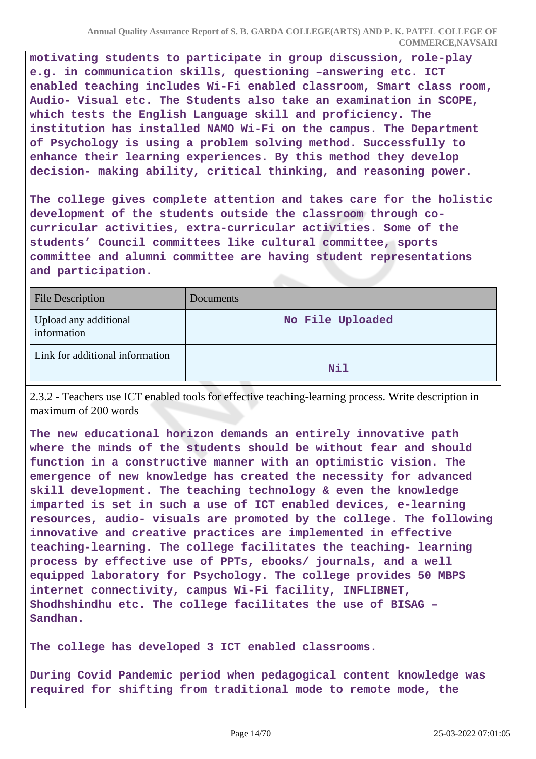**motivating students to participate in group discussion, role-play e.g. in communication skills, questioning –answering etc. ICT enabled teaching includes Wi-Fi enabled classroom, Smart class room, Audio- Visual etc. The Students also take an examination in SCOPE, which tests the English Language skill and proficiency. The institution has installed NAMO Wi-Fi on the campus. The Department of Psychology is using a problem solving method. Successfully to enhance their learning experiences. By this method they develop decision- making ability, critical thinking, and reasoning power.**

**The college gives complete attention and takes care for the holistic development of the students outside the classroom through co-curricular activities, extra-curricular activities. Some of the students' Council committees like cultural committee, sports committee and alumni committee are having student representations and participation.**

| File Description | Documents |
|---|---|
| Upload any additional information | **No File Uploaded** |
| Link for additional information | **Nil** |

2.3.2 - Teachers use ICT enabled tools for effective teaching-learning process. Write description in maximum of 200 words

**The new educational horizon demands an entirely innovative path where the minds of the students should be without fear and should function in a constructive manner with an optimistic vision. The emergence of new knowledge has created the necessity for advanced skill development. The teaching technology & even the knowledge imparted is set in such a use of ICT enabled devices, e-learning resources, audio- visuals are promoted by the college. The following innovative and creative practices are implemented in effective teaching-learning. The college facilitates the teaching- learning process by effective use of PPTs, ebooks/ journals, and a well equipped laboratory for Psychology. The college provides 50 MBPS internet connectivity, campus Wi-Fi facility, INFLIBNET, Shodhshindhu etc. The college facilitates the use of BISAG – Sandhan.**

**The college has developed 3 ICT enabled classrooms.**

**During Covid Pandemic period when pedagogical content knowledge was required for shifting from traditional mode to remote mode, the**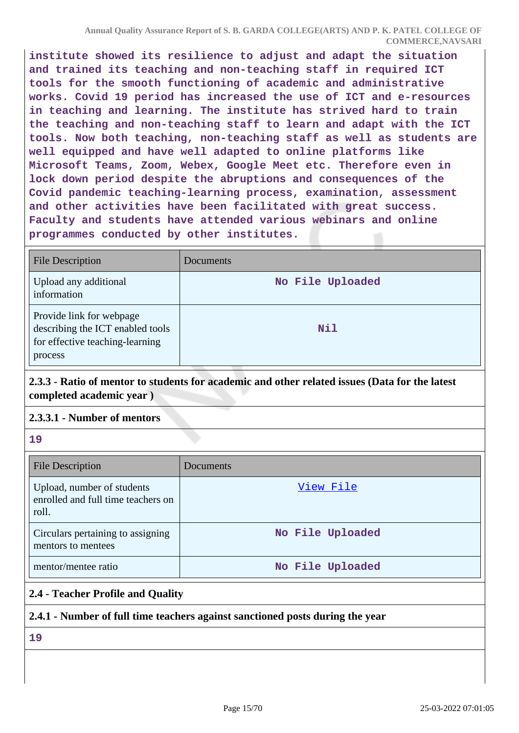**institute showed its resilience to adjust and adapt the situation and trained its teaching and non-teaching staff in required ICT tools for the smooth functioning of academic and administrative works. Covid 19 period has increased the use of ICT and e-resources in teaching and learning. The institute has strived hard to train the teaching and non-teaching staff to learn and adapt with the ICT tools. Now both teaching, non-teaching staff as well as students are well equipped and have well adapted to online platforms like Microsoft Teams, Zoom, Webex, Google Meet etc. Therefore even in lock down period despite the abruptions and consequences of the Covid pandemic teaching-learning process, examination, assessment and other activities have been facilitated with great success. Faculty and students have attended various webinars and online programmes conducted by other institutes.**

| File Description | Documents |
|---|---|
| Upload any additional information | No File Uploaded |
| Provide link for webpage describing the ICT enabled tools for effective teaching-learning process | Nil |

### 2.3.3 - Ratio of mentor to students for academic and other related issues (Data for the latest completed academic year )

#### 2.3.3.1 - Number of mentors

**19**

| File Description | Documents |
|---|---|
| Upload, number of students enrolled and full time teachers on roll. | View File |
| Circulars pertaining to assigning mentors to mentees | No File Uploaded |
| mentor/mentee ratio | No File Uploaded |

## 2.4 - Teacher Profile and Quality

### 2.4.1 - Number of full time teachers against sanctioned posts during the year

**19**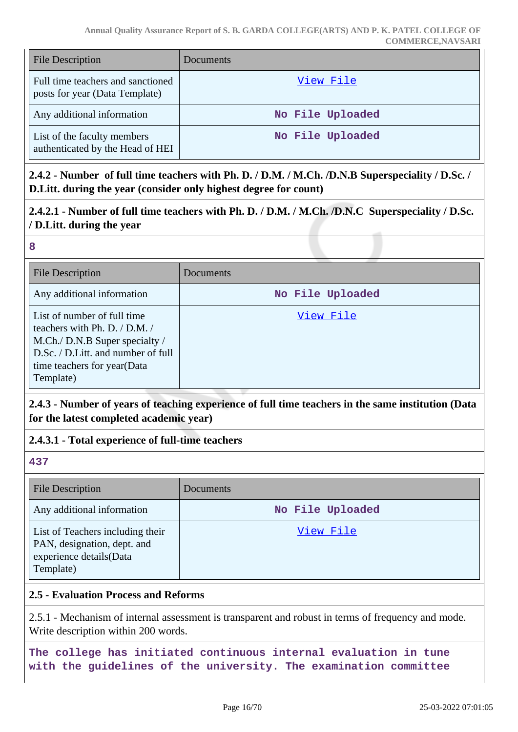| File Description | Documents |
|---|---|
| Full time teachers and sanctioned posts for year (Data Template) | View File |
| Any additional information | No File Uploaded |
| List of the faculty members authenticated by the Head of HEI | No File Uploaded |

**2.4.2 - Number of full time teachers with Ph. D. / D.M. / M.Ch. /D.N.B Superspeciality / D.Sc. / D.Litt. during the year (consider only highest degree for count)**

**2.4.2.1 - Number of full time teachers with Ph. D. / D.M. / M.Ch. /D.N.C Superspeciality / D.Sc. / D.Litt. during the year**

**8**

| File Description | Documents |
|---|---|
| Any additional information | No File Uploaded |
| List of number of full time teachers with Ph. D. / D.M. / M.Ch./ D.N.B Super specialty / D.Sc. / D.Litt. and number of full time teachers for year(Data Template) | View File |

**2.4.3 - Number of years of teaching experience of full time teachers in the same institution (Data for the latest completed academic year)**

**2.4.3.1 - Total experience of full-time teachers**

**437**

| File Description | Documents |
|---|---|
| Any additional information | No File Uploaded |
| List of Teachers including their PAN, designation, dept. and experience details(Data Template) | View File |

**2.5 - Evaluation Process and Reforms**

2.5.1 - Mechanism of internal assessment is transparent and robust in terms of frequency and mode. Write description within 200 words.

**The college has initiated continuous internal evaluation in tune with the guidelines of the university. The examination committee**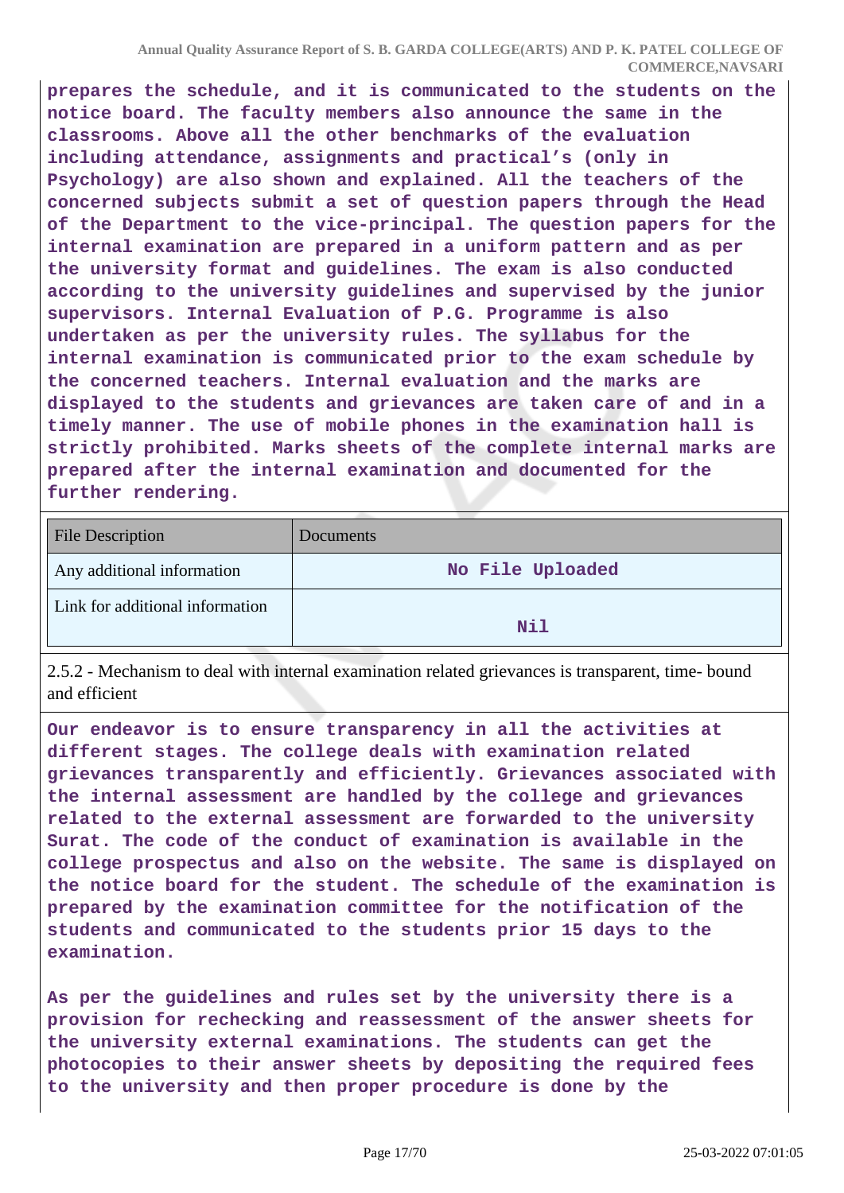**prepares the schedule, and it is communicated to the students on the notice board. The faculty members also announce the same in the classrooms. Above all the other benchmarks of the evaluation including attendance, assignments and practical's (only in Psychology) are also shown and explained. All the teachers of the concerned subjects submit a set of question papers through the Head of the Department to the vice-principal. The question papers for the internal examination are prepared in a uniform pattern and as per the university format and guidelines. The exam is also conducted according to the university guidelines and supervised by the junior supervisors. Internal Evaluation of P.G. Programme is also undertaken as per the university rules. The syllabus for the internal examination is communicated prior to the exam schedule by the concerned teachers. Internal evaluation and the marks are displayed to the students and grievances are taken care of and in a timely manner. The use of mobile phones in the examination hall is strictly prohibited. Marks sheets of the complete internal marks are prepared after the internal examination and documented for the further rendering.**

| File Description | Documents |
|---|---|
| Any additional information | No File Uploaded |
| Link for additional information | Nil |

2.5.2 - Mechanism to deal with internal examination related grievances is transparent, time- bound and efficient

**Our endeavor is to ensure transparency in all the activities at different stages. The college deals with examination related grievances transparently and efficiently. Grievances associated with the internal assessment are handled by the college and grievances related to the external assessment are forwarded to the university Surat. The code of the conduct of examination is available in the college prospectus and also on the website. The same is displayed on the notice board for the student. The schedule of the examination is prepared by the examination committee for the notification of the students and communicated to the students prior 15 days to the examination.**

**As per the guidelines and rules set by the university there is a provision for rechecking and reassessment of the answer sheets for the university external examinations. The students can get the photocopies to their answer sheets by depositing the required fees to the university and then proper procedure is done by the**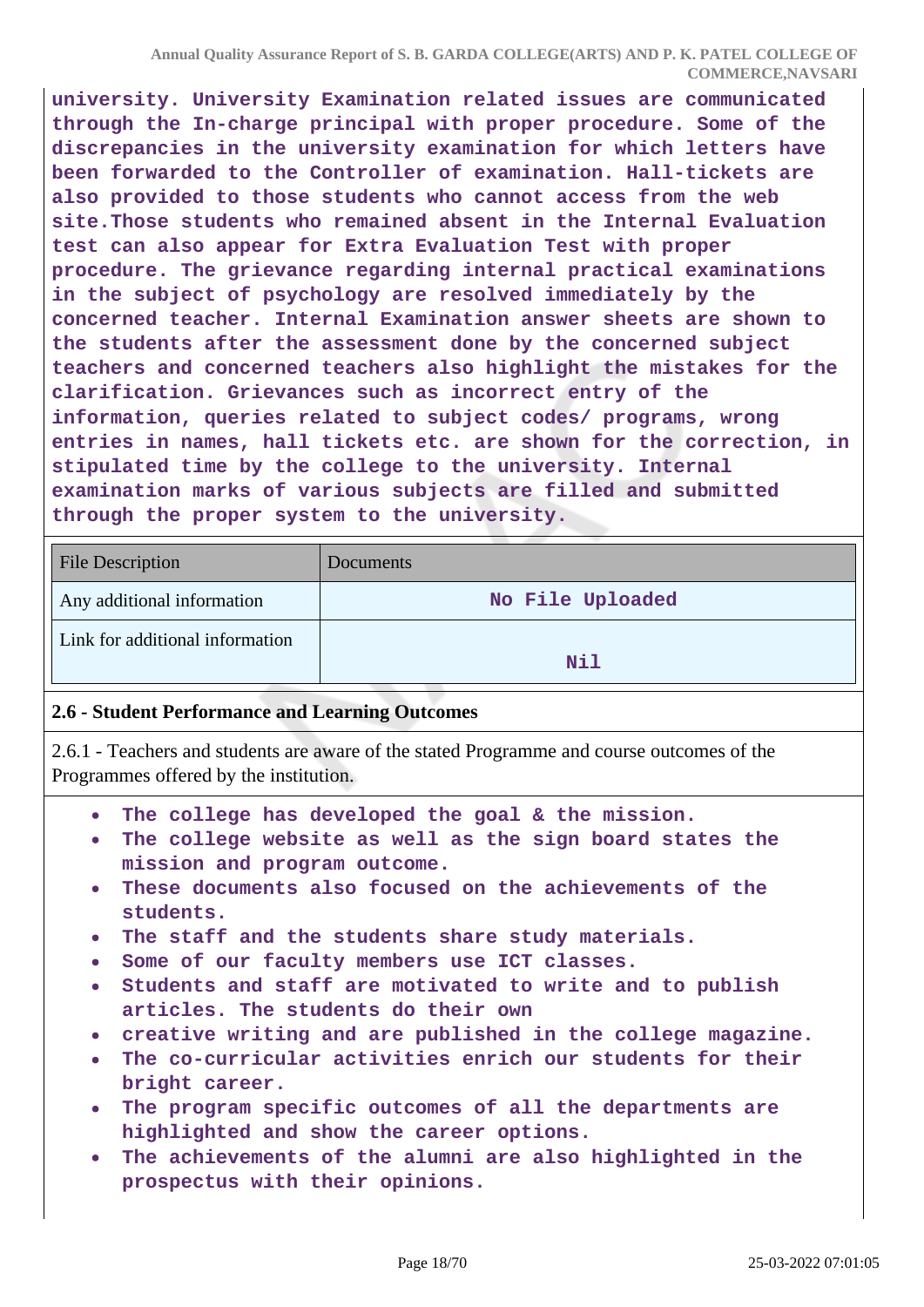**university. University Examination related issues are communicated through the In-charge principal with proper procedure. Some of the discrepancies in the university examination for which letters have been forwarded to the Controller of examination. Hall-tickets are also provided to those students who cannot access from the web site.Those students who remained absent in the Internal Evaluation test can also appear for Extra Evaluation Test with proper procedure. The grievance regarding internal practical examinations in the subject of psychology are resolved immediately by the concerned teacher. Internal Examination answer sheets are shown to the students after the assessment done by the concerned subject teachers and concerned teachers also highlight the mistakes for the clarification. Grievances such as incorrect entry of the information, queries related to subject codes/ programs, wrong entries in names, hall tickets etc. are shown for the correction, in stipulated time by the college to the university. Internal examination marks of various subjects are filled and submitted through the proper system to the university.**

| File Description | Documents |
|---|---|
| Any additional information | No File Uploaded |
| Link for additional information | Nil |

### 2.6 - Student Performance and Learning Outcomes

2.6.1 - Teachers and students are aware of the stated Programme and course outcomes of the Programmes offered by the institution.

- **The college has developed the goal & the mission.**
- **The college website as well as the sign board states the mission and program outcome.**
- **These documents also focused on the achievements of the students.**
- **The staff and the students share study materials.**
- **Some of our faculty members use ICT classes.**
- **Students and staff are motivated to write and to publish articles. The students do their own**
- **creative writing and are published in the college magazine.**
- **The co-curricular activities enrich our students for their bright career.**
- **The program specific outcomes of all the departments are highlighted and show the career options.**
- **The achievements of the alumni are also highlighted in the prospectus with their opinions.**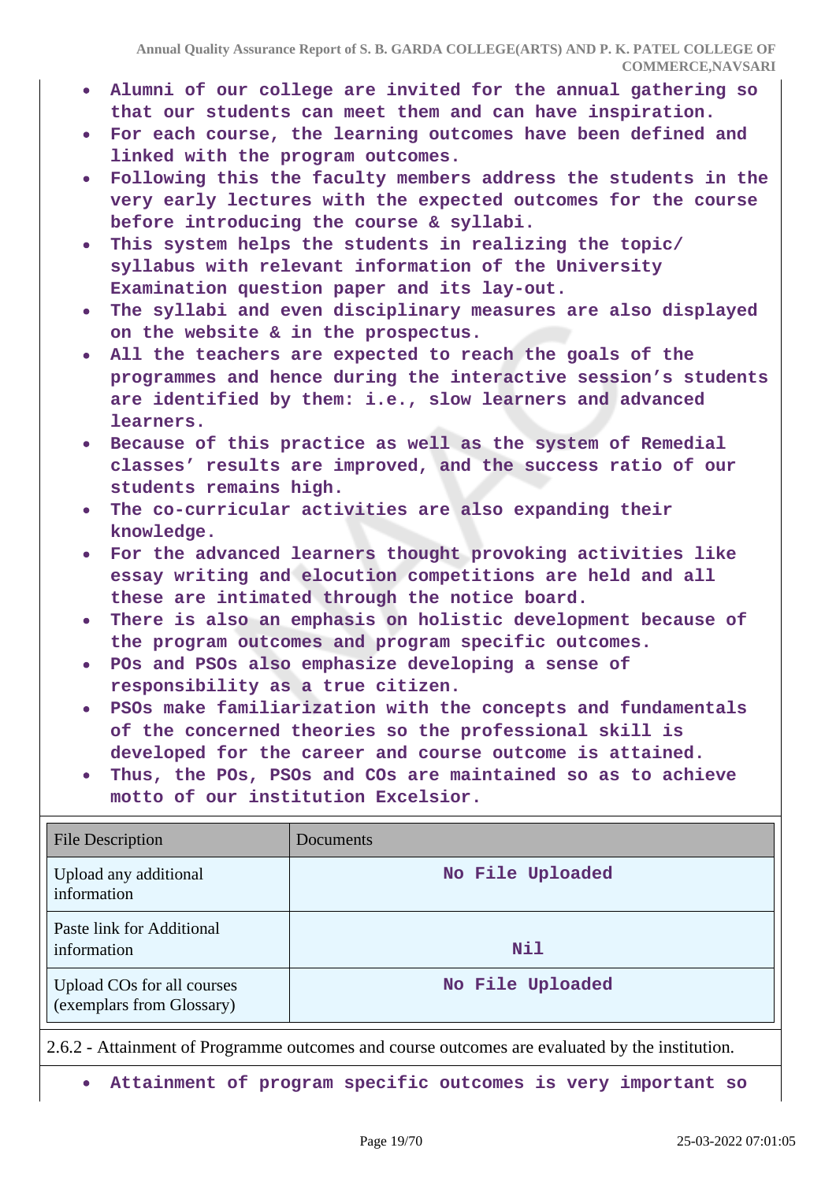- **Alumni of our college are invited for the annual gathering so that our students can meet them and can have inspiration.**
- **For each course, the learning outcomes have been defined and linked with the program outcomes.**
- **Following this the faculty members address the students in the very early lectures with the expected outcomes for the course before introducing the course & syllabi.**
- **This system helps the students in realizing the topic/ syllabus with relevant information of the University Examination question paper and its lay-out.**
- **The syllabi and even disciplinary measures are also displayed on the website & in the prospectus.**
- **All the teachers are expected to reach the goals of the programmes and hence during the interactive session's students are identified by them: i.e., slow learners and advanced learners.**
- **Because of this practice as well as the system of Remedial classes' results are improved, and the success ratio of our students remains high.**
- **The co-curricular activities are also expanding their knowledge.**
- **For the advanced learners thought provoking activities like essay writing and elocution competitions are held and all these are intimated through the notice board.**
- **There is also an emphasis on holistic development because of the program outcomes and program specific outcomes.**
- **POs and PSOs also emphasize developing a sense of responsibility as a true citizen.**
- **PSOs make familiarization with the concepts and fundamentals of the concerned theories so the professional skill is developed for the career and course outcome is attained.**
- **Thus, the POs, PSOs and COs are maintained so as to achieve motto of our institution Excelsior.**

| File Description | Documents |
|---|---|
| Upload any additional information | No File Uploaded |
| Paste link for Additional information | Nil |
| Upload COs for all courses (exemplars from Glossary) | No File Uploaded |

2.6.2 - Attainment of Programme outcomes and course outcomes are evaluated by the institution.

- **Attainment of program specific outcomes is very important so**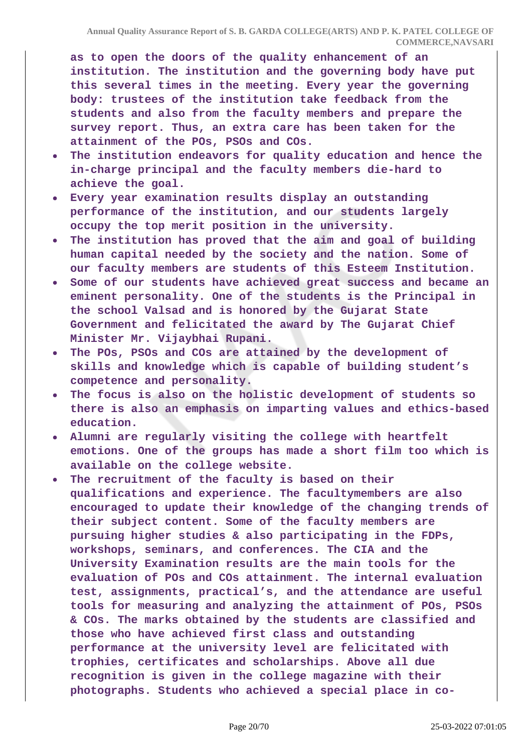**as to open the doors of the quality enhancement of an institution. The institution and the governing body have put this several times in the meeting. Every year the governing body: trustees of the institution take feedback from the students and also from the faculty members and prepare the survey report. Thus, an extra care has been taken for the attainment of the POs, PSOs and COs.**

- **The institution endeavors for quality education and hence the in-charge principal and the faculty members die-hard to achieve the goal.**
- **Every year examination results display an outstanding performance of the institution, and our students largely occupy the top merit position in the university.**
- **The institution has proved that the aim and goal of building human capital needed by the society and the nation. Some of our faculty members are students of this Esteem Institution.**
- **Some of our students have achieved great success and became an eminent personality. One of the students is the Principal in the school Valsad and is honored by the Gujarat State Government and felicitated the award by The Gujarat Chief Minister Mr. Vijaybhai Rupani.**
- **The POs, PSOs and COs are attained by the development of skills and knowledge which is capable of building student's competence and personality.**
- **The focus is also on the holistic development of students so there is also an emphasis on imparting values and ethics-based education.**
- **Alumni are regularly visiting the college with heartfelt emotions. One of the groups has made a short film too which is available on the college website.**
- **The recruitment of the faculty is based on their qualifications and experience. The facultymembers are also encouraged to update their knowledge of the changing trends of their subject content. Some of the faculty members are pursuing higher studies & also participating in the FDPs, workshops, seminars, and conferences. The CIA and the University Examination results are the main tools for the evaluation of POs and COs attainment. The internal evaluation test, assignments, practical's, and the attendance are useful tools for measuring and analyzing the attainment of POs, PSOs & COs. The marks obtained by the students are classified and those who have achieved first class and outstanding performance at the university level are felicitated with trophies, certificates and scholarships. Above all due recognition is given in the college magazine with their photographs. Students who achieved a special place in co-**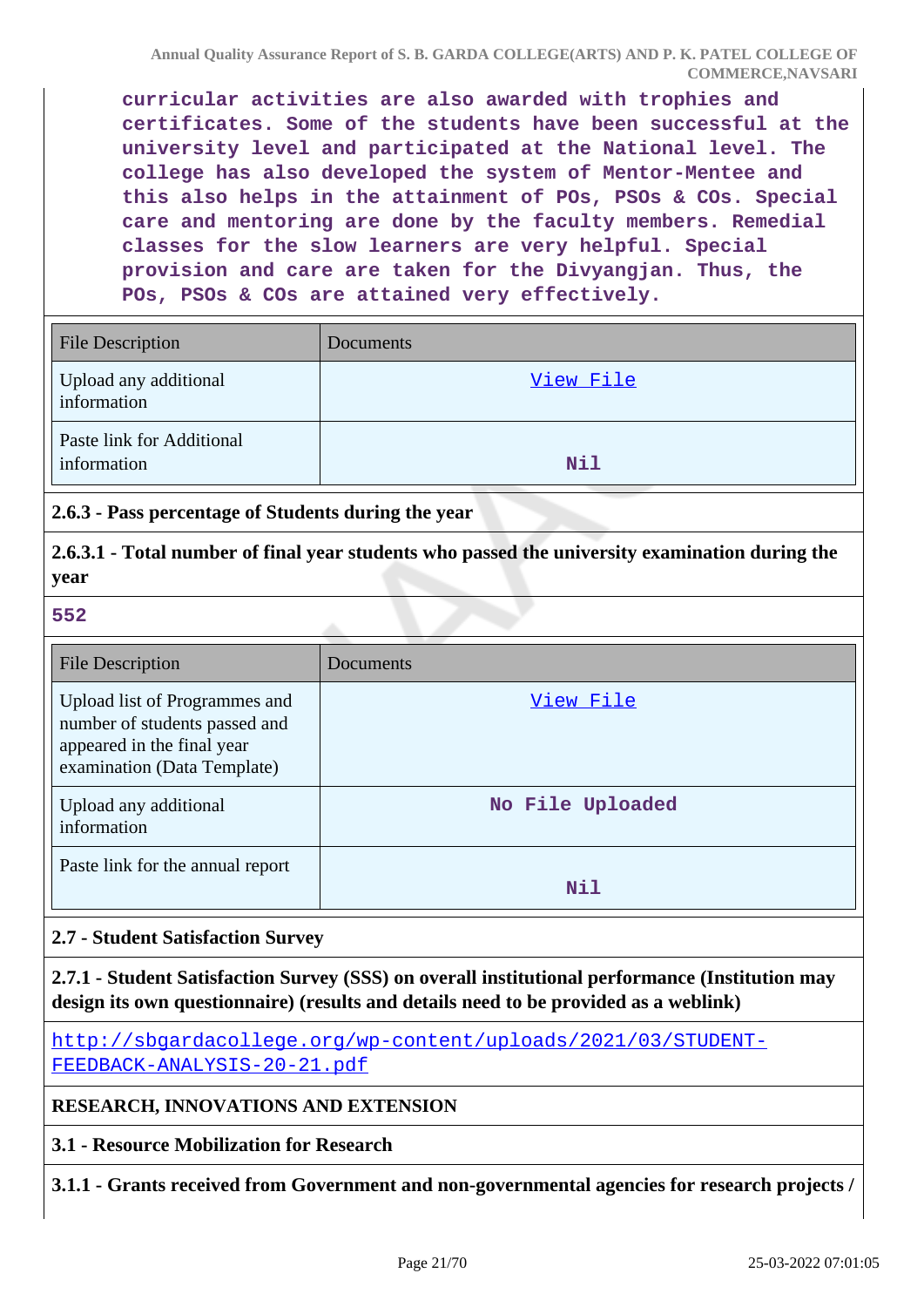curricular activities are also awarded with trophies and certificates. Some of the students have been successful at the university level and participated at the National level. The college has also developed the system of Mentor-Mentee and this also helps in the attainment of POs, PSOs & COs. Special care and mentoring are done by the faculty members. Remedial classes for the slow learners are very helpful. Special provision and care are taken for the Divyangjan. Thus, the POs, PSOs & COs are attained very effectively.

| File Description | Documents |
|---|---|
| Upload any additional information | View File |
| Paste link for Additional information | Nil |

**2.6.3 - Pass percentage of Students during the year**

**2.6.3.1 - Total number of final year students who passed the university examination during the year**

552

| File Description | Documents |
|---|---|
| Upload list of Programmes and number of students passed and appeared in the final year examination (Data Template) | View File |
| Upload any additional information | No File Uploaded |
| Paste link for the annual report | Nil |

**2.7 - Student Satisfaction Survey**

**2.7.1 - Student Satisfaction Survey (SSS) on overall institutional performance (Institution may design its own questionnaire) (results and details need to be provided as a weblink)**

http://sbgardacollege.org/wp-content/uploads/2021/03/STUDENT-FEEDBACK-ANALYSIS-20-21.pdf

**RESEARCH, INNOVATIONS AND EXTENSION**

**3.1 - Resource Mobilization for Research**

**3.1.1 - Grants received from Government and non-governmental agencies for research projects /**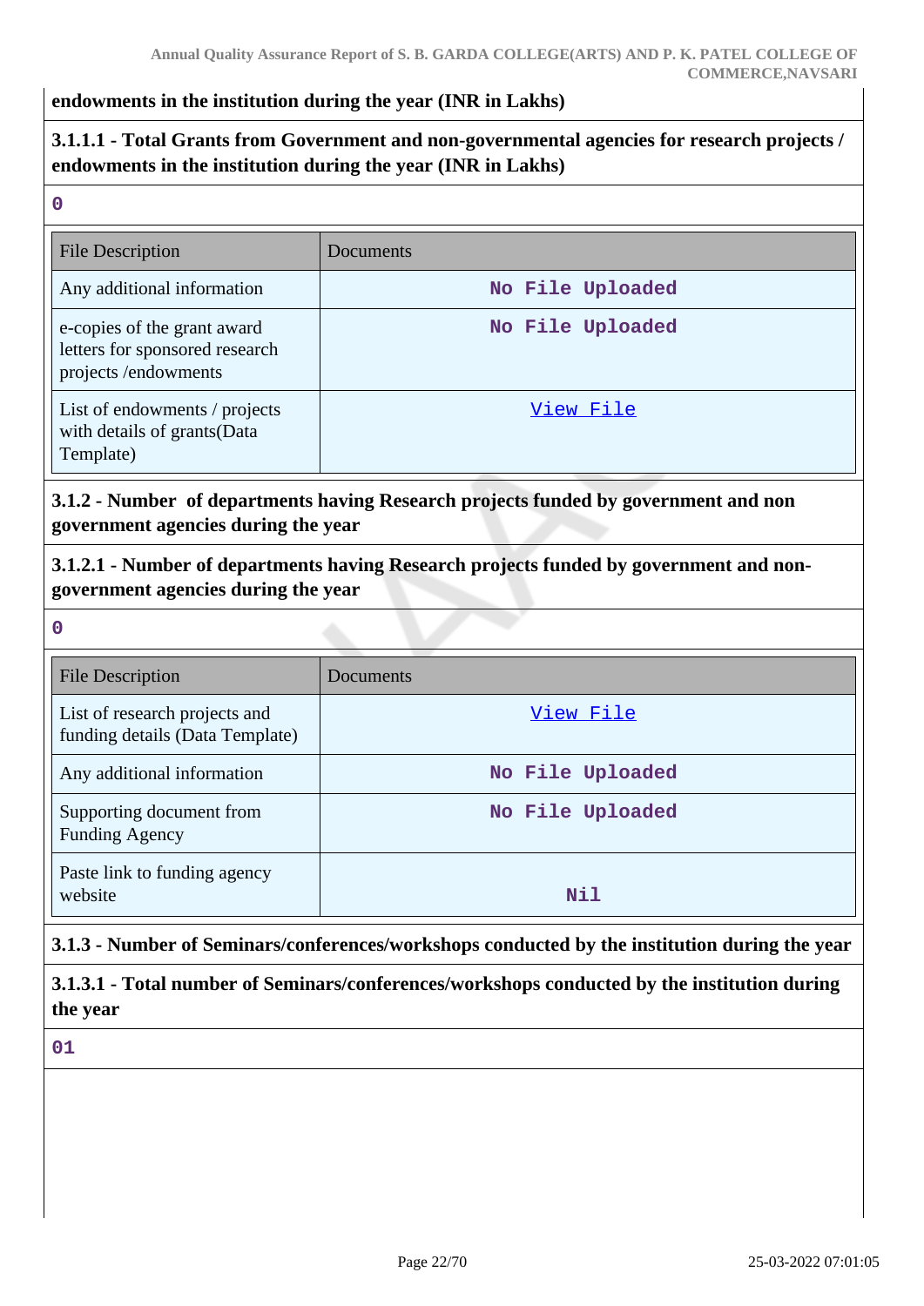**endowments in the institution during the year (INR in Lakhs)**

**3.1.1.1 - Total Grants from Government and non-governmental agencies for research projects / endowments in the institution during the year (INR in Lakhs)**

0

| File Description | Documents |
|---|---|
| Any additional information | No File Uploaded |
| e-copies of the grant award letters for sponsored research projects /endowments | No File Uploaded |
| List of endowments / projects with details of grants(Data Template) | View File |

**3.1.2 - Number of departments having Research projects funded by government and non government agencies during the year**

**3.1.2.1 - Number of departments having Research projects funded by government and non-government agencies during the year**

0

| File Description | Documents |
|---|---|
| List of research projects and funding details (Data Template) | View File |
| Any additional information | No File Uploaded |
| Supporting document from Funding Agency | No File Uploaded |
| Paste link to funding agency website | Nil |

**3.1.3 - Number of Seminars/conferences/workshops conducted by the institution during the year**

**3.1.3.1 - Total number of Seminars/conferences/workshops conducted by the institution during the year**

01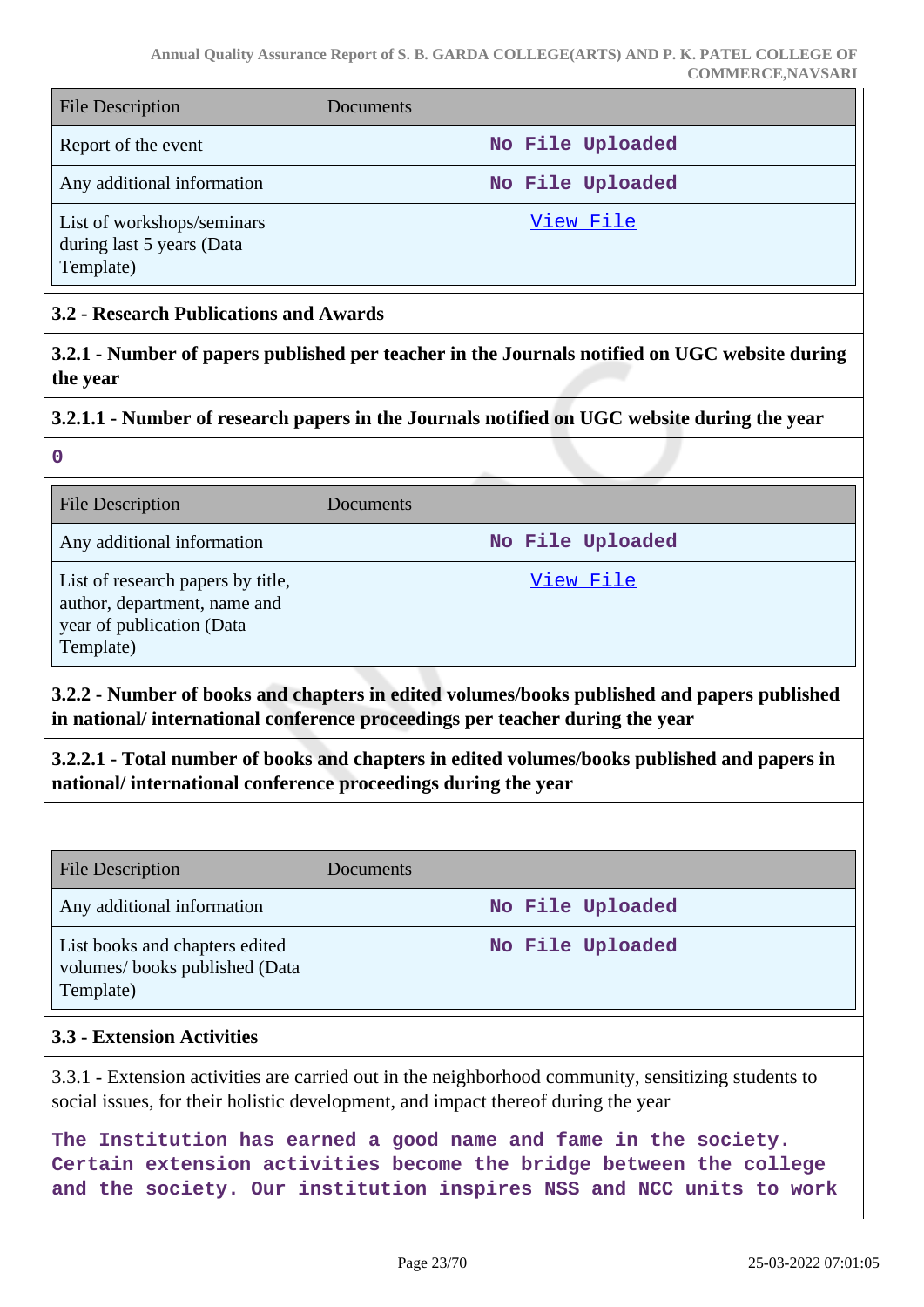| File Description | Documents |
|---|---|
| Report of the event | No File Uploaded |
| Any additional information | No File Uploaded |
| List of workshops/seminars during last 5 years (Data Template) | View File |

### 3.2 - Research Publications and Awards

**3.2.1 - Number of papers published per teacher in the Journals notified on UGC website during the year**

**3.2.1.1 - Number of research papers in the Journals notified on UGC website during the year**

0

| File Description | Documents |
|---|---|
| Any additional information | No File Uploaded |
| List of research papers by title, author, department, name and year of publication (Data Template) | View File |

**3.2.2 - Number of books and chapters in edited volumes/books published and papers published in national/ international conference proceedings per teacher during the year**

**3.2.2.1 - Total number of books and chapters in edited volumes/books published and papers in national/ international conference proceedings during the year**

| File Description | Documents |
|---|---|
| Any additional information | No File Uploaded |
| List books and chapters edited volumes/ books published (Data Template) | No File Uploaded |

### 3.3 - Extension Activities

3.3.1 - Extension activities are carried out in the neighborhood community, sensitizing students to social issues, for their holistic development, and impact thereof during the year

The Institution has earned a good name and fame in the society. Certain extension activities become the bridge between the college and the society. Our institution inspires NSS and NCC units to work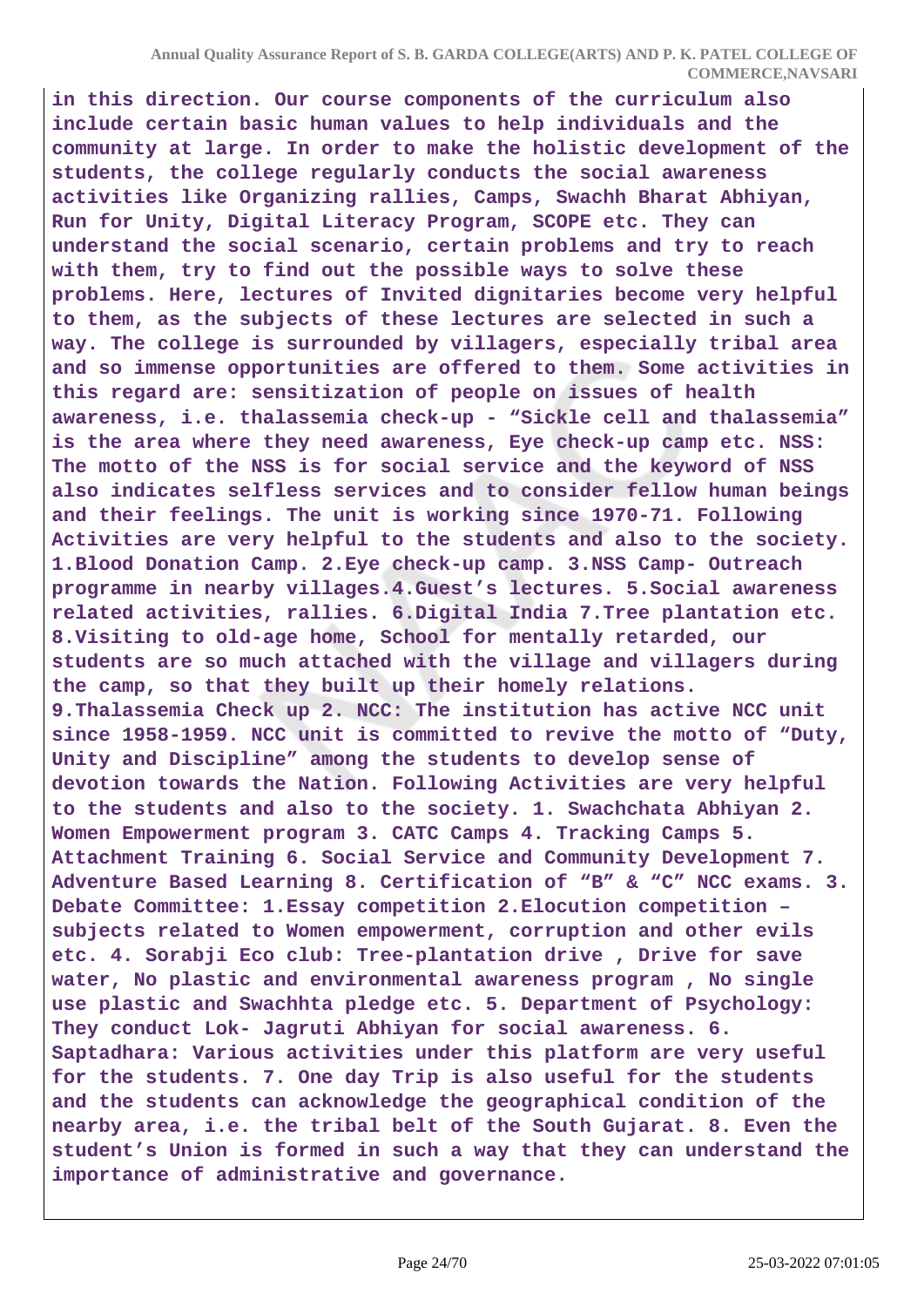**in this direction. Our course components of the curriculum also include certain basic human values to help individuals and the community at large. In order to make the holistic development of the students, the college regularly conducts the social awareness activities like Organizing rallies, Camps, Swachh Bharat Abhiyan, Run for Unity, Digital Literacy Program, SCOPE etc. They can understand the social scenario, certain problems and try to reach with them, try to find out the possible ways to solve these problems. Here, lectures of Invited dignitaries become very helpful to them, as the subjects of these lectures are selected in such a way. The college is surrounded by villagers, especially tribal area and so immense opportunities are offered to them. Some activities in this regard are: sensitization of people on issues of health awareness, i.e. thalassemia check-up - "Sickle cell and thalassemia" is the area where they need awareness, Eye check-up camp etc. NSS: The motto of the NSS is for social service and the keyword of NSS also indicates selfless services and to consider fellow human beings and their feelings. The unit is working since 1970-71. Following Activities are very helpful to the students and also to the society. 1.Blood Donation Camp. 2.Eye check-up camp. 3.NSS Camp- Outreach programme in nearby villages.4.Guest's lectures. 5.Social awareness related activities, rallies. 6.Digital India 7.Tree plantation etc. 8.Visiting to old-age home, School for mentally retarded, our students are so much attached with the village and villagers during the camp, so that they built up their homely relations. 9.Thalassemia Check up 2. NCC: The institution has active NCC unit since 1958-1959. NCC unit is committed to revive the motto of "Duty, Unity and Discipline" among the students to develop sense of devotion towards the Nation. Following Activities are very helpful to the students and also to the society. 1. Swachchata Abhiyan 2. Women Empowerment program 3. CATC Camps 4. Tracking Camps 5. Attachment Training 6. Social Service and Community Development 7. Adventure Based Learning 8. Certification of "B" & "C" NCC exams. 3. Debate Committee: 1.Essay competition 2.Elocution competition – subjects related to Women empowerment, corruption and other evils etc. 4. Sorabji Eco club: Tree-plantation drive , Drive for save water, No plastic and environmental awareness program , No single use plastic and Swachhta pledge etc. 5. Department of Psychology: They conduct Lok- Jagruti Abhiyan for social awareness. 6. Saptadhara: Various activities under this platform are very useful for the students. 7. One day Trip is also useful for the students and the students can acknowledge the geographical condition of the nearby area, i.e. the tribal belt of the South Gujarat. 8. Even the student's Union is formed in such a way that they can understand the importance of administrative and governance.**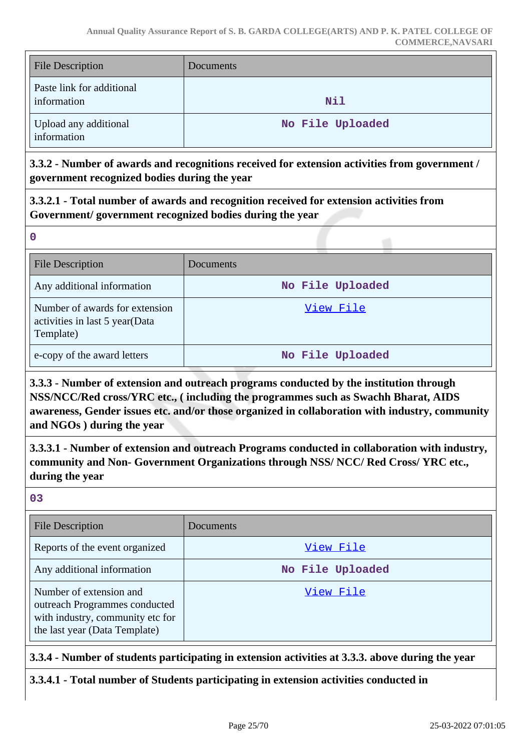| File Description | Documents |
|---|---|
| Paste link for additional information | Nil |
| Upload any additional information | No File Uploaded |

**3.3.2 - Number of awards and recognitions received for extension activities from government / government recognized bodies during the year**

**3.3.2.1 - Total number of awards and recognition received for extension activities from Government/ government recognized bodies during the year**

0

| File Description | Documents |
|---|---|
| Any additional information | No File Uploaded |
| Number of awards for extension activities in last 5 year(Data Template) | View File |
| e-copy of the award letters | No File Uploaded |

**3.3.3 - Number of extension and outreach programs conducted by the institution through NSS/NCC/Red cross/YRC etc., ( including the programmes such as Swachh Bharat, AIDS awareness, Gender issues etc. and/or those organized in collaboration with industry, community and NGOs ) during the year**

**3.3.3.1 - Number of extension and outreach Programs conducted in collaboration with industry, community and Non- Government Organizations through NSS/ NCC/ Red Cross/ YRC etc., during the year**

03

| File Description | Documents |
|---|---|
| Reports of the event organized | View File |
| Any additional information | No File Uploaded |
| Number of extension and outreach Programmes conducted with industry, community etc for the last year (Data Template) | View File |

**3.3.4 - Number of students participating in extension activities at 3.3.3. above during the year**

**3.3.4.1 - Total number of Students participating in extension activities conducted in**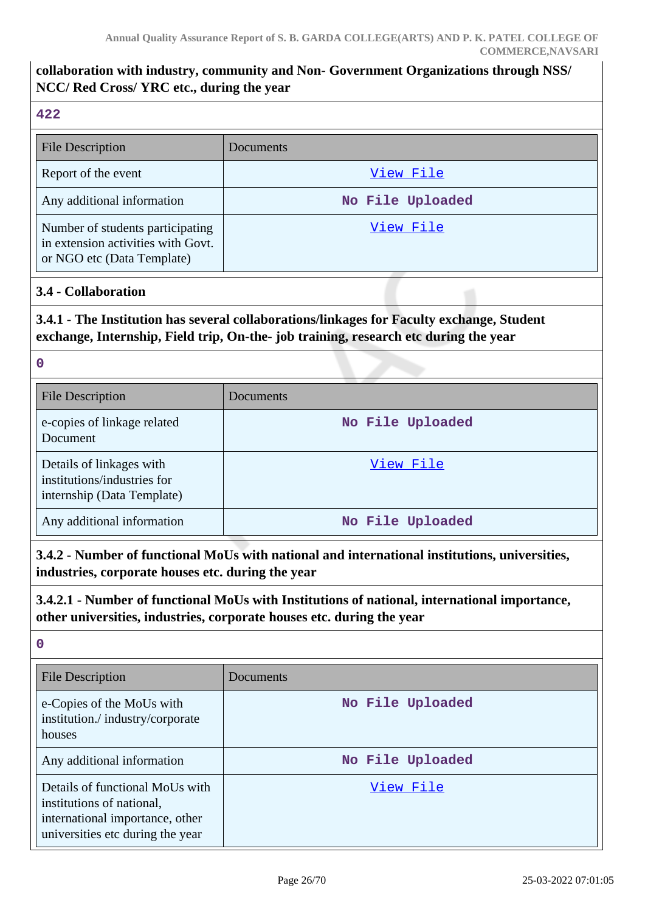**collaboration with industry, community and Non- Government Organizations through NSS/ NCC/ Red Cross/ YRC etc., during the year**

422

| File Description | Documents |
|---|---|
| Report of the event | View File |
| Any additional information | No File Uploaded |
| Number of students participating in extension activities with Govt. or NGO etc (Data Template) | View File |

### 3.4 - Collaboration

**3.4.1 - The Institution has several collaborations/linkages for Faculty exchange, Student exchange, Internship, Field trip, On-the- job training, research etc during the year**

0

| File Description | Documents |
|---|---|
| e-copies of linkage related Document | No File Uploaded |
| Details of linkages with institutions/industries for internship (Data Template) | View File |
| Any additional information | No File Uploaded |

**3.4.2 - Number of functional MoUs with national and international institutions, universities, industries, corporate houses etc. during the year**

**3.4.2.1 - Number of functional MoUs with Institutions of national, international importance, other universities, industries, corporate houses etc. during the year**

0

| File Description | Documents |
|---|---|
| e-Copies of the MoUs with institution./ industry/corporate houses | No File Uploaded |
| Any additional information | No File Uploaded |
| Details of functional MoUs with institutions of national, international importance, other universities etc during the year | View File |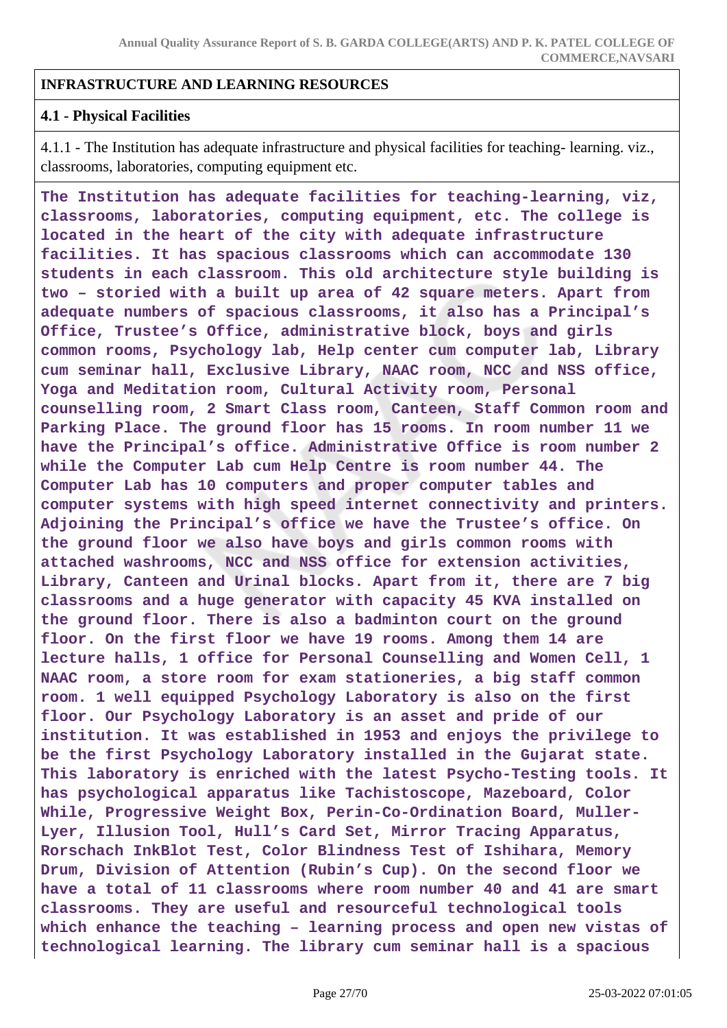## INFRASTRUCTURE AND LEARNING RESOURCES

### 4.1 - Physical Facilities

4.1.1 - The Institution has adequate infrastructure and physical facilities for teaching- learning. viz., classrooms, laboratories, computing equipment etc.

**The Institution has adequate facilities for teaching-learning, viz, classrooms, laboratories, computing equipment, etc. The college is located in the heart of the city with adequate infrastructure facilities. It has spacious classrooms which can accommodate 130 students in each classroom. This old architecture style building is two – storied with a built up area of 42 square meters. Apart from adequate numbers of spacious classrooms, it also has a Principal's Office, Trustee's Office, administrative block, boys and girls common rooms, Psychology lab, Help center cum computer lab, Library cum seminar hall, Exclusive Library, NAAC room, NCC and NSS office, Yoga and Meditation room, Cultural Activity room, Personal counselling room, 2 Smart Class room, Canteen, Staff Common room and Parking Place. The ground floor has 15 rooms. In room number 11 we have the Principal's office. Administrative Office is room number 2 while the Computer Lab cum Help Centre is room number 44. The Computer Lab has 10 computers and proper computer tables and computer systems with high speed internet connectivity and printers. Adjoining the Principal's office we have the Trustee's office. On the ground floor we also have boys and girls common rooms with attached washrooms, NCC and NSS office for extension activities, Library, Canteen and Urinal blocks. Apart from it, there are 7 big classrooms and a huge generator with capacity 45 KVA installed on the ground floor. There is also a badminton court on the ground floor. On the first floor we have 19 rooms. Among them 14 are lecture halls, 1 office for Personal Counselling and Women Cell, 1 NAAC room, a store room for exam stationeries, a big staff common room. 1 well equipped Psychology Laboratory is also on the first floor. Our Psychology Laboratory is an asset and pride of our institution. It was established in 1953 and enjoys the privilege to be the first Psychology Laboratory installed in the Gujarat state. This laboratory is enriched with the latest Psycho-Testing tools. It has psychological apparatus like Tachistoscope, Mazeboard, Color While, Progressive Weight Box, Perin-Co-Ordination Board, Muller-Lyer, Illusion Tool, Hull's Card Set, Mirror Tracing Apparatus, Rorschach InkBlot Test, Color Blindness Test of Ishihara, Memory Drum, Division of Attention (Rubin's Cup). On the second floor we have a total of 11 classrooms where room number 40 and 41 are smart classrooms. They are useful and resourceful technological tools which enhance the teaching – learning process and open new vistas of technological learning. The library cum seminar hall is a spacious**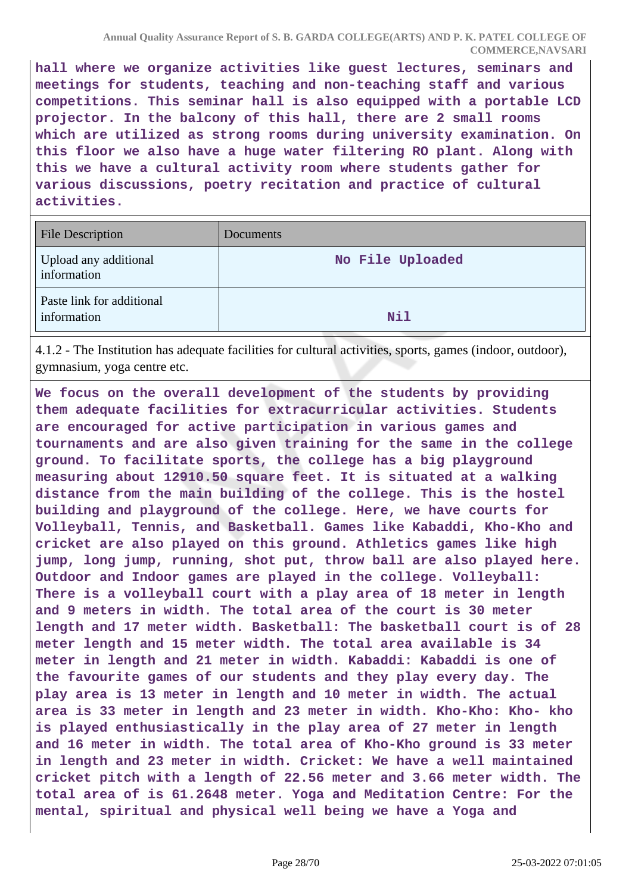**hall where we organize activities like guest lectures, seminars and meetings for students, teaching and non-teaching staff and various competitions. This seminar hall is also equipped with a portable LCD projector. In the balcony of this hall, there are 2 small rooms which are utilized as strong rooms during university examination. On this floor we also have a huge water filtering RO plant. Along with this we have a cultural activity room where students gather for various discussions, poetry recitation and practice of cultural activities.**

| File Description | Documents |
|---|---|
| Upload any additional information | **No File Uploaded** |
| Paste link for additional information | **Nil** |

4.1.2 - The Institution has adequate facilities for cultural activities, sports, games (indoor, outdoor), gymnasium, yoga centre etc.

**We focus on the overall development of the students by providing them adequate facilities for extracurricular activities. Students are encouraged for active participation in various games and tournaments and are also given training for the same in the college ground. To facilitate sports, the college has a big playground measuring about 12910.50 square feet. It is situated at a walking distance from the main building of the college. This is the hostel building and playground of the college. Here, we have courts for Volleyball, Tennis, and Basketball. Games like Kabaddi, Kho-Kho and cricket are also played on this ground. Athletics games like high jump, long jump, running, shot put, throw ball are also played here. Outdoor and Indoor games are played in the college. Volleyball: There is a volleyball court with a play area of 18 meter in length and 9 meters in width. The total area of the court is 30 meter length and 17 meter width. Basketball: The basketball court is of 28 meter length and 15 meter width. The total area available is 34 meter in length and 21 meter in width. Kabaddi: Kabaddi is one of the favourite games of our students and they play every day. The play area is 13 meter in length and 10 meter in width. The actual area is 33 meter in length and 23 meter in width. Kho-Kho: Kho- kho is played enthusiastically in the play area of 27 meter in length and 16 meter in width. The total area of Kho-Kho ground is 33 meter in length and 23 meter in width. Cricket: We have a well maintained cricket pitch with a length of 22.56 meter and 3.66 meter width. The total area of is 61.2648 meter. Yoga and Meditation Centre: For the mental, spiritual and physical well being we have a Yoga and**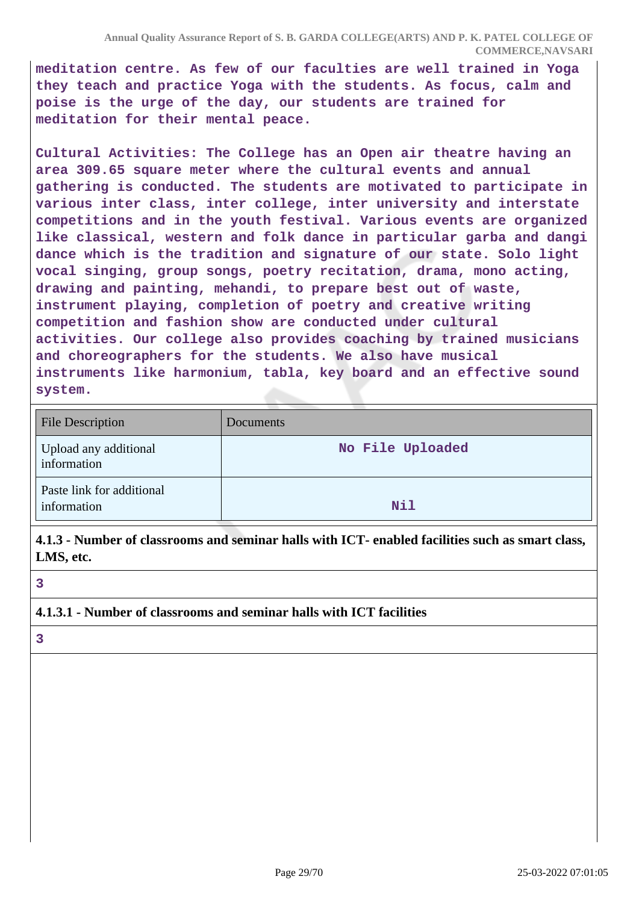meditation centre. As few of our faculties are well trained in Yoga they teach and practice Yoga with the students. As focus, calm and poise is the urge of the day, our students are trained for meditation for their mental peace.

Cultural Activities: The College has an Open air theatre having an area 309.65 square meter where the cultural events and annual gathering is conducted. The students are motivated to participate in various inter class, inter college, inter university and interstate competitions and in the youth festival. Various events are organized like classical, western and folk dance in particular garba and dangi dance which is the tradition and signature of our state. Solo light vocal singing, group songs, poetry recitation, drama, mono acting, drawing and painting, mehandi, to prepare best out of waste, instrument playing, completion of poetry and creative writing competition and fashion show are conducted under cultural activities. Our college also provides coaching by trained musicians and choreographers for the students. We also have musical instruments like harmonium, tabla, key board and an effective sound system.

| File Description | Documents |
|---|---|
| Upload any additional information | No File Uploaded |
| Paste link for additional information | Nil |

**4.1.3 - Number of classrooms and seminar halls with ICT- enabled facilities such as smart class, LMS, etc.**

3

**4.1.3.1 - Number of classrooms and seminar halls with ICT facilities**

3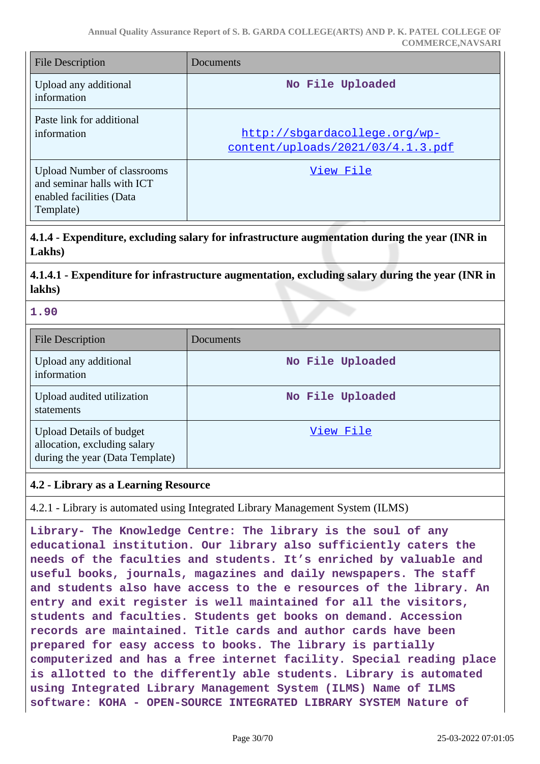| File Description | Documents |
|---|---|
| Upload any additional information | No File Uploaded |
| Paste link for additional information | http://sbgardacollege.org/wp-content/uploads/2021/03/4.1.3.pdf |
| Upload Number of classrooms and seminar halls with ICT enabled facilities (Data Template) | View File |

**4.1.4 - Expenditure, excluding salary for infrastructure augmentation during the year (INR in Lakhs)**

**4.1.4.1 - Expenditure for infrastructure augmentation, excluding salary during the year (INR in lakhs)**

**1.90**

| File Description | Documents |
|---|---|
| Upload any additional information | No File Uploaded |
| Upload audited utilization statements | No File Uploaded |
| Upload Details of budget allocation, excluding salary during the year (Data Template) | View File |

**4.2 - Library as a Learning Resource**

4.2.1 - Library is automated using Integrated Library Management System (ILMS)

**Library- The Knowledge Centre: The library is the soul of any educational institution. Our library also sufficiently caters the needs of the faculties and students. It's enriched by valuable and useful books, journals, magazines and daily newspapers. The staff and students also have access to the e resources of the library. An entry and exit register is well maintained for all the visitors, students and faculties. Students get books on demand. Accession records are maintained. Title cards and author cards have been prepared for easy access to books. The library is partially computerized and has a free internet facility. Special reading place is allotted to the differently able students. Library is automated using Integrated Library Management System (ILMS) Name of ILMS software: KOHA - OPEN-SOURCE INTEGRATED LIBRARY SYSTEM Nature of**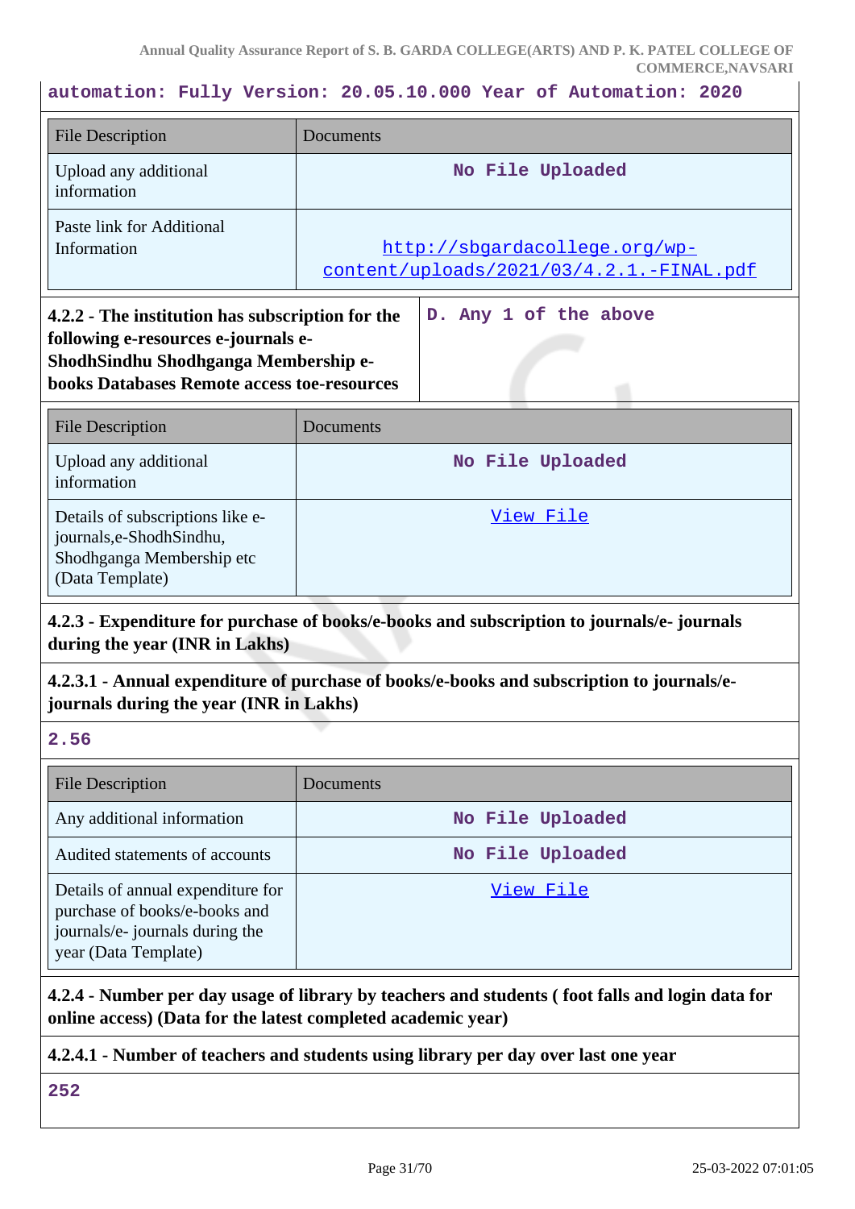automation: Fully Version: 20.05.10.000 Year of Automation: 2020

| File Description | Documents |
| --- | --- |
| Upload any additional information | No File Uploaded |
| Paste link for Additional Information | http://sbgardacollege.org/wp-content/uploads/2021/03/4.2.1.-FINAL.pdf |

**4.2.2 - The institution has subscription for the following e-resources e-journals e-ShodhSindhu Shodhganga Membership e-books Databases Remote access toe-resources**

D. Any 1 of the above

| File Description | Documents |
| --- | --- |
| Upload any additional information | No File Uploaded |
| Details of subscriptions like e-journals,e-ShodhSindhu, Shodhganga Membership etc (Data Template) | View File |

**4.2.3 - Expenditure for purchase of books/e-books and subscription to journals/e- journals during the year (INR in Lakhs)**

**4.2.3.1 - Annual expenditure of purchase of books/e-books and subscription to journals/e-journals during the year (INR in Lakhs)**

2.56

| File Description | Documents |
| --- | --- |
| Any additional information | No File Uploaded |
| Audited statements of accounts | No File Uploaded |
| Details of annual expenditure for purchase of books/e-books and journals/e- journals during the year (Data Template) | View File |

**4.2.4 - Number per day usage of library by teachers and students ( foot falls and login data for online access) (Data for the latest completed academic year)**

**4.2.4.1 - Number of teachers and students using library per day over last one year**

252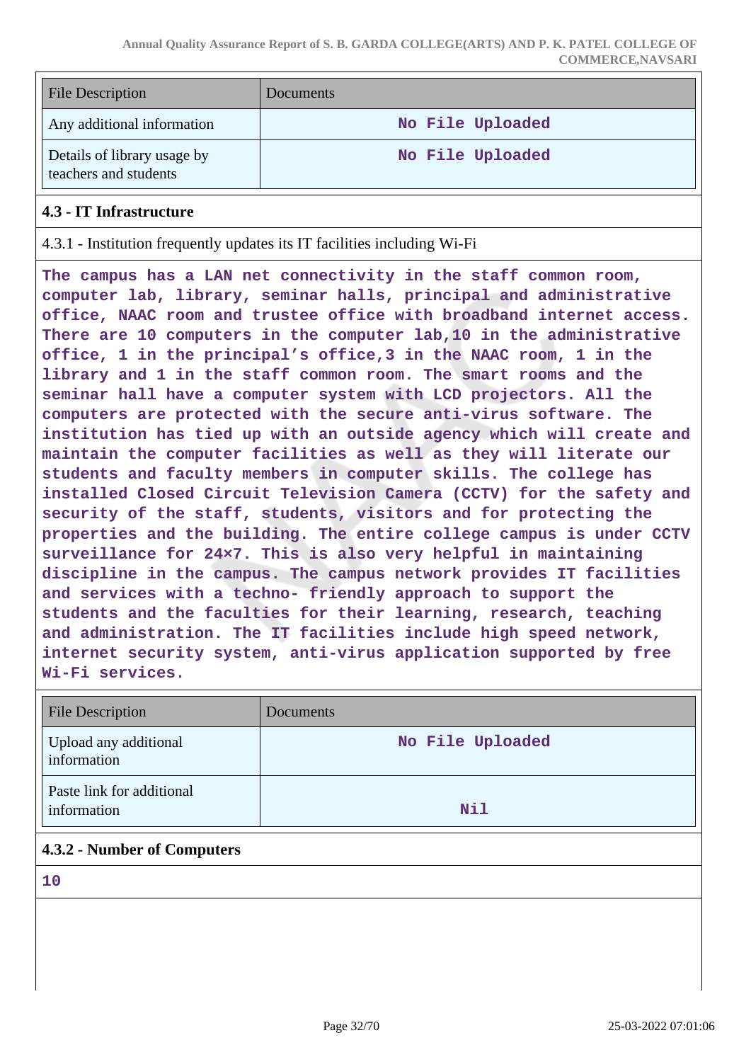| File Description | Documents |
|---|---|
| Any additional information | No File Uploaded |
| Details of library usage by teachers and students | No File Uploaded |

### 4.3 - IT Infrastructure

4.3.1 - Institution frequently updates its IT facilities including Wi-Fi

**The campus has a LAN net connectivity in the staff common room, computer lab, library, seminar halls, principal and administrative office, NAAC room and trustee office with broadband internet access. There are 10 computers in the computer lab,10 in the administrative office, 1 in the principal's office,3 in the NAAC room, 1 in the library and 1 in the staff common room. The smart rooms and the seminar hall have a computer system with LCD projectors. All the computers are protected with the secure anti-virus software. The institution has tied up with an outside agency which will create and maintain the computer facilities as well as they will literate our students and faculty members in computer skills. The college has installed Closed Circuit Television Camera (CCTV) for the safety and security of the staff, students, visitors and for protecting the properties and the building. The entire college campus is under CCTV surveillance for 24×7. This is also very helpful in maintaining discipline in the campus. The campus network provides IT facilities and services with a techno- friendly approach to support the students and the faculties for their learning, research, teaching and administration. The IT facilities include high speed network, internet security system, anti-virus application supported by free Wi-Fi services.**

| File Description | Documents |
|---|---|
| Upload any additional information | No File Uploaded |
| Paste link for additional information | Nil |

### 4.3.2 - Number of Computers

**10**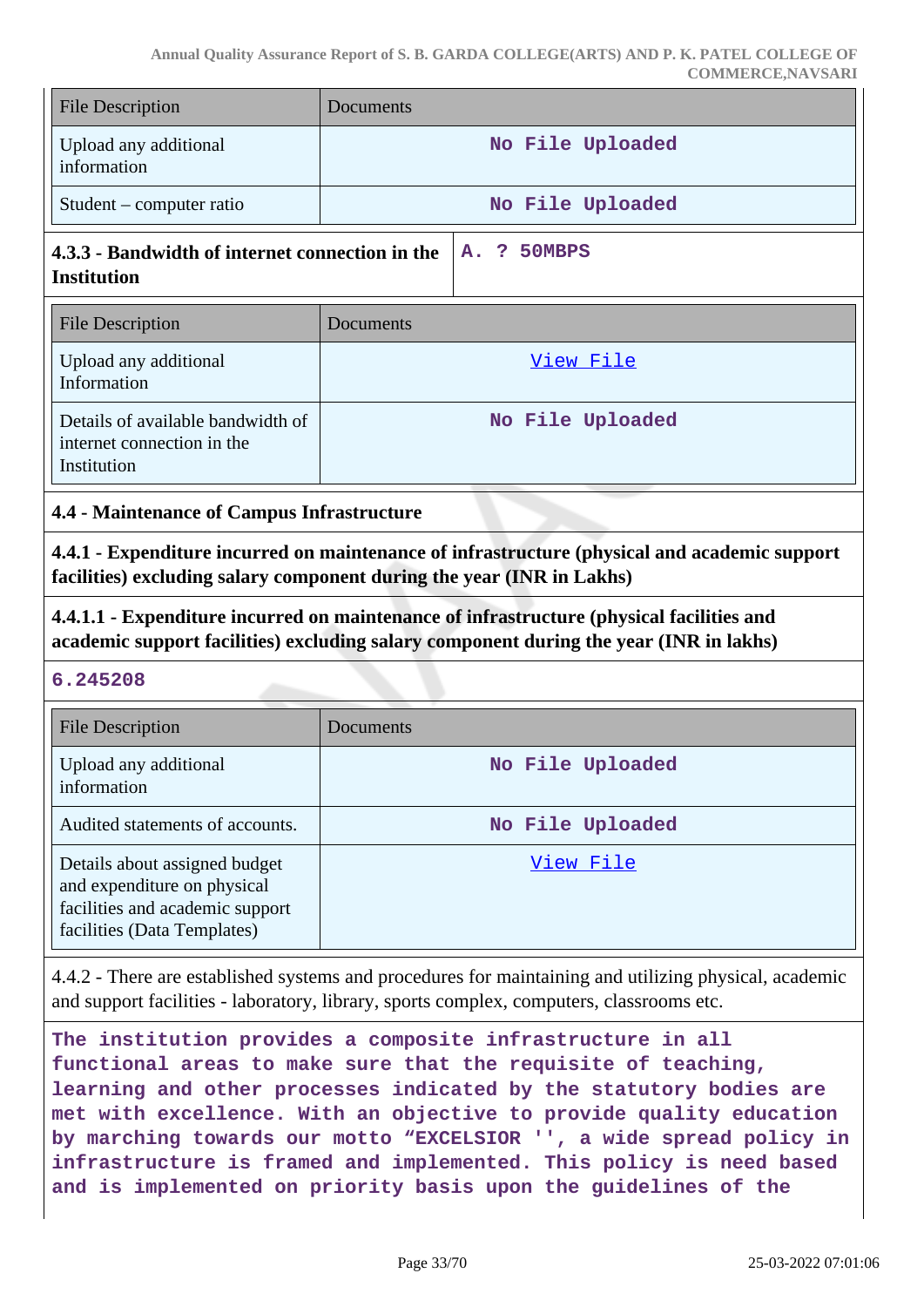| File Description | Documents |
|---|---|
| Upload any additional information | No File Uploaded |
| Student – computer ratio | No File Uploaded |

**4.3.3 - Bandwidth of internet connection in the Institution**

A. ? 50MBPS

| File Description | Documents |
|---|---|
| Upload any additional Information | View File |
| Details of available bandwidth of internet connection in the Institution | No File Uploaded |

### 4.4 - Maintenance of Campus Infrastructure

**4.4.1 - Expenditure incurred on maintenance of infrastructure (physical and academic support facilities) excluding salary component during the year (INR in Lakhs)**

**4.4.1.1 - Expenditure incurred on maintenance of infrastructure (physical facilities and academic support facilities) excluding salary component during the year (INR in lakhs)**

6.245208

| File Description | Documents |
|---|---|
| Upload any additional information | No File Uploaded |
| Audited statements of accounts. | No File Uploaded |
| Details about assigned budget and expenditure on physical facilities and academic support facilities (Data Templates) | View File |

4.4.2 - There are established systems and procedures for maintaining and utilizing physical, academic and support facilities - laboratory, library, sports complex, computers, classrooms etc.

The institution provides a composite infrastructure in all functional areas to make sure that the requisite of teaching, learning and other processes indicated by the statutory bodies are met with excellence. With an objective to provide quality education by marching towards our motto "EXCELSIOR '', a wide spread policy in infrastructure is framed and implemented. This policy is need based and is implemented on priority basis upon the guidelines of the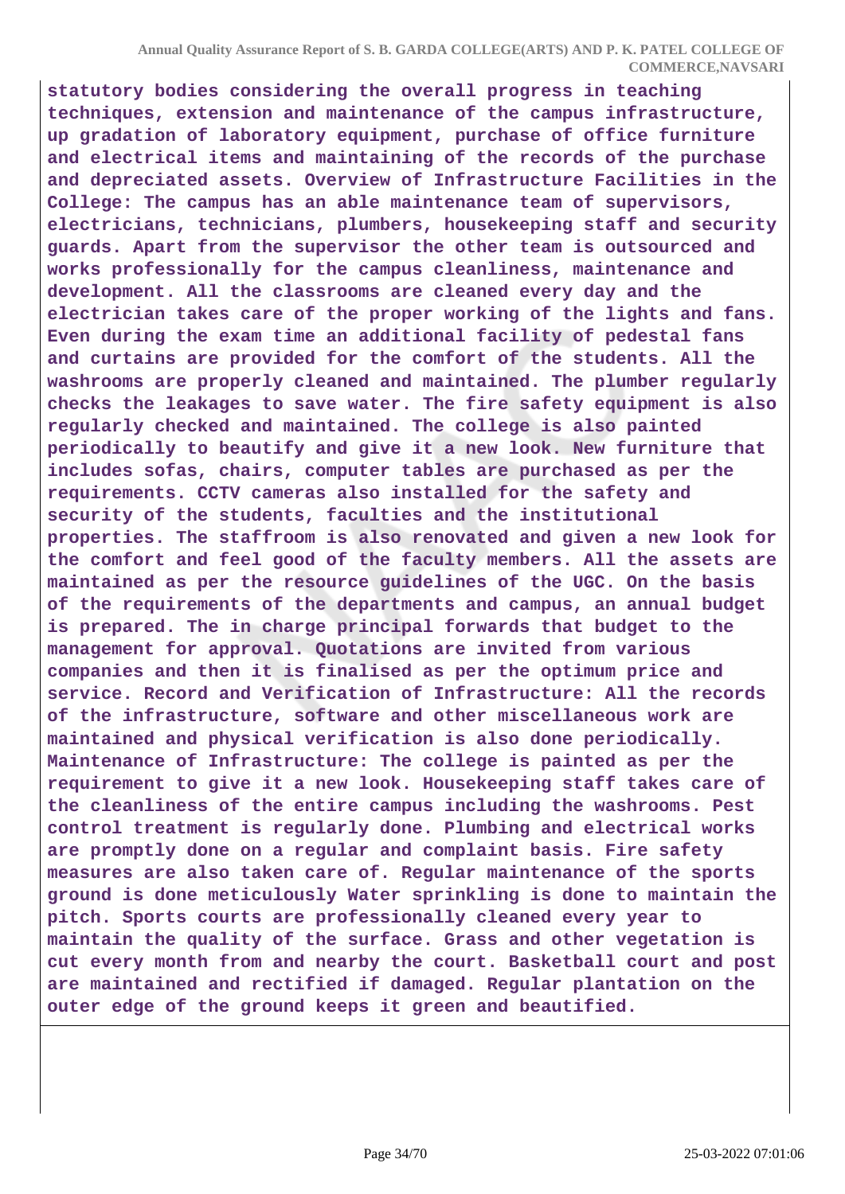**statutory bodies considering the overall progress in teaching techniques, extension and maintenance of the campus infrastructure, up gradation of laboratory equipment, purchase of office furniture and electrical items and maintaining of the records of the purchase and depreciated assets. Overview of Infrastructure Facilities in the College: The campus has an able maintenance team of supervisors, electricians, technicians, plumbers, housekeeping staff and security guards. Apart from the supervisor the other team is outsourced and works professionally for the campus cleanliness, maintenance and development. All the classrooms are cleaned every day and the electrician takes care of the proper working of the lights and fans. Even during the exam time an additional facility of pedestal fans and curtains are provided for the comfort of the students. All the washrooms are properly cleaned and maintained. The plumber regularly checks the leakages to save water. The fire safety equipment is also regularly checked and maintained. The college is also painted periodically to beautify and give it a new look. New furniture that includes sofas, chairs, computer tables are purchased as per the requirements. CCTV cameras also installed for the safety and security of the students, faculties and the institutional properties. The staffroom is also renovated and given a new look for the comfort and feel good of the faculty members. All the assets are maintained as per the resource guidelines of the UGC. On the basis of the requirements of the departments and campus, an annual budget is prepared. The in charge principal forwards that budget to the management for approval. Quotations are invited from various companies and then it is finalised as per the optimum price and service. Record and Verification of Infrastructure: All the records of the infrastructure, software and other miscellaneous work are maintained and physical verification is also done periodically. Maintenance of Infrastructure: The college is painted as per the requirement to give it a new look. Housekeeping staff takes care of the cleanliness of the entire campus including the washrooms. Pest control treatment is regularly done. Plumbing and electrical works are promptly done on a regular and complaint basis. Fire safety measures are also taken care of. Regular maintenance of the sports ground is done meticulously Water sprinkling is done to maintain the pitch. Sports courts are professionally cleaned every year to maintain the quality of the surface. Grass and other vegetation is cut every month from and nearby the court. Basketball court and post are maintained and rectified if damaged. Regular plantation on the outer edge of the ground keeps it green and beautified.**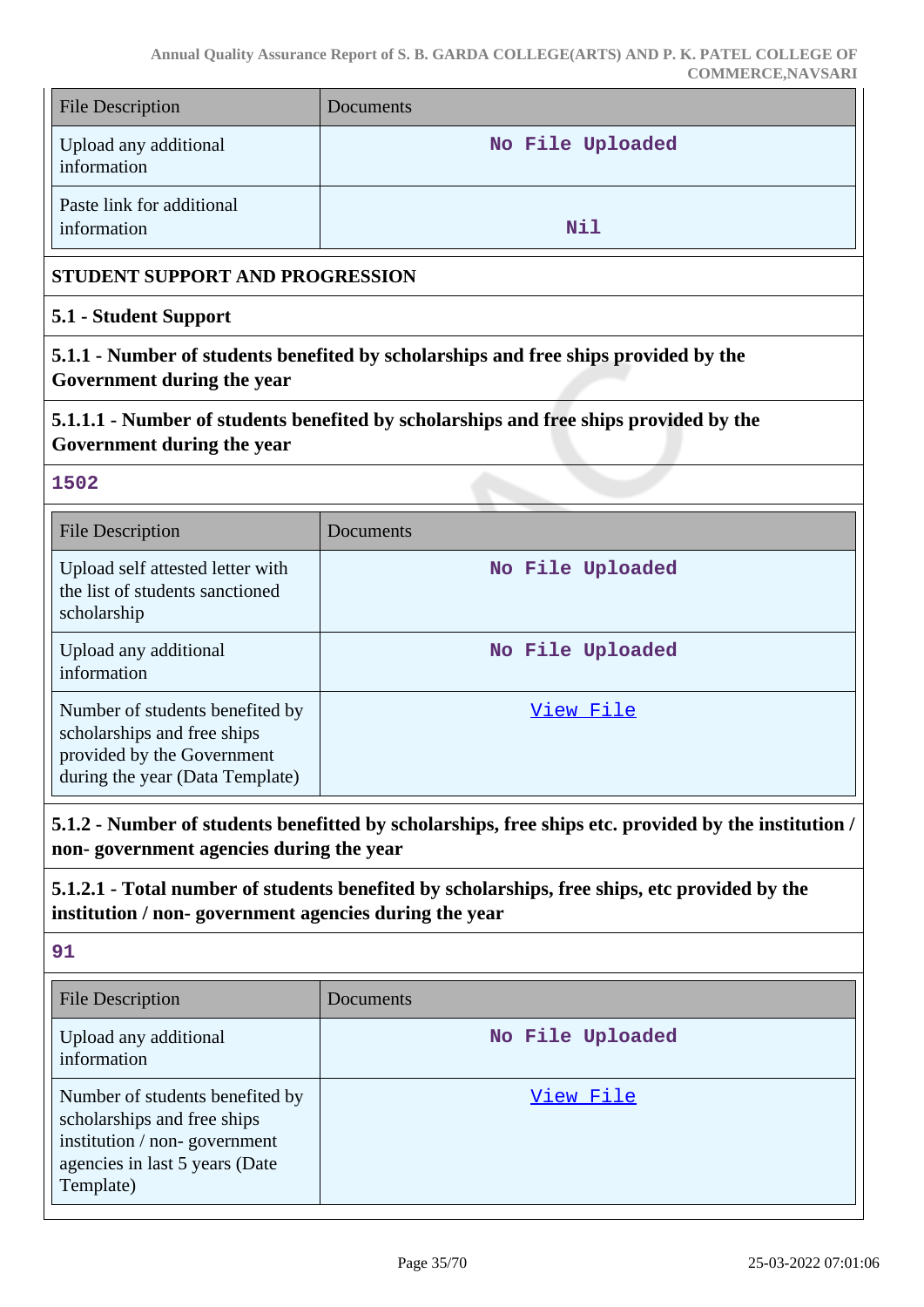| File Description | Documents |
|---|---|
| Upload any additional information | No File Uploaded |
| Paste link for additional information | Nil |

**STUDENT SUPPORT AND PROGRESSION**

**5.1 - Student Support**

**5.1.1 - Number of students benefited by scholarships and free ships provided by the Government during the year**

**5.1.1.1 - Number of students benefited by scholarships and free ships provided by the Government during the year**

**1502**

| File Description | Documents |
|---|---|
| Upload self attested letter with the list of students sanctioned scholarship | No File Uploaded |
| Upload any additional information | No File Uploaded |
| Number of students benefited by scholarships and free ships provided by the Government during the year (Data Template) | View File |

**5.1.2 - Number of students benefitted by scholarships, free ships etc. provided by the institution / non- government agencies during the year**

**5.1.2.1 - Total number of students benefited by scholarships, free ships, etc provided by the institution / non- government agencies during the year**

**91**

| File Description | Documents |
|---|---|
| Upload any additional information | No File Uploaded |
| Number of students benefited by scholarships and free ships institution / non- government agencies in last 5 years (Date Template) | View File |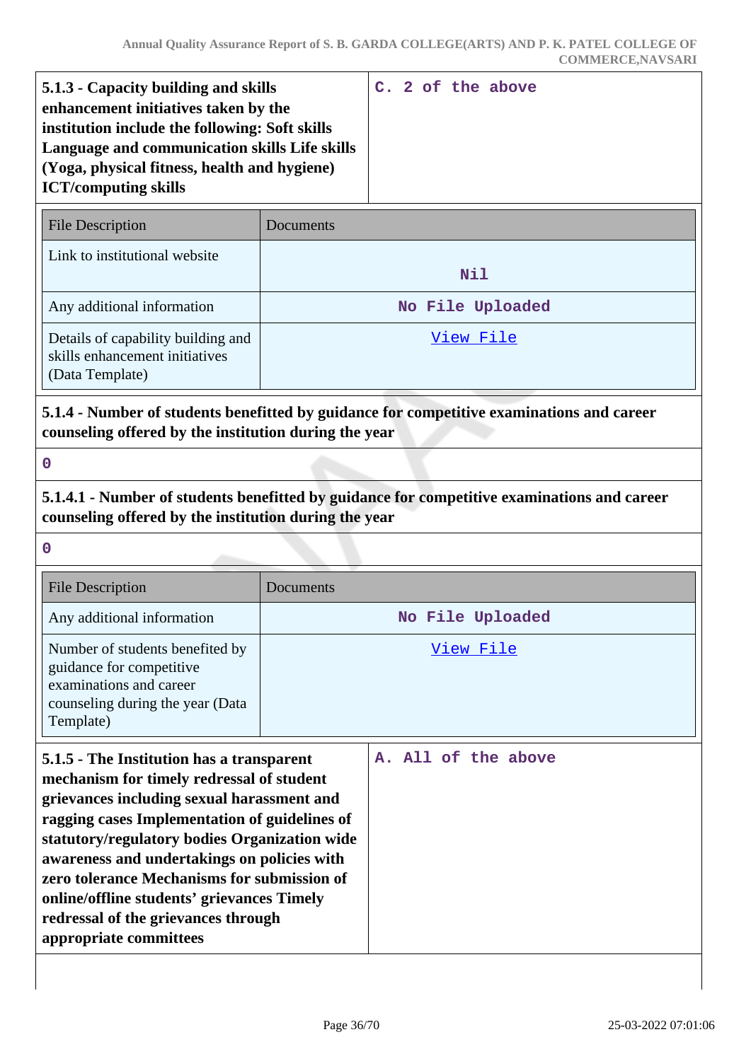| | |
|---|---|
| **5.1.3 - Capacity building and skills enhancement initiatives taken by the institution include the following: Soft skills Language and communication skills Life skills (Yoga, physical fitness, health and hygiene) ICT/computing skills** | C. 2 of the above |

| File Description | Documents |
|---|---|
| Link to institutional website | Nil |
| Any additional information | No File Uploaded |
| Details of capability building and skills enhancement initiatives (Data Template) | View File |

**5.1.4 - Number of students benefitted by guidance for competitive examinations and career counseling offered by the institution during the year**

0

**5.1.4.1 - Number of students benefitted by guidance for competitive examinations and career counseling offered by the institution during the year**

0

| File Description | Documents |
|---|---|
| Any additional information | No File Uploaded |
| Number of students benefited by guidance for competitive examinations and career counseling during the year (Data Template) | View File |

| | |
|---|---|
| **5.1.5 - The Institution has a transparent mechanism for timely redressal of student grievances including sexual harassment and ragging cases Implementation of guidelines of statutory/regulatory bodies Organization wide awareness and undertakings on policies with zero tolerance Mechanisms for submission of online/offline students' grievances Timely redressal of the grievances through appropriate committees** | A. All of the above |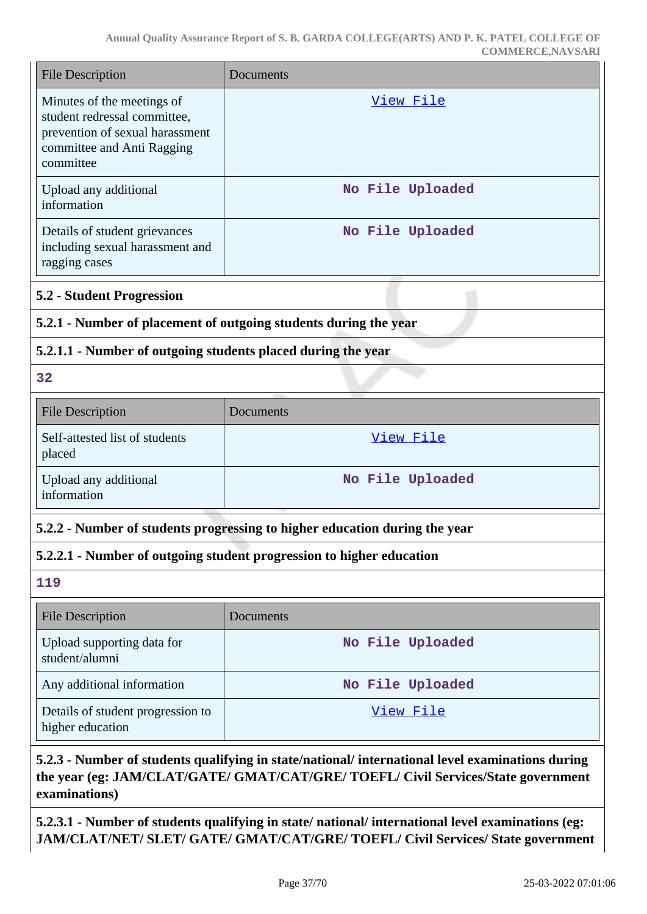| File Description | Documents |
| --- | --- |
| Minutes of the meetings of student redressal committee, prevention of sexual harassment committee and Anti Ragging committee | View File |
| Upload any additional information | No File Uploaded |
| Details of student grievances including sexual harassment and ragging cases | No File Uploaded |

**5.2 - Student Progression**

**5.2.1 - Number of placement of outgoing students during the year**

**5.2.1.1 - Number of outgoing students placed during the year**

32

| File Description | Documents |
| --- | --- |
| Self-attested list of students placed | View File |
| Upload any additional information | No File Uploaded |

**5.2.2 - Number of students progressing to higher education during the year**

**5.2.2.1 - Number of outgoing student progression to higher education**

119

| File Description | Documents |
| --- | --- |
| Upload supporting data for student/alumni | No File Uploaded |
| Any additional information | No File Uploaded |
| Details of student progression to higher education | View File |

**5.2.3 - Number of students qualifying in state/national/ international level examinations during the year (eg: JAM/CLAT/GATE/ GMAT/CAT/GRE/ TOEFL/ Civil Services/State government examinations)**

**5.2.3.1 - Number of students qualifying in state/ national/ international level examinations (eg: JAM/CLAT/NET/ SLET/ GATE/ GMAT/CAT/GRE/ TOEFL/ Civil Services/ State government**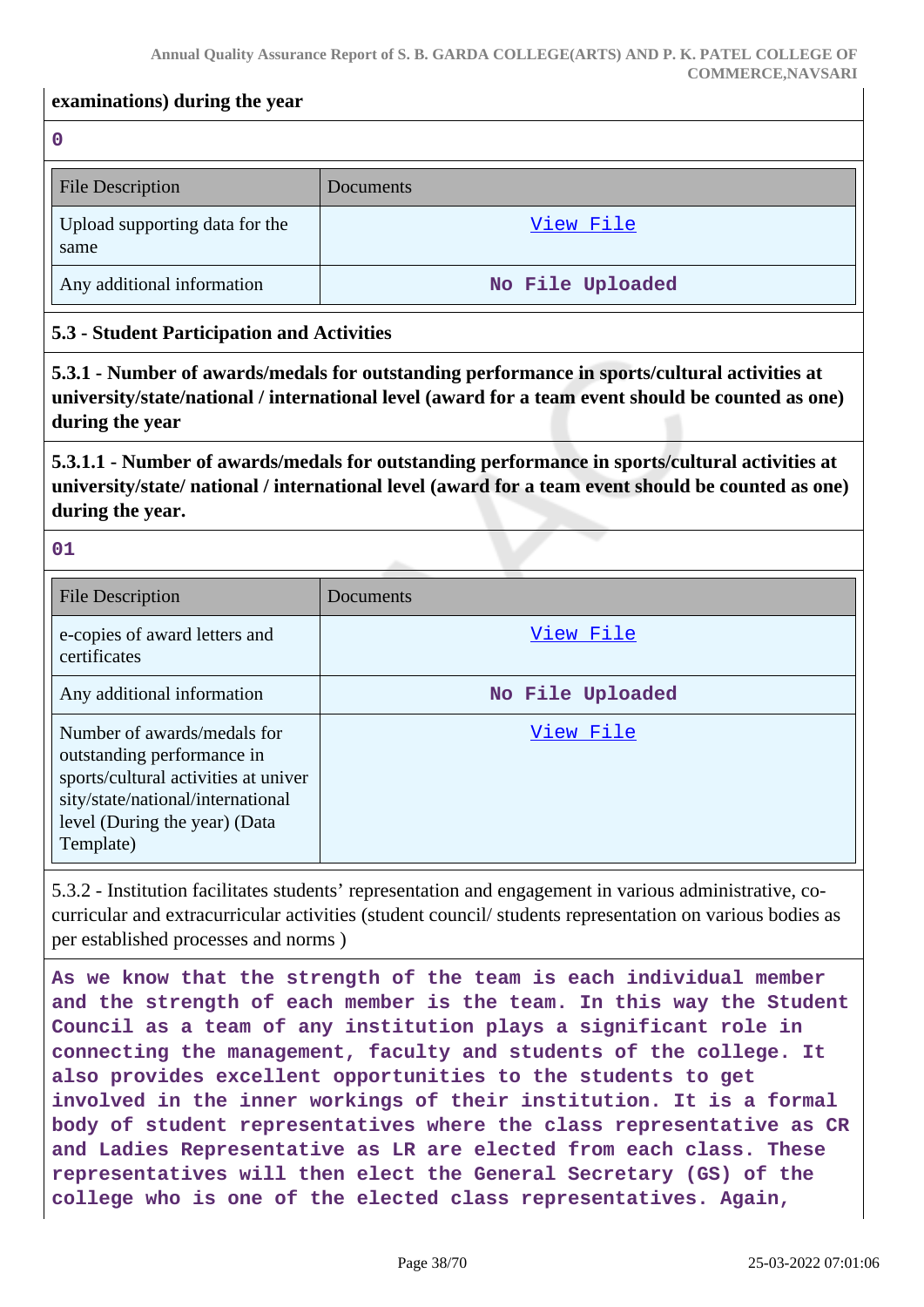**examinations) during the year**

0

| File Description | Documents |
|---|---|
| Upload supporting data for the same | View File |
| Any additional information | No File Uploaded |

**5.3 - Student Participation and Activities**

**5.3.1 - Number of awards/medals for outstanding performance in sports/cultural activities at university/state/national / international level (award for a team event should be counted as one) during the year**

**5.3.1.1 - Number of awards/medals for outstanding performance in sports/cultural activities at university/state/ national / international level (award for a team event should be counted as one) during the year.**

01

| File Description | Documents |
|---|---|
| e-copies of award letters and certificates | View File |
| Any additional information | No File Uploaded |
| Number of awards/medals for outstanding performance in sports/cultural activities at university/state/national/international level (During the year) (Data Template) | View File |

5.3.2 - Institution facilitates students' representation and engagement in various administrative, co-curricular and extracurricular activities (student council/ students representation on various bodies as per established processes and norms )

As we know that the strength of the team is each individual member and the strength of each member is the team. In this way the Student Council as a team of any institution plays a significant role in connecting the management, faculty and students of the college. It also provides excellent opportunities to the students to get involved in the inner workings of their institution. It is a formal body of student representatives where the class representative as CR and Ladies Representative as LR are elected from each class. These representatives will then elect the General Secretary (GS) of the college who is one of the elected class representatives. Again,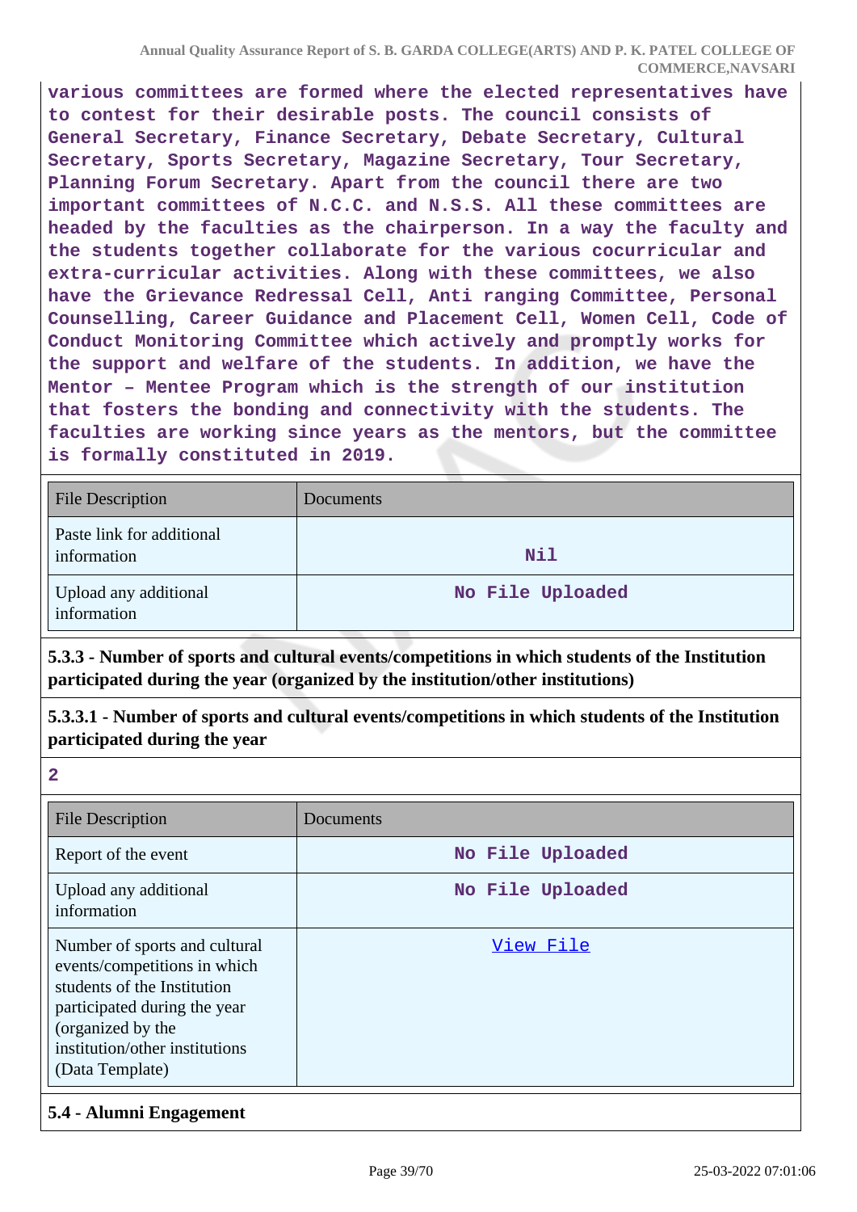various committees are formed where the elected representatives have to contest for their desirable posts. The council consists of General Secretary, Finance Secretary, Debate Secretary, Cultural Secretary, Sports Secretary, Magazine Secretary, Tour Secretary, Planning Forum Secretary. Apart from the council there are two important committees of N.C.C. and N.S.S. All these committees are headed by the faculties as the chairperson. In a way the faculty and the students together collaborate for the various cocurricular and extra-curricular activities. Along with these committees, we also have the Grievance Redressal Cell, Anti ranging Committee, Personal Counselling, Career Guidance and Placement Cell, Women Cell, Code of Conduct Monitoring Committee which actively and promptly works for the support and welfare of the students. In addition, we have the Mentor – Mentee Program which is the strength of our institution that fosters the bonding and connectivity with the students. The faculties are working since years as the mentors, but the committee is formally constituted in 2019.

| File Description | Documents |
|---|---|
| Paste link for additional information | Nil |
| Upload any additional information | No File Uploaded |

**5.3.3 - Number of sports and cultural events/competitions in which students of the Institution participated during the year (organized by the institution/other institutions)**

**5.3.3.1 - Number of sports and cultural events/competitions in which students of the Institution participated during the year**

**2**

| File Description | Documents |
|---|---|
| Report of the event | No File Uploaded |
| Upload any additional information | No File Uploaded |
| Number of sports and cultural events/competitions in which students of the Institution participated during the year (organized by the institution/other institutions (Data Template) | View File |

**5.4 - Alumni Engagement**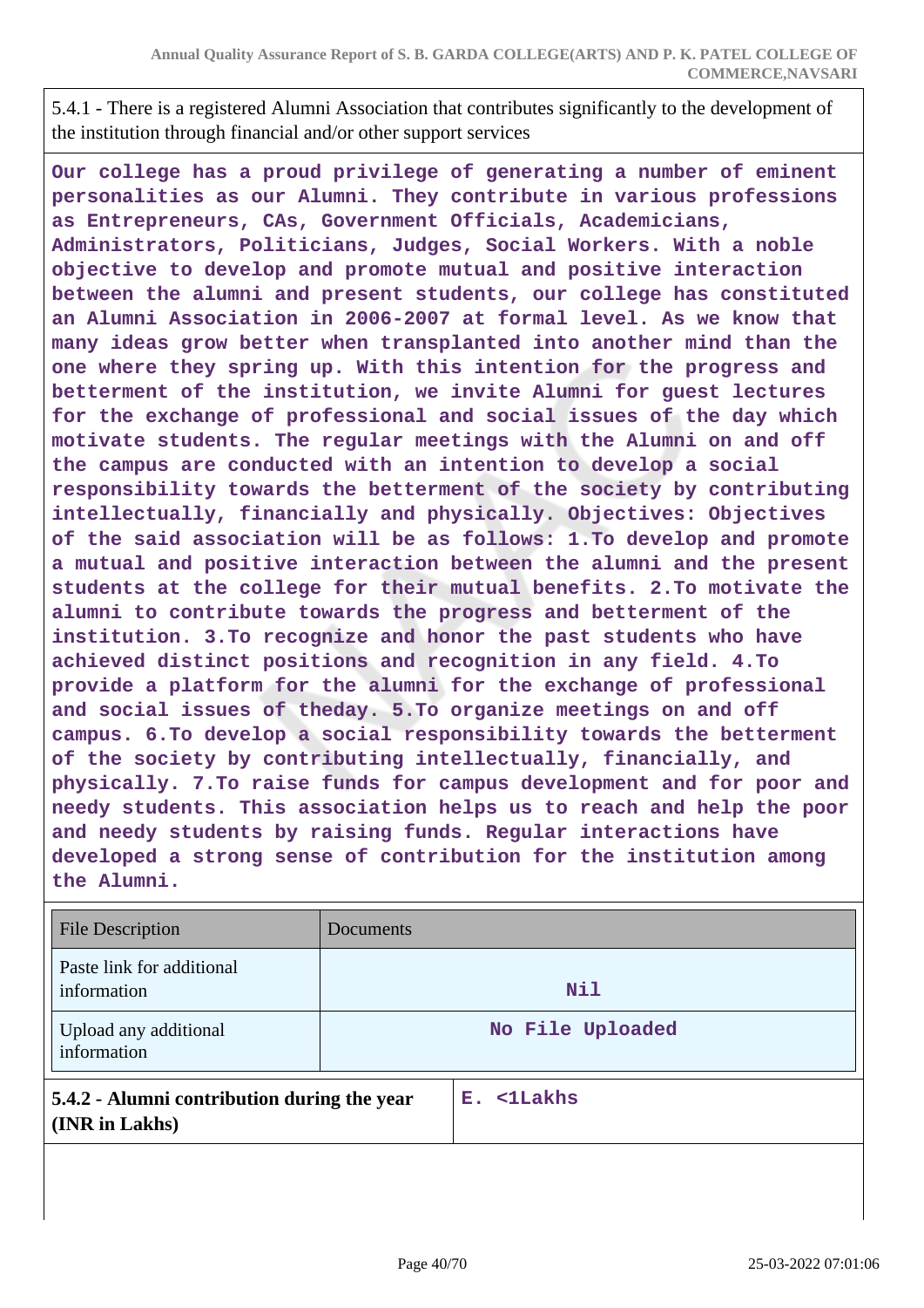5.4.1 - There is a registered Alumni Association that contributes significantly to the development of the institution through financial and/or other support services

**Our college has a proud privilege of generating a number of eminent personalities as our Alumni. They contribute in various professions as Entrepreneurs, CAs, Government Officials, Academicians, Administrators, Politicians, Judges, Social Workers. With a noble objective to develop and promote mutual and positive interaction between the alumni and present students, our college has constituted an Alumni Association in 2006-2007 at formal level. As we know that many ideas grow better when transplanted into another mind than the one where they spring up. With this intention for the progress and betterment of the institution, we invite Alumni for guest lectures for the exchange of professional and social issues of the day which motivate students. The regular meetings with the Alumni on and off the campus are conducted with an intention to develop a social responsibility towards the betterment of the society by contributing intellectually, financially and physically. Objectives: Objectives of the said association will be as follows: 1.To develop and promote a mutual and positive interaction between the alumni and the present students at the college for their mutual benefits. 2.To motivate the alumni to contribute towards the progress and betterment of the institution. 3.To recognize and honor the past students who have achieved distinct positions and recognition in any field. 4.To provide a platform for the alumni for the exchange of professional and social issues of theday. 5.To organize meetings on and off campus. 6.To develop a social responsibility towards the betterment of the society by contributing intellectually, financially, and physically. 7.To raise funds for campus development and for poor and needy students. This association helps us to reach and help the poor and needy students by raising funds. Regular interactions have developed a strong sense of contribution for the institution among the Alumni.**

| File Description | Documents |
|---|---|
| Paste link for additional information | Nil |
| Upload any additional information | No File Uploaded |

| **5.4.2 - Alumni contribution during the year (INR in Lakhs)** | E. <1Lakhs |
|---|---|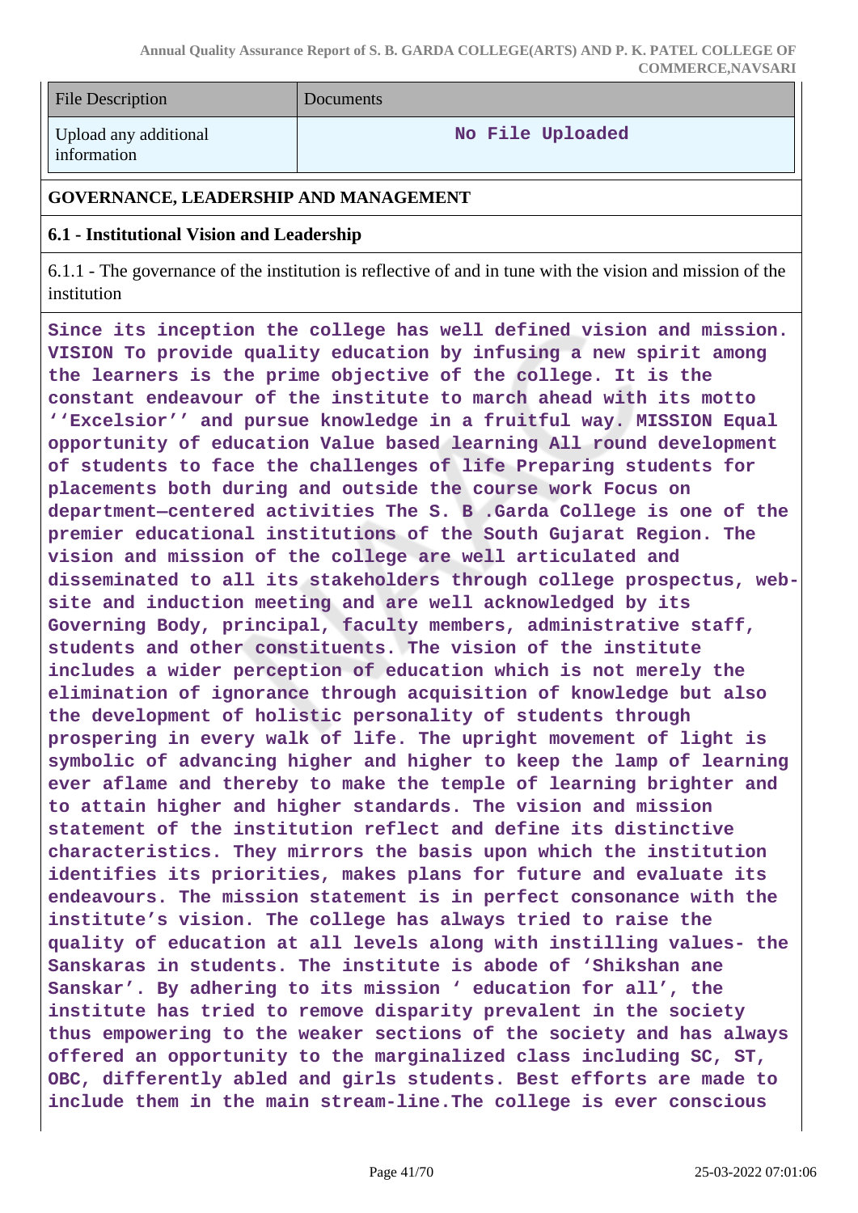| File Description | Documents |
|---|---|
| Upload any additional information | No File Uploaded |

**GOVERNANCE, LEADERSHIP AND MANAGEMENT**

**6.1 - Institutional Vision and Leadership**

6.1.1 - The governance of the institution is reflective of and in tune with the vision and mission of the institution

**Since its inception the college has well defined vision and mission. VISION To provide quality education by infusing a new spirit among the learners is the prime objective of the college. It is the constant endeavour of the institute to march ahead with its motto ''Excelsior'' and pursue knowledge in a fruitful way. MISSION Equal opportunity of education Value based learning All round development of students to face the challenges of life Preparing students for placements both during and outside the course work Focus on department—centered activities The S. B .Garda College is one of the premier educational institutions of the South Gujarat Region. The vision and mission of the college are well articulated and disseminated to all its stakeholders through college prospectus, web-site and induction meeting and are well acknowledged by its Governing Body, principal, faculty members, administrative staff, students and other constituents. The vision of the institute includes a wider perception of education which is not merely the elimination of ignorance through acquisition of knowledge but also the development of holistic personality of students through prospering in every walk of life. The upright movement of light is symbolic of advancing higher and higher to keep the lamp of learning ever aflame and thereby to make the temple of learning brighter and to attain higher and higher standards. The vision and mission statement of the institution reflect and define its distinctive characteristics. They mirrors the basis upon which the institution identifies its priorities, makes plans for future and evaluate its endeavours. The mission statement is in perfect consonance with the institute's vision. The college has always tried to raise the quality of education at all levels along with instilling values- the Sanskaras in students. The institute is abode of 'Shikshan ane Sanskar'. By adhering to its mission ' education for all', the institute has tried to remove disparity prevalent in the society thus empowering to the weaker sections of the society and has always offered an opportunity to the marginalized class including SC, ST, OBC, differently abled and girls students. Best efforts are made to include them in the main stream-line.The college is ever conscious**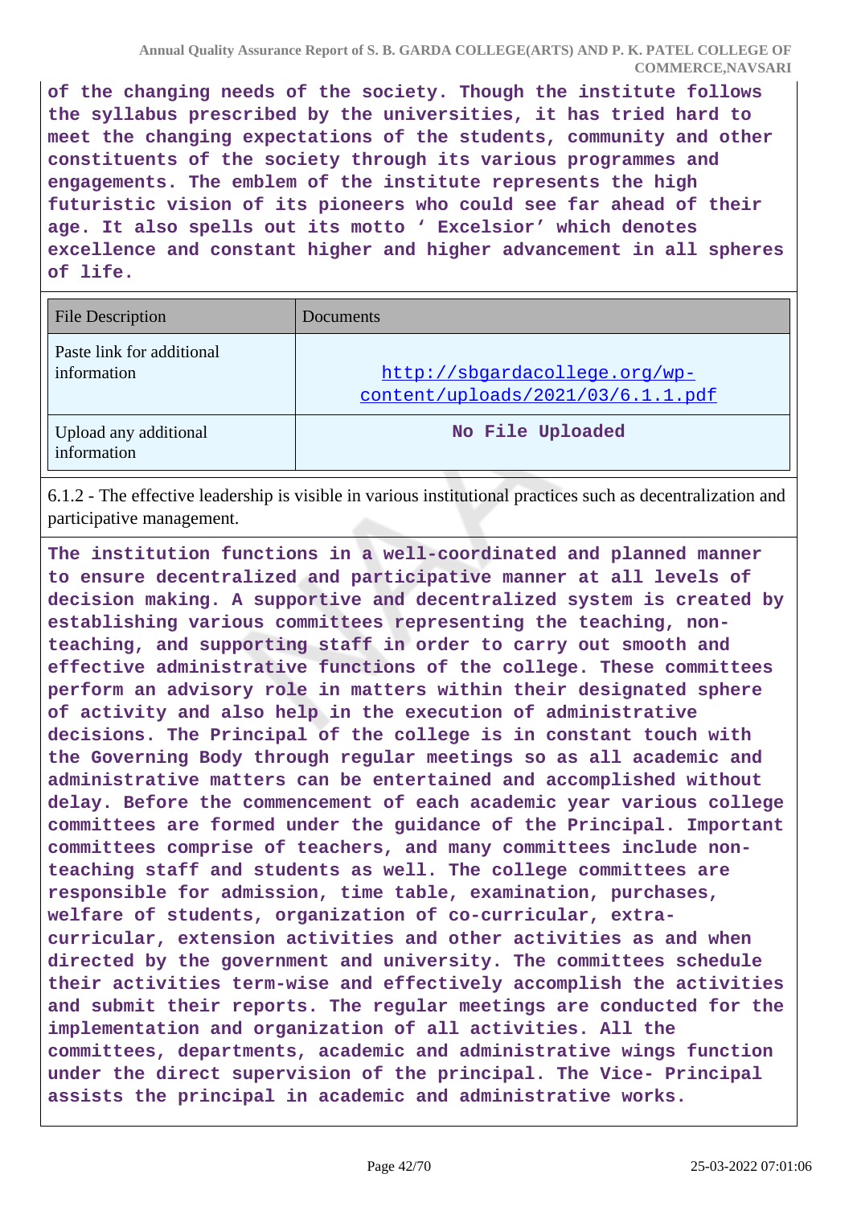**of the changing needs of the society. Though the institute follows the syllabus prescribed by the universities, it has tried hard to meet the changing expectations of the students, community and other constituents of the society through its various programmes and engagements. The emblem of the institute represents the high futuristic vision of its pioneers who could see far ahead of their age. It also spells out its motto ' Excelsior' which denotes excellence and constant higher and higher advancement in all spheres of life.**

| File Description | Documents |
|---|---|
| Paste link for additional information | http://sbgardacollege.org/wp-content/uploads/2021/03/6.1.1.pdf |
| Upload any additional information | No File Uploaded |

6.1.2 - The effective leadership is visible in various institutional practices such as decentralization and participative management.

**The institution functions in a well-coordinated and planned manner to ensure decentralized and participative manner at all levels of decision making. A supportive and decentralized system is created by establishing various committees representing the teaching, non-teaching, and supporting staff in order to carry out smooth and effective administrative functions of the college. These committees perform an advisory role in matters within their designated sphere of activity and also help in the execution of administrative decisions. The Principal of the college is in constant touch with the Governing Body through regular meetings so as all academic and administrative matters can be entertained and accomplished without delay. Before the commencement of each academic year various college committees are formed under the guidance of the Principal. Important committees comprise of teachers, and many committees include non-teaching staff and students as well. The college committees are responsible for admission, time table, examination, purchases, welfare of students, organization of co-curricular, extra-curricular, extension activities and other activities as and when directed by the government and university. The committees schedule their activities term-wise and effectively accomplish the activities and submit their reports. The regular meetings are conducted for the implementation and organization of all activities. All the committees, departments, academic and administrative wings function under the direct supervision of the principal. The Vice- Principal assists the principal in academic and administrative works.**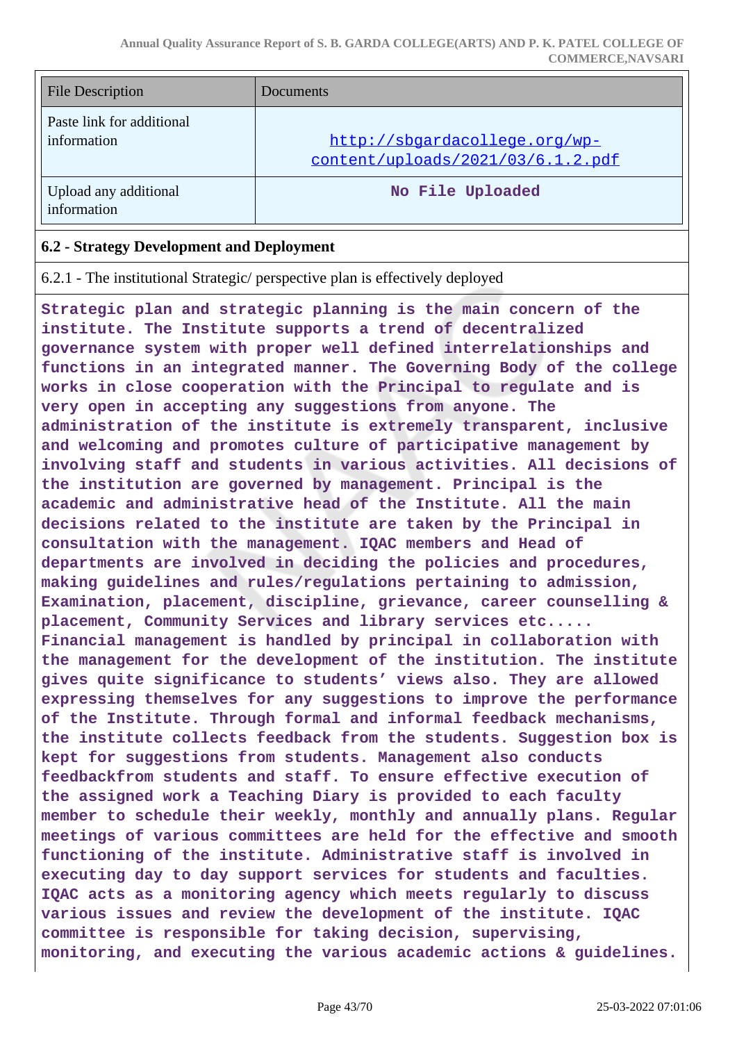| File Description | Documents |
| --- | --- |
| Paste link for additional information | http://sbgardacollege.org/wp-content/uploads/2021/03/6.1.2.pdf |
| Upload any additional information | No File Uploaded |

**6.2 - Strategy Development and Deployment**

6.2.1 - The institutional Strategic/ perspective plan is effectively deployed

Strategic plan and strategic planning is the main concern of the institute. The Institute supports a trend of decentralized governance system with proper well defined interrelationships and functions in an integrated manner. The Governing Body of the college works in close cooperation with the Principal to regulate and is very open in accepting any suggestions from anyone. The administration of the institute is extremely transparent, inclusive and welcoming and promotes culture of participative management by involving staff and students in various activities. All decisions of the institution are governed by management. Principal is the academic and administrative head of the Institute. All the main decisions related to the institute are taken by the Principal in consultation with the management. IQAC members and Head of departments are involved in deciding the policies and procedures, making guidelines and rules/regulations pertaining to admission, Examination, placement, discipline, grievance, career counselling & placement, Community Services and library services etc..... Financial management is handled by principal in collaboration with the management for the development of the institution. The institute gives quite significance to students' views also. They are allowed expressing themselves for any suggestions to improve the performance of the Institute. Through formal and informal feedback mechanisms, the institute collects feedback from the students. Suggestion box is kept for suggestions from students. Management also conducts feedbackfrom students and staff. To ensure effective execution of the assigned work a Teaching Diary is provided to each faculty member to schedule their weekly, monthly and annually plans. Regular meetings of various committees are held for the effective and smooth functioning of the institute. Administrative staff is involved in executing day to day support services for students and faculties. IQAC acts as a monitoring agency which meets regularly to discuss various issues and review the development of the institute. IQAC committee is responsible for taking decision, supervising, monitoring, and executing the various academic actions & guidelines.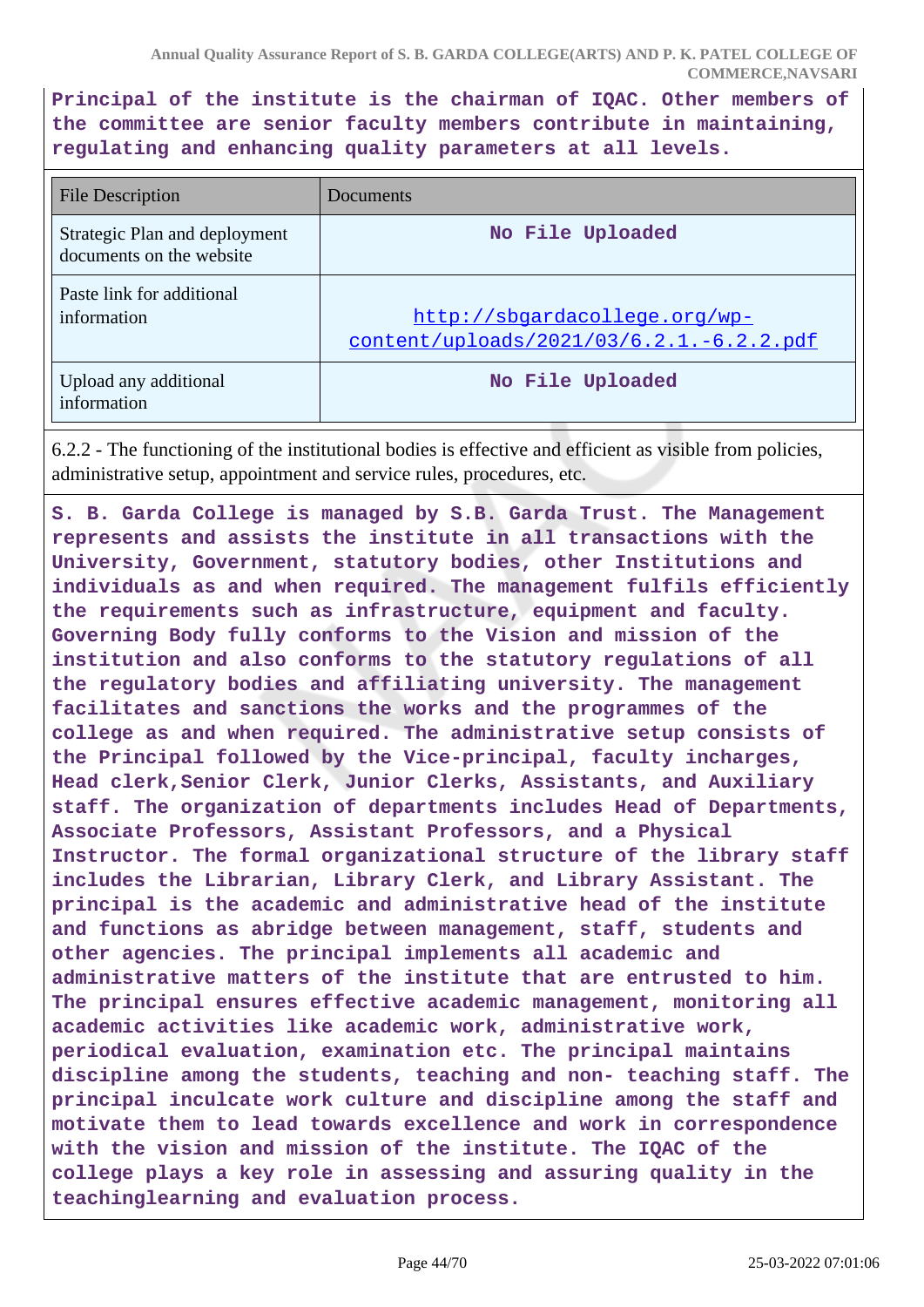**Principal of the institute is the chairman of IQAC. Other members of the committee are senior faculty members contribute in maintaining, regulating and enhancing quality parameters at all levels.**

| File Description | Documents |
|---|---|
| Strategic Plan and deployment documents on the website | No File Uploaded |
| Paste link for additional information | http://sbgardacollege.org/wp-content/uploads/2021/03/6.2.1.-6.2.2.pdf |
| Upload any additional information | No File Uploaded |

6.2.2 - The functioning of the institutional bodies is effective and efficient as visible from policies, administrative setup, appointment and service rules, procedures, etc.

**S. B. Garda College is managed by S.B. Garda Trust. The Management represents and assists the institute in all transactions with the University, Government, statutory bodies, other Institutions and individuals as and when required. The management fulfils efficiently the requirements such as infrastructure, equipment and faculty. Governing Body fully conforms to the Vision and mission of the institution and also conforms to the statutory regulations of all the regulatory bodies and affiliating university. The management facilitates and sanctions the works and the programmes of the college as and when required. The administrative setup consists of the Principal followed by the Vice-principal, faculty incharges, Head clerk,Senior Clerk, Junior Clerks, Assistants, and Auxiliary staff. The organization of departments includes Head of Departments, Associate Professors, Assistant Professors, and a Physical Instructor. The formal organizational structure of the library staff includes the Librarian, Library Clerk, and Library Assistant. The principal is the academic and administrative head of the institute and functions as abridge between management, staff, students and other agencies. The principal implements all academic and administrative matters of the institute that are entrusted to him. The principal ensures effective academic management, monitoring all academic activities like academic work, administrative work, periodical evaluation, examination etc. The principal maintains discipline among the students, teaching and non- teaching staff. The principal inculcate work culture and discipline among the staff and motivate them to lead towards excellence and work in correspondence with the vision and mission of the institute. The IQAC of the college plays a key role in assessing and assuring quality in the teachinglearning and evaluation process.**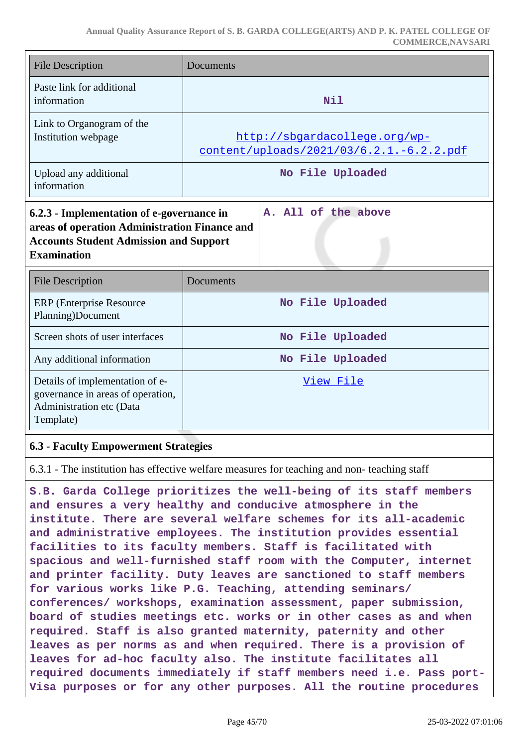| File Description | Documents |
|---|---|
| Paste link for additional information | Nil |
| Link to Organogram of the Institution webpage | http://sbgardacollege.org/wp-content/uploads/2021/03/6.2.1.-6.2.2.pdf |
| Upload any additional information | No File Uploaded |

| | |
|---|---|
| **6.2.3 - Implementation of e-governance in areas of operation Administration Finance and Accounts Student Admission and Support Examination** | A. All of the above |

| File Description | Documents |
|---|---|
| ERP (Enterprise Resource Planning)Document | No File Uploaded |
| Screen shots of user interfaces | No File Uploaded |
| Any additional information | No File Uploaded |
| Details of implementation of e-governance in areas of operation, Administration etc (Data Template) | View File |

## 6.3 - Faculty Empowerment Strategies

6.3.1 - The institution has effective welfare measures for teaching and non- teaching staff

S.B. Garda College prioritizes the well-being of its staff members and ensures a very healthy and conducive atmosphere in the institute. There are several welfare schemes for its all-academic and administrative employees. The institution provides essential facilities to its faculty members. Staff is facilitated with spacious and well-furnished staff room with the Computer, internet and printer facility. Duty leaves are sanctioned to staff members for various works like P.G. Teaching, attending seminars/ conferences/ workshops, examination assessment, paper submission, board of studies meetings etc. works or in other cases as and when required. Staff is also granted maternity, paternity and other leaves as per norms as and when required. There is a provision of leaves for ad-hoc faculty also. The institute facilitates all required documents immediately if staff members need i.e. Pass port-Visa purposes or for any other purposes. All the routine procedures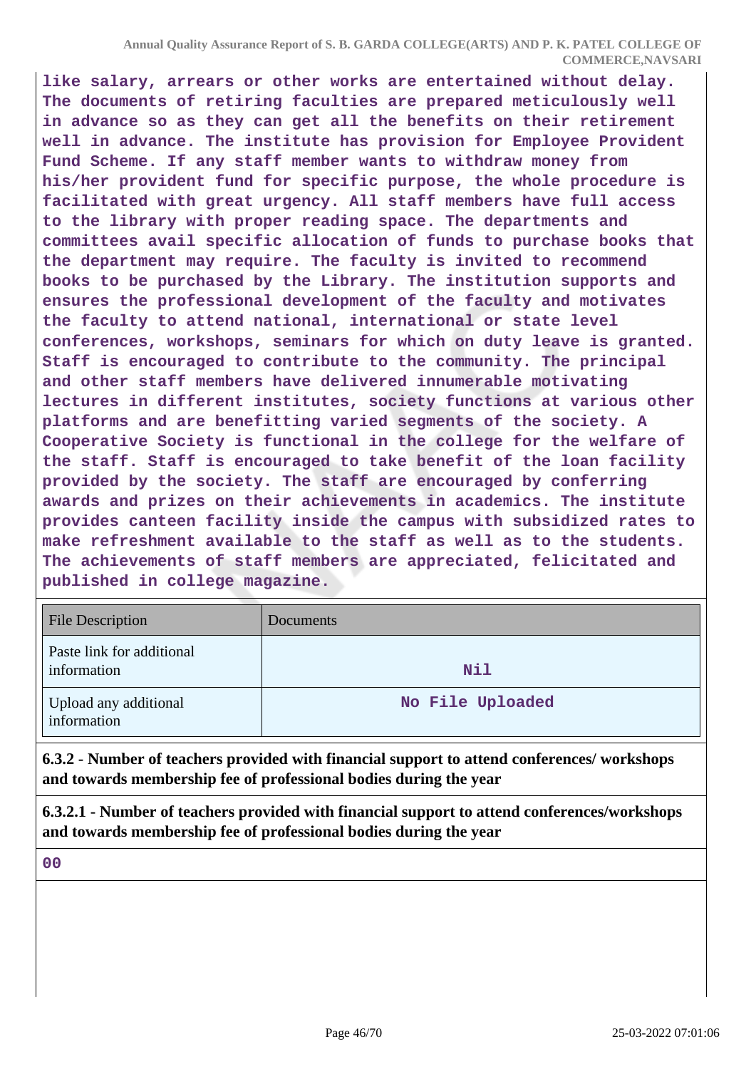**like salary, arrears or other works are entertained without delay. The documents of retiring faculties are prepared meticulously well in advance so as they can get all the benefits on their retirement well in advance. The institute has provision for Employee Provident Fund Scheme. If any staff member wants to withdraw money from his/her provident fund for specific purpose, the whole procedure is facilitated with great urgency. All staff members have full access to the library with proper reading space. The departments and committees avail specific allocation of funds to purchase books that the department may require. The faculty is invited to recommend books to be purchased by the Library. The institution supports and ensures the professional development of the faculty and motivates the faculty to attend national, international or state level conferences, workshops, seminars for which on duty leave is granted. Staff is encouraged to contribute to the community. The principal and other staff members have delivered innumerable motivating lectures in different institutes, society functions at various other platforms and are benefitting varied segments of the society. A Cooperative Society is functional in the college for the welfare of the staff. Staff is encouraged to take benefit of the loan facility provided by the society. The staff are encouraged by conferring awards and prizes on their achievements in academics. The institute provides canteen facility inside the campus with subsidized rates to make refreshment available to the staff as well as to the students. The achievements of staff members are appreciated, felicitated and published in college magazine.**

| File Description | Documents |
|---|---|
| Paste link for additional information | **Nil** |
| Upload any additional information | **No File Uploaded** |

**6.3.2 - Number of teachers provided with financial support to attend conferences/ workshops and towards membership fee of professional bodies during the year**

**6.3.2.1 - Number of teachers provided with financial support to attend conferences/workshops and towards membership fee of professional bodies during the year**

**00**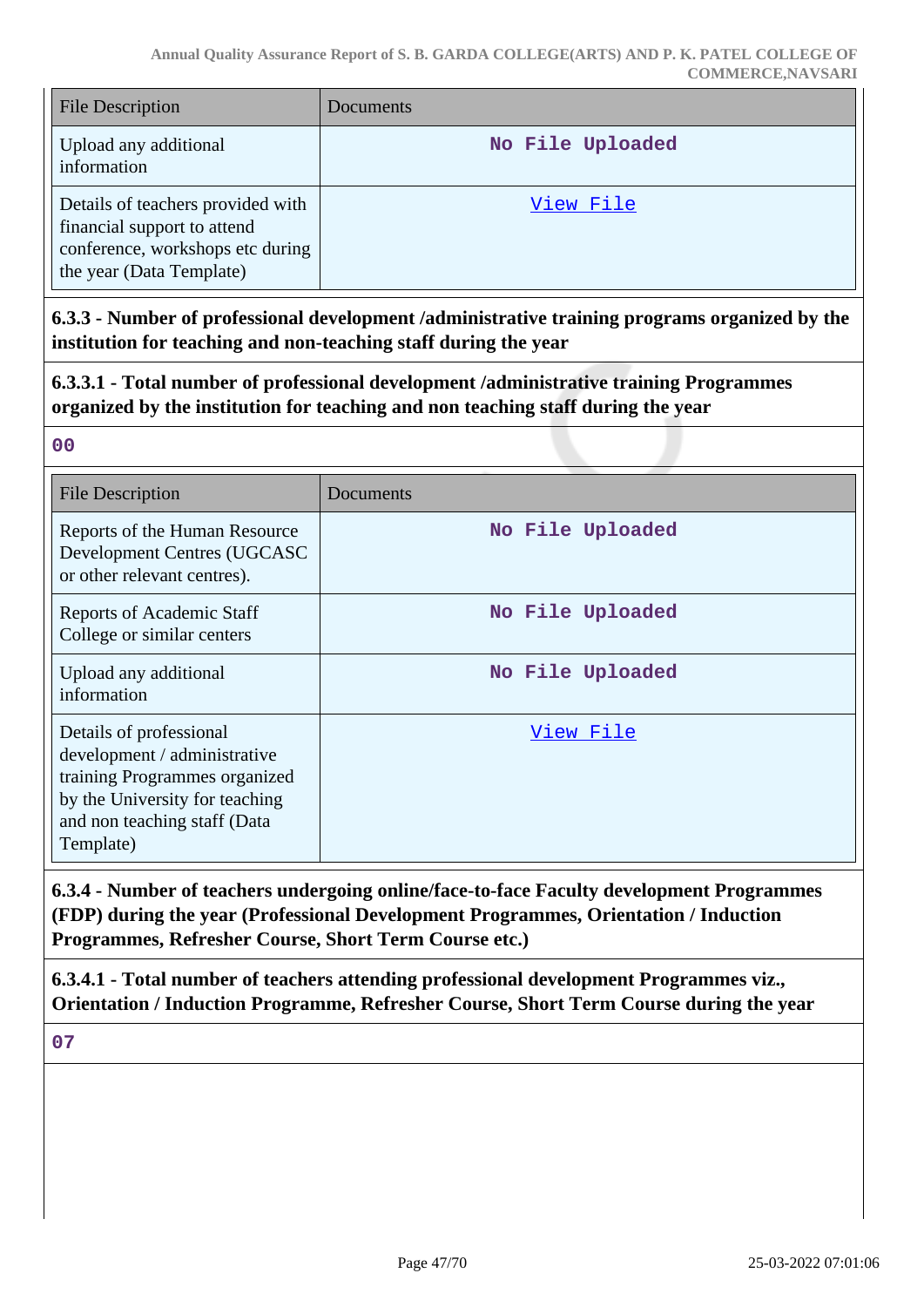| File Description | Documents |
|---|---|
| Upload any additional information | No File Uploaded |
| Details of teachers provided with financial support to attend conference, workshops etc during the year (Data Template) | View File |

**6.3.3 - Number of professional development /administrative training programs organized by the institution for teaching and non-teaching staff during the year**

**6.3.3.1 - Total number of professional development /administrative training Programmes organized by the institution for teaching and non teaching staff during the year**

00

| File Description | Documents |
|---|---|
| Reports of the Human Resource Development Centres (UGCASC or other relevant centres). | No File Uploaded |
| Reports of Academic Staff College or similar centers | No File Uploaded |
| Upload any additional information | No File Uploaded |
| Details of professional development / administrative training Programmes organized by the University for teaching and non teaching staff (Data Template) | View File |

**6.3.4 - Number of teachers undergoing online/face-to-face Faculty development Programmes (FDP) during the year (Professional Development Programmes, Orientation / Induction Programmes, Refresher Course, Short Term Course etc.)**

**6.3.4.1 - Total number of teachers attending professional development Programmes viz., Orientation / Induction Programme, Refresher Course, Short Term Course during the year**

07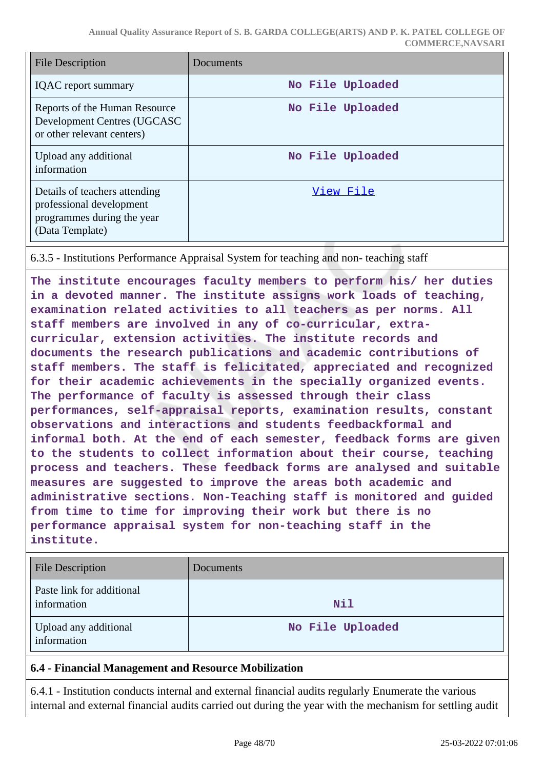| File Description | Documents |
|---|---|
| IQAC report summary | No File Uploaded |
| Reports of the Human Resource Development Centres (UGCASC or other relevant centers) | No File Uploaded |
| Upload any additional information | No File Uploaded |
| Details of teachers attending professional development programmes during the year (Data Template) | View File |

6.3.5 - Institutions Performance Appraisal System for teaching and non- teaching staff

**The institute encourages faculty members to perform his/ her duties in a devoted manner. The institute assigns work loads of teaching, examination related activities to all teachers as per norms. All staff members are involved in any of co-curricular, extra-curricular, extension activities. The institute records and documents the research publications and academic contributions of staff members. The staff is felicitated, appreciated and recognized for their academic achievements in the specially organized events. The performance of faculty is assessed through their class performances, self-appraisal reports, examination results, constant observations and interactions and students feedbackformal and informal both. At the end of each semester, feedback forms are given to the students to collect information about their course, teaching process and teachers. These feedback forms are analysed and suitable measures are suggested to improve the areas both academic and administrative sections. Non-Teaching staff is monitored and guided from time to time for improving their work but there is no performance appraisal system for non-teaching staff in the institute.**

| File Description | Documents |
|---|---|
| Paste link for additional information | Nil |
| Upload any additional information | No File Uploaded |

**6.4 - Financial Management and Resource Mobilization**

6.4.1 - Institution conducts internal and external financial audits regularly Enumerate the various internal and external financial audits carried out during the year with the mechanism for settling audit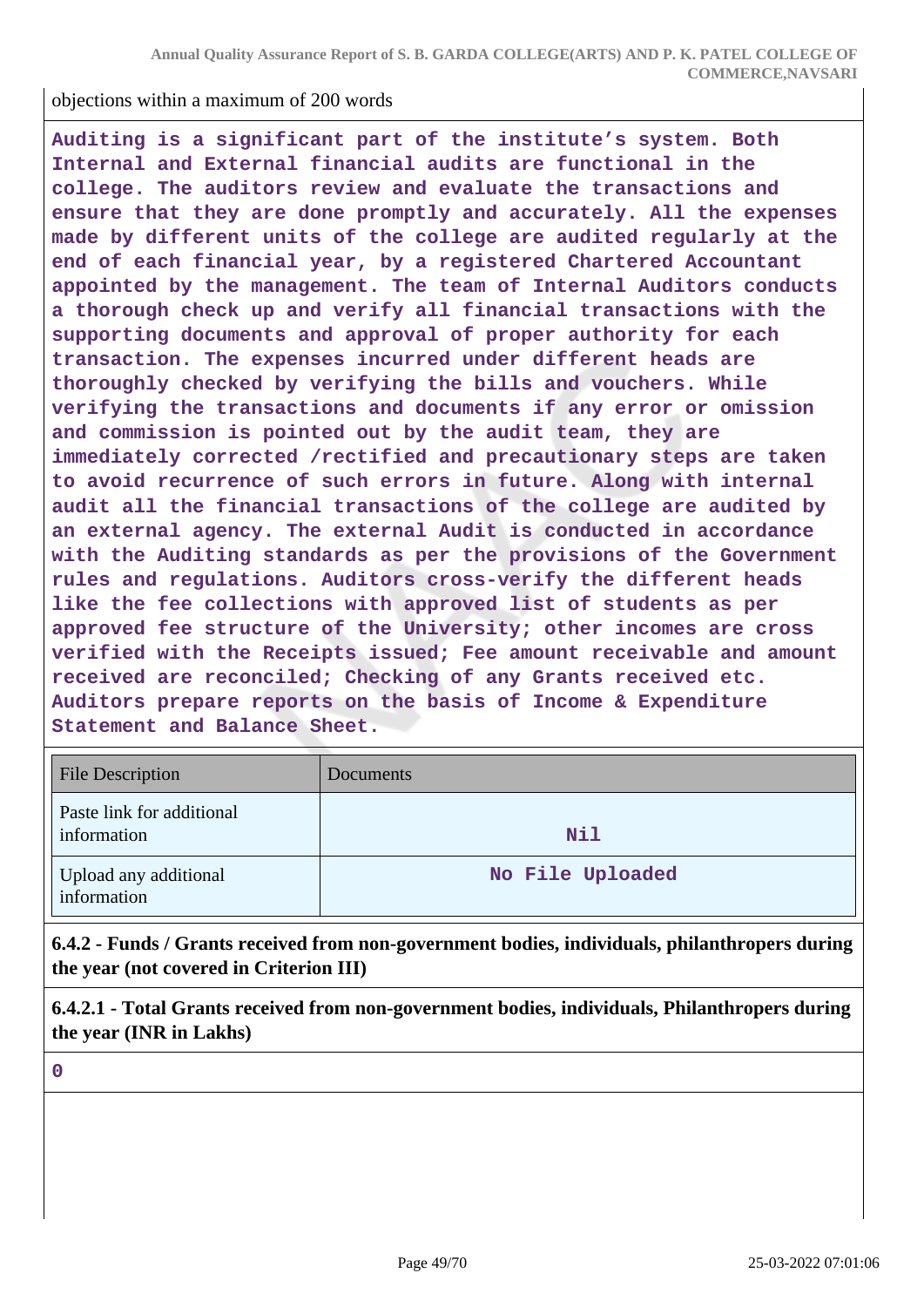objections within a maximum of 200 words

**Auditing is a significant part of the institute's system. Both Internal and External financial audits are functional in the college. The auditors review and evaluate the transactions and ensure that they are done promptly and accurately. All the expenses made by different units of the college are audited regularly at the end of each financial year, by a registered Chartered Accountant appointed by the management. The team of Internal Auditors conducts a thorough check up and verify all financial transactions with the supporting documents and approval of proper authority for each transaction. The expenses incurred under different heads are thoroughly checked by verifying the bills and vouchers. While verifying the transactions and documents if any error or omission and commission is pointed out by the audit team, they are immediately corrected /rectified and precautionary steps are taken to avoid recurrence of such errors in future. Along with internal audit all the financial transactions of the college are audited by an external agency. The external Audit is conducted in accordance with the Auditing standards as per the provisions of the Government rules and regulations. Auditors cross-verify the different heads like the fee collections with approved list of students as per approved fee structure of the University; other incomes are cross verified with the Receipts issued; Fee amount receivable and amount received are reconciled; Checking of any Grants received etc. Auditors prepare reports on the basis of Income & Expenditure Statement and Balance Sheet.**

| File Description | Documents |
|---|---|
| Paste link for additional information | **Nil** |
| Upload any additional information | **No File Uploaded** |

**6.4.2 - Funds / Grants received from non-government bodies, individuals, philanthropers during the year (not covered in Criterion III)**

**6.4.2.1 - Total Grants received from non-government bodies, individuals, Philanthropers during the year (INR in Lakhs)**

**0**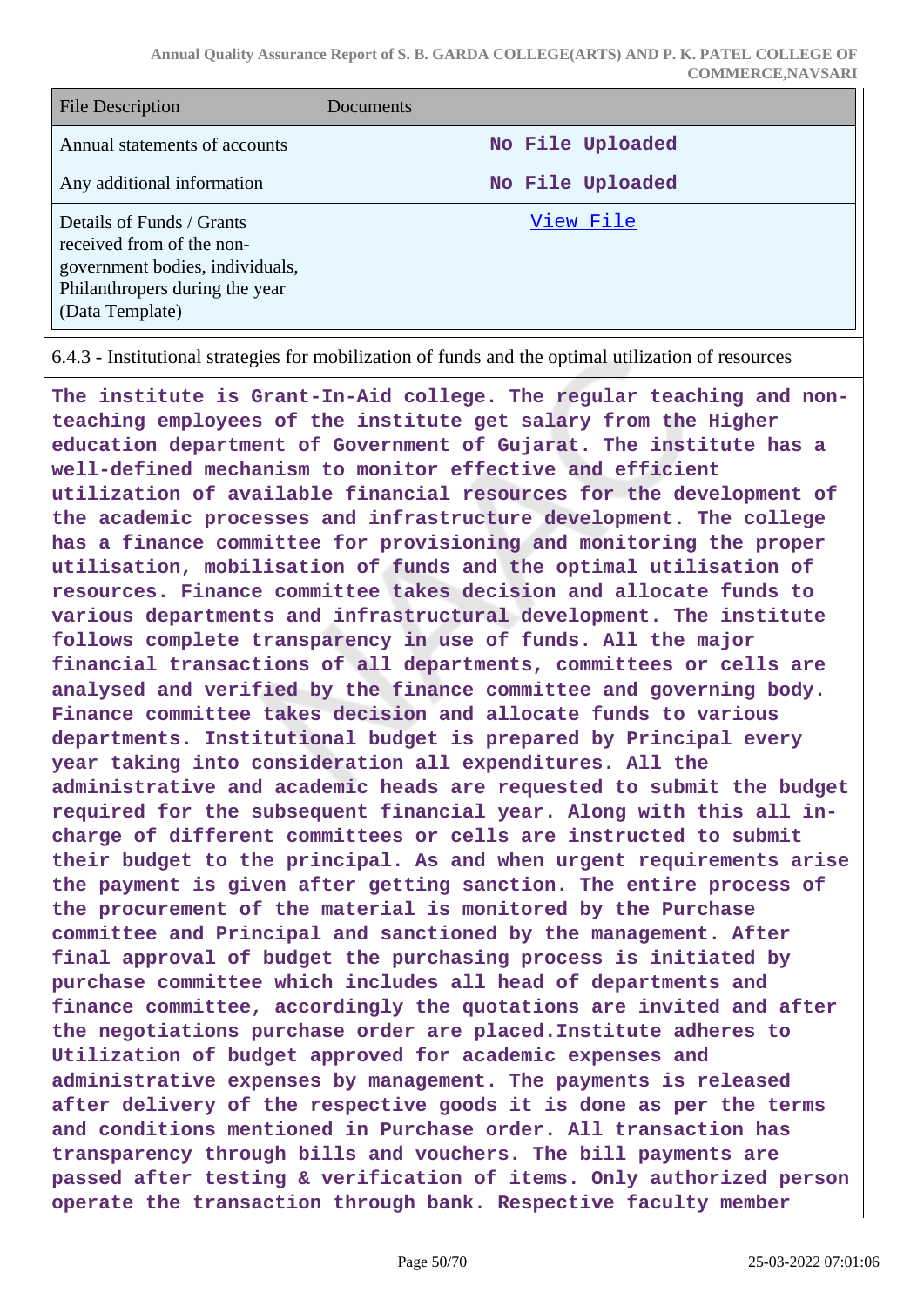| File Description | Documents |
| --- | --- |
| Annual statements of accounts | No File Uploaded |
| Any additional information | No File Uploaded |
| Details of Funds / Grants received from of the non-government bodies, individuals, Philanthropers during the year (Data Template) | View File |

6.4.3 - Institutional strategies for mobilization of funds and the optimal utilization of resources

**The institute is Grant-In-Aid college. The regular teaching and non-teaching employees of the institute get salary from the Higher education department of Government of Gujarat. The institute has a well-defined mechanism to monitor effective and efficient utilization of available financial resources for the development of the academic processes and infrastructure development. The college has a finance committee for provisioning and monitoring the proper utilisation, mobilisation of funds and the optimal utilisation of resources. Finance committee takes decision and allocate funds to various departments and infrastructural development. The institute follows complete transparency in use of funds. All the major financial transactions of all departments, committees or cells are analysed and verified by the finance committee and governing body. Finance committee takes decision and allocate funds to various departments. Institutional budget is prepared by Principal every year taking into consideration all expenditures. All the administrative and academic heads are requested to submit the budget required for the subsequent financial year. Along with this all in-charge of different committees or cells are instructed to submit their budget to the principal. As and when urgent requirements arise the payment is given after getting sanction. The entire process of the procurement of the material is monitored by the Purchase committee and Principal and sanctioned by the management. After final approval of budget the purchasing process is initiated by purchase committee which includes all head of departments and finance committee, accordingly the quotations are invited and after the negotiations purchase order are placed.Institute adheres to Utilization of budget approved for academic expenses and administrative expenses by management. The payments is released after delivery of the respective goods it is done as per the terms and conditions mentioned in Purchase order. All transaction has transparency through bills and vouchers. The bill payments are passed after testing & verification of items. Only authorized person operate the transaction through bank. Respective faculty member**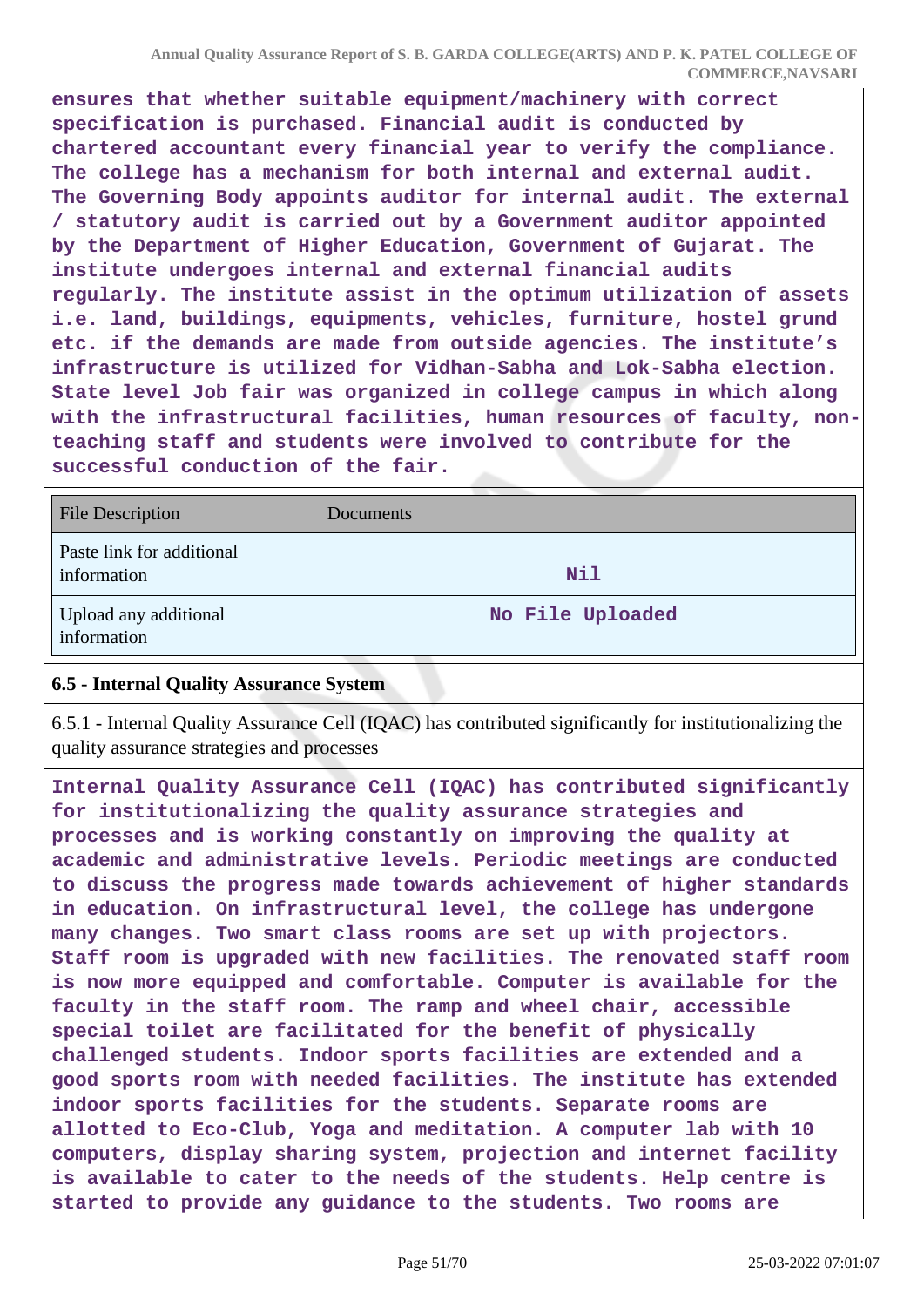**ensures that whether suitable equipment/machinery with correct specification is purchased. Financial audit is conducted by chartered accountant every financial year to verify the compliance. The college has a mechanism for both internal and external audit. The Governing Body appoints auditor for internal audit. The external / statutory audit is carried out by a Government auditor appointed by the Department of Higher Education, Government of Gujarat. The institute undergoes internal and external financial audits regularly. The institute assist in the optimum utilization of assets i.e. land, buildings, equipments, vehicles, furniture, hostel grund etc. if the demands are made from outside agencies. The institute's infrastructure is utilized for Vidhan-Sabha and Lok-Sabha election. State level Job fair was organized in college campus in which along with the infrastructural facilities, human resources of faculty, non-teaching staff and students were involved to contribute for the successful conduction of the fair.**

| File Description | Documents |
|---|---|
| Paste link for additional information | Nil |
| Upload any additional information | No File Uploaded |

**6.5 - Internal Quality Assurance System**

6.5.1 - Internal Quality Assurance Cell (IQAC) has contributed significantly for institutionalizing the quality assurance strategies and processes

**Internal Quality Assurance Cell (IQAC) has contributed significantly for institutionalizing the quality assurance strategies and processes and is working constantly on improving the quality at academic and administrative levels. Periodic meetings are conducted to discuss the progress made towards achievement of higher standards in education. On infrastructural level, the college has undergone many changes. Two smart class rooms are set up with projectors. Staff room is upgraded with new facilities. The renovated staff room is now more equipped and comfortable. Computer is available for the faculty in the staff room. The ramp and wheel chair, accessible special toilet are facilitated for the benefit of physically challenged students. Indoor sports facilities are extended and a good sports room with needed facilities. The institute has extended indoor sports facilities for the students. Separate rooms are allotted to Eco-Club, Yoga and meditation. A computer lab with 10 computers, display sharing system, projection and internet facility is available to cater to the needs of the students. Help centre is started to provide any guidance to the students. Two rooms are**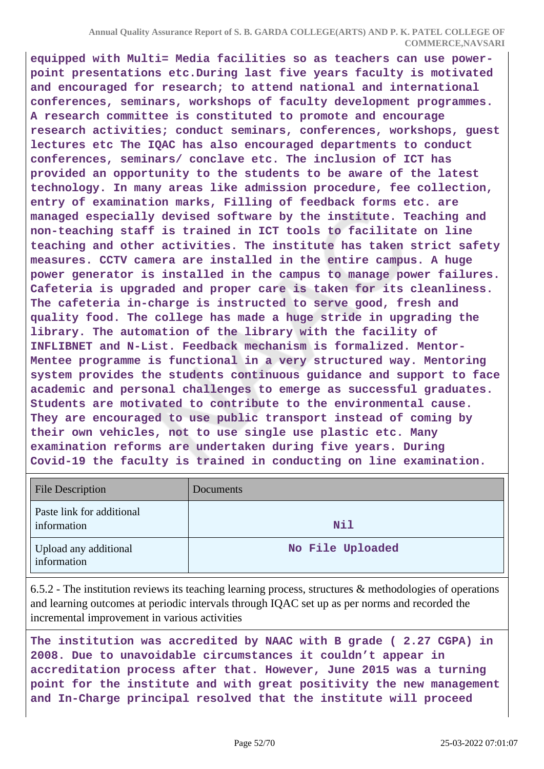**equipped with Multi= Media facilities so as teachers can use power-point presentations etc.During last five years faculty is motivated and encouraged for research; to attend national and international conferences, seminars, workshops of faculty development programmes. A research committee is constituted to promote and encourage research activities; conduct seminars, conferences, workshops, guest lectures etc The IQAC has also encouraged departments to conduct conferences, seminars/ conclave etc. The inclusion of ICT has provided an opportunity to the students to be aware of the latest technology. In many areas like admission procedure, fee collection, entry of examination marks, Filling of feedback forms etc. are managed especially devised software by the institute. Teaching and non-teaching staff is trained in ICT tools to facilitate on line teaching and other activities. The institute has taken strict safety measures. CCTV camera are installed in the entire campus. A huge power generator is installed in the campus to manage power failures. Cafeteria is upgraded and proper care is taken for its cleanliness. The cafeteria in-charge is instructed to serve good, fresh and quality food. The college has made a huge stride in upgrading the library. The automation of the library with the facility of INFLIBNET and N-List. Feedback mechanism is formalized. Mentor-Mentee programme is functional in a very structured way. Mentoring system provides the students continuous guidance and support to face academic and personal challenges to emerge as successful graduates. Students are motivated to contribute to the environmental cause. They are encouraged to use public transport instead of coming by their own vehicles, not to use single use plastic etc. Many examination reforms are undertaken during five years. During Covid-19 the faculty is trained in conducting on line examination.**

| File Description | Documents |
|---|---|
| Paste link for additional information | **Nil** |
| Upload any additional information | **No File Uploaded** |

6.5.2 - The institution reviews its teaching learning process, structures & methodologies of operations and learning outcomes at periodic intervals through IQAC set up as per norms and recorded the incremental improvement in various activities

**The institution was accredited by NAAC with B grade ( 2.27 CGPA) in 2008. Due to unavoidable circumstances it couldn't appear in accreditation process after that. However, June 2015 was a turning point for the institute and with great positivity the new management and In-Charge principal resolved that the institute will proceed**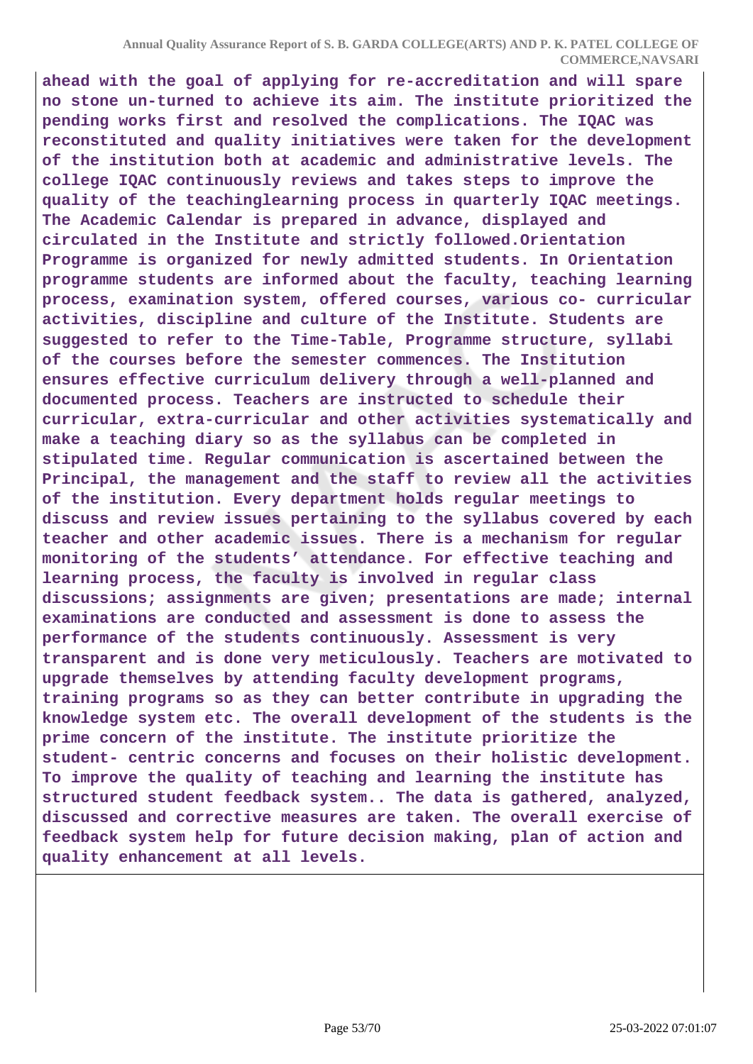**ahead with the goal of applying for re-accreditation and will spare no stone un-turned to achieve its aim. The institute prioritized the pending works first and resolved the complications. The IQAC was reconstituted and quality initiatives were taken for the development of the institution both at academic and administrative levels. The college IQAC continuously reviews and takes steps to improve the quality of the teachinglearning process in quarterly IQAC meetings. The Academic Calendar is prepared in advance, displayed and circulated in the Institute and strictly followed.Orientation Programme is organized for newly admitted students. In Orientation programme students are informed about the faculty, teaching learning process, examination system, offered courses, various co- curricular activities, discipline and culture of the Institute. Students are suggested to refer to the Time-Table, Programme structure, syllabi of the courses before the semester commences. The Institution ensures effective curriculum delivery through a well-planned and documented process. Teachers are instructed to schedule their curricular, extra-curricular and other activities systematically and make a teaching diary so as the syllabus can be completed in stipulated time. Regular communication is ascertained between the Principal, the management and the staff to review all the activities of the institution. Every department holds regular meetings to discuss and review issues pertaining to the syllabus covered by each teacher and other academic issues. There is a mechanism for regular monitoring of the students' attendance. For effective teaching and learning process, the faculty is involved in regular class discussions; assignments are given; presentations are made; internal examinations are conducted and assessment is done to assess the performance of the students continuously. Assessment is very transparent and is done very meticulously. Teachers are motivated to upgrade themselves by attending faculty development programs, training programs so as they can better contribute in upgrading the knowledge system etc. The overall development of the students is the prime concern of the institute. The institute prioritize the student- centric concerns and focuses on their holistic development. To improve the quality of teaching and learning the institute has structured student feedback system.. The data is gathered, analyzed, discussed and corrective measures are taken. The overall exercise of feedback system help for future decision making, plan of action and quality enhancement at all levels.**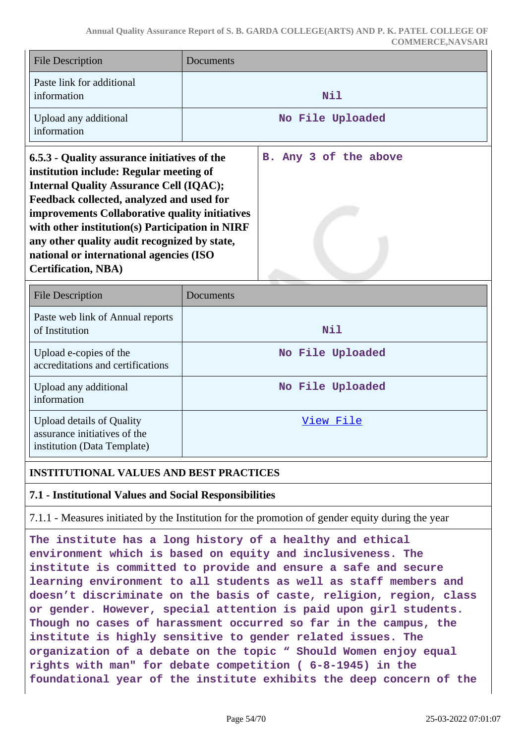| File Description | Documents |
| --- | --- |
| Paste link for additional information | Nil |
| Upload any additional information | No File Uploaded |

| | |
| --- | --- |
| **6.5.3 - Quality assurance initiatives of the institution include: Regular meeting of Internal Quality Assurance Cell (IQAC); Feedback collected, analyzed and used for improvements Collaborative quality initiatives with other institution(s) Participation in NIRF any other quality audit recognized by state, national or international agencies (ISO Certification, NBA)** | B. Any 3 of the above |

| File Description | Documents |
| --- | --- |
| Paste web link of Annual reports of Institution | Nil |
| Upload e-copies of the accreditations and certifications | No File Uploaded |
| Upload any additional information | No File Uploaded |
| Upload details of Quality assurance initiatives of the institution (Data Template) | View File |

## INSTITUTIONAL VALUES AND BEST PRACTICES

### 7.1 - Institutional Values and Social Responsibilities

7.1.1 - Measures initiated by the Institution for the promotion of gender equity during the year

The institute has a long history of a healthy and ethical environment which is based on equity and inclusiveness. The institute is committed to provide and ensure a safe and secure learning environment to all students as well as staff members and doesn't discriminate on the basis of caste, religion, region, class or gender. However, special attention is paid upon girl students. Though no cases of harassment occurred so far in the campus, the institute is highly sensitive to gender related issues. The organization of a debate on the topic " Should Women enjoy equal rights with man" for debate competition ( 6-8-1945) in the foundational year of the institute exhibits the deep concern of the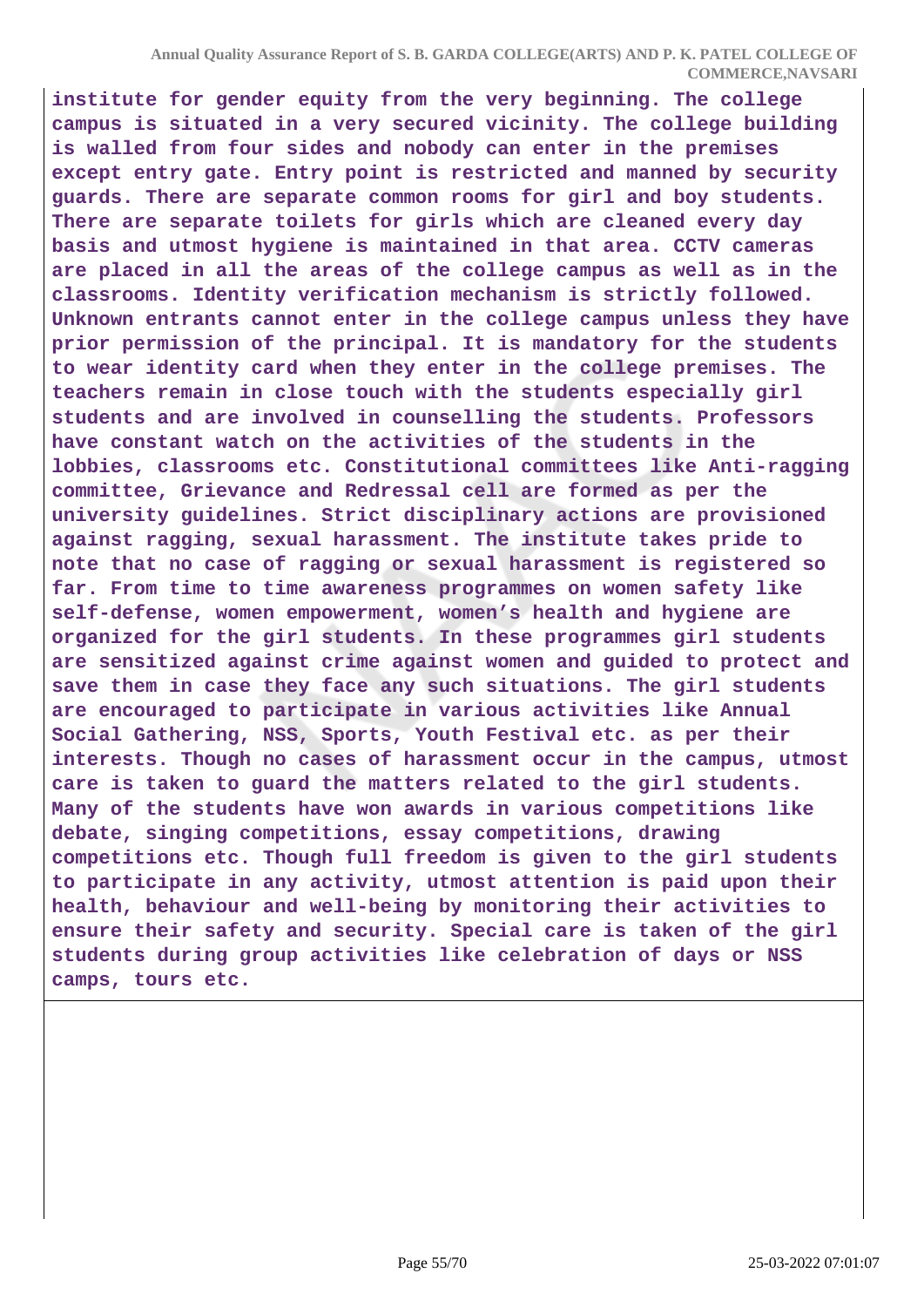**institute for gender equity from the very beginning. The college campus is situated in a very secured vicinity. The college building is walled from four sides and nobody can enter in the premises except entry gate. Entry point is restricted and manned by security guards. There are separate common rooms for girl and boy students. There are separate toilets for girls which are cleaned every day basis and utmost hygiene is maintained in that area. CCTV cameras are placed in all the areas of the college campus as well as in the classrooms. Identity verification mechanism is strictly followed. Unknown entrants cannot enter in the college campus unless they have prior permission of the principal. It is mandatory for the students to wear identity card when they enter in the college premises. The teachers remain in close touch with the students especially girl students and are involved in counselling the students. Professors have constant watch on the activities of the students in the lobbies, classrooms etc. Constitutional committees like Anti-ragging committee, Grievance and Redressal cell are formed as per the university guidelines. Strict disciplinary actions are provisioned against ragging, sexual harassment. The institute takes pride to note that no case of ragging or sexual harassment is registered so far. From time to time awareness programmes on women safety like self-defense, women empowerment, women's health and hygiene are organized for the girl students. In these programmes girl students are sensitized against crime against women and guided to protect and save them in case they face any such situations. The girl students are encouraged to participate in various activities like Annual Social Gathering, NSS, Sports, Youth Festival etc. as per their interests. Though no cases of harassment occur in the campus, utmost care is taken to guard the matters related to the girl students. Many of the students have won awards in various competitions like debate, singing competitions, essay competitions, drawing competitions etc. Though full freedom is given to the girl students to participate in any activity, utmost attention is paid upon their health, behaviour and well-being by monitoring their activities to ensure their safety and security. Special care is taken of the girl students during group activities like celebration of days or NSS camps, tours etc.**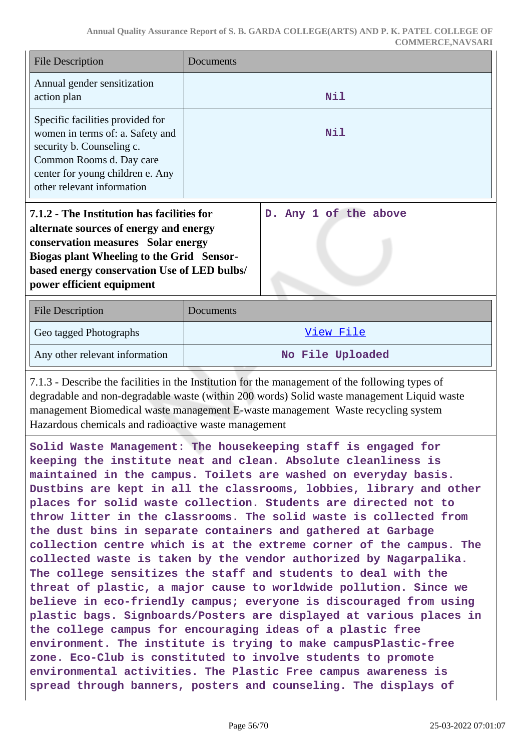| File Description | Documents |
|---|---|
| Annual gender sensitization action plan | Nil |
| Specific facilities provided for women in terms of: a. Safety and security b. Counseling c. Common Rooms d. Day care center for young children e. Any other relevant information | Nil |

| | |
|---|---|
| **7.1.2 - The Institution has facilities for alternate sources of energy and energy conservation measures Solar energy Biogas plant Wheeling to the Grid Sensor-based energy conservation Use of LED bulbs/ power efficient equipment** | D. Any 1 of the above |

| File Description | Documents |
|---|---|
| Geo tagged Photographs | View File |
| Any other relevant information | No File Uploaded |

7.1.3 - Describe the facilities in the Institution for the management of the following types of degradable and non-degradable waste (within 200 words) Solid waste management Liquid waste management Biomedical waste management E-waste management Waste recycling system Hazardous chemicals and radioactive waste management

Solid Waste Management: The housekeeping staff is engaged for keeping the institute neat and clean. Absolute cleanliness is maintained in the campus. Toilets are washed on everyday basis. Dustbins are kept in all the classrooms, lobbies, library and other places for solid waste collection. Students are directed not to throw litter in the classrooms. The solid waste is collected from the dust bins in separate containers and gathered at Garbage collection centre which is at the extreme corner of the campus. The collected waste is taken by the vendor authorized by Nagarpalika. The college sensitizes the staff and students to deal with the threat of plastic, a major cause to worldwide pollution. Since we believe in eco-friendly campus; everyone is discouraged from using plastic bags. Signboards/Posters are displayed at various places in the college campus for encouraging ideas of a plastic free environment. The institute is trying to make campusPlastic-free zone. Eco-Club is constituted to involve students to promote environmental activities. The Plastic Free campus awareness is spread through banners, posters and counseling. The displays of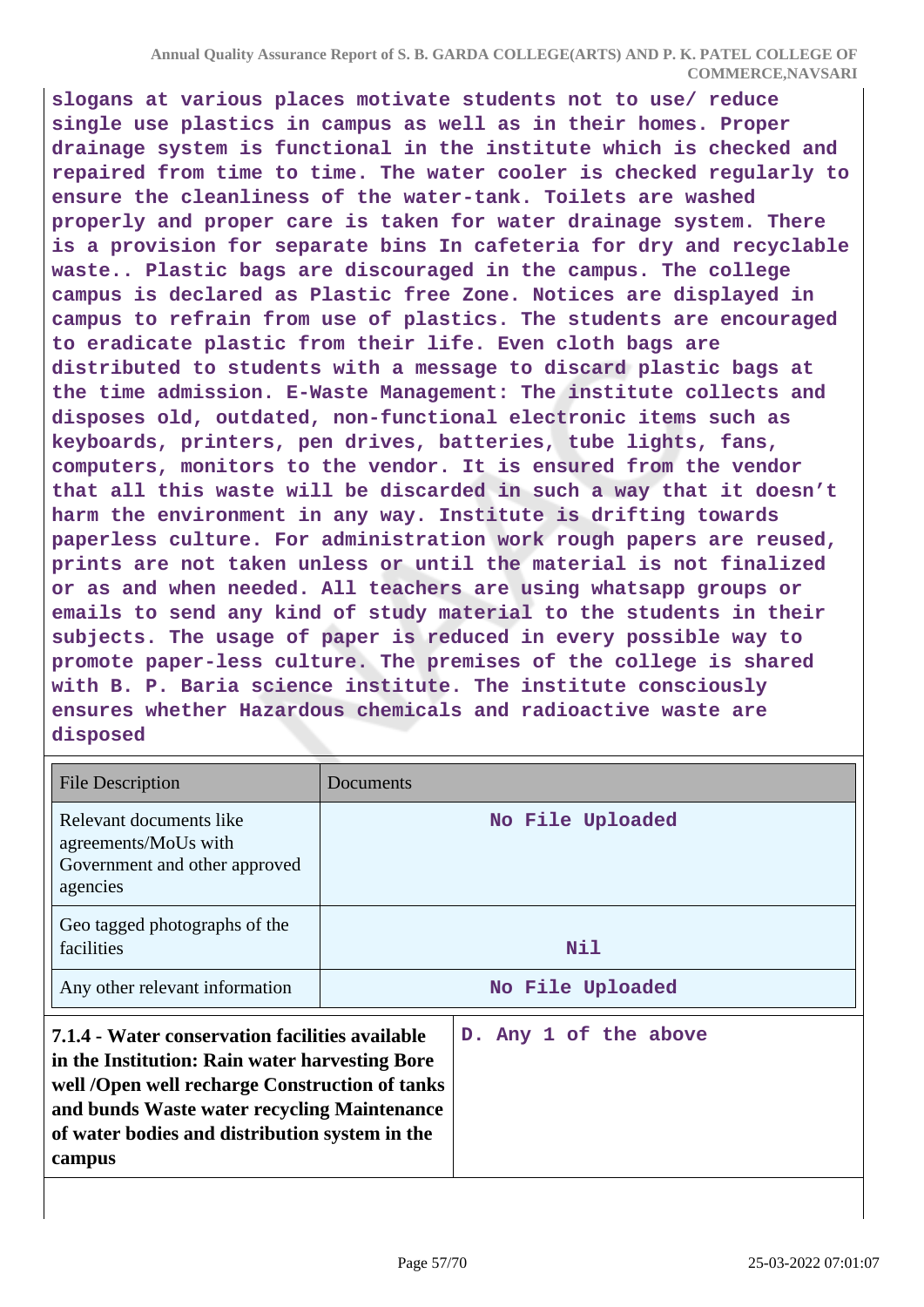**slogans at various places motivate students not to use/ reduce single use plastics in campus as well as in their homes. Proper drainage system is functional in the institute which is checked and repaired from time to time. The water cooler is checked regularly to ensure the cleanliness of the water-tank. Toilets are washed properly and proper care is taken for water drainage system. There is a provision for separate bins In cafeteria for dry and recyclable waste.. Plastic bags are discouraged in the campus. The college campus is declared as Plastic free Zone. Notices are displayed in campus to refrain from use of plastics. The students are encouraged to eradicate plastic from their life. Even cloth bags are distributed to students with a message to discard plastic bags at the time admission. E-Waste Management: The institute collects and disposes old, outdated, non-functional electronic items such as keyboards, printers, pen drives, batteries, tube lights, fans, computers, monitors to the vendor. It is ensured from the vendor that all this waste will be discarded in such a way that it doesn't harm the environment in any way. Institute is drifting towards paperless culture. For administration work rough papers are reused, prints are not taken unless or until the material is not finalized or as and when needed. All teachers are using whatsapp groups or emails to send any kind of study material to the students in their subjects. The usage of paper is reduced in every possible way to promote paper-less culture. The premises of the college is shared with B. P. Baria science institute. The institute consciously ensures whether Hazardous chemicals and radioactive waste are disposed**

| File Description | Documents |
|---|---|
| Relevant documents like agreements/MoUs with Government and other approved agencies | No File Uploaded |
| Geo tagged photographs of the facilities | Nil |
| Any other relevant information | No File Uploaded |

| | |
|---|---|
| **7.1.4 - Water conservation facilities available in the Institution: Rain water harvesting Bore well /Open well recharge Construction of tanks and bunds Waste water recycling Maintenance of water bodies and distribution system in the campus** | D. Any 1 of the above |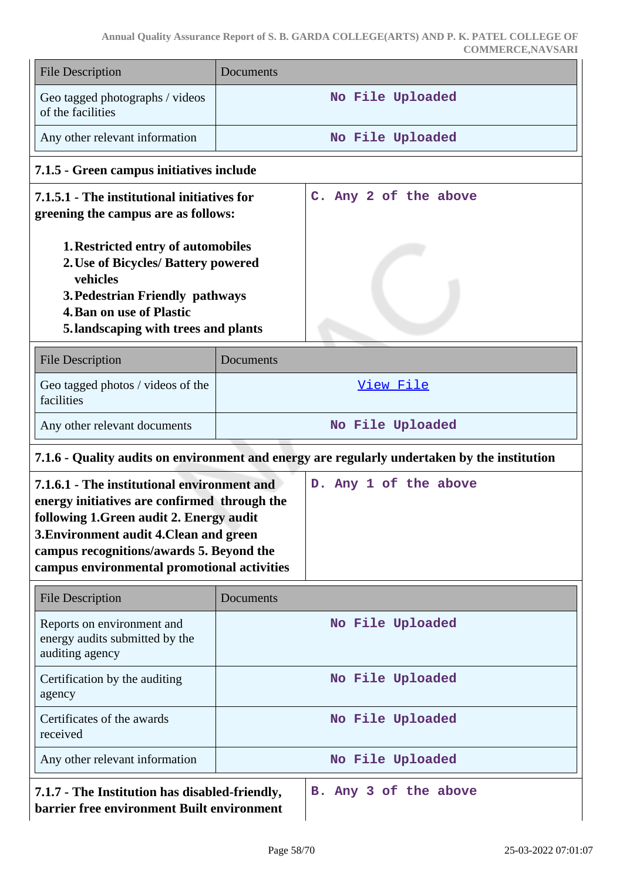| File Description | Documents |
|---|---|
| Geo tagged photographs / videos of the facilities | No File Uploaded |
| Any other relevant information | No File Uploaded |

**7.1.5 - Green campus initiatives include**

| | |
|---|---|
| **7.1.5.1 - The institutional initiatives for greening the campus are as follows:**<br><br>1. **Restricted entry of automobiles**<br>2. **Use of Bicycles/ Battery powered vehicles**<br>3. **Pedestrian Friendly pathways**<br>4. **Ban on use of Plastic**<br>5. **landscaping with trees and plants** | C. Any 2 of the above |

| File Description | Documents |
|---|---|
| Geo tagged photos / videos of the facilities | View File |
| Any other relevant documents | No File Uploaded |

**7.1.6 - Quality audits on environment and energy are regularly undertaken by the institution**

| | |
|---|---|
| **7.1.6.1 - The institutional environment and energy initiatives are confirmed through the following 1.Green audit 2. Energy audit 3.Environment audit 4.Clean and green campus recognitions/awards 5. Beyond the campus environmental promotional activities** | D. Any 1 of the above |

| File Description | Documents |
|---|---|
| Reports on environment and energy audits submitted by the auditing agency | No File Uploaded |
| Certification by the auditing agency | No File Uploaded |
| Certificates of the awards received | No File Uploaded |
| Any other relevant information | No File Uploaded |

| | |
|---|---|
| **7.1.7 - The Institution has disabled-friendly, barrier free environment Built environment** | B. Any 3 of the above |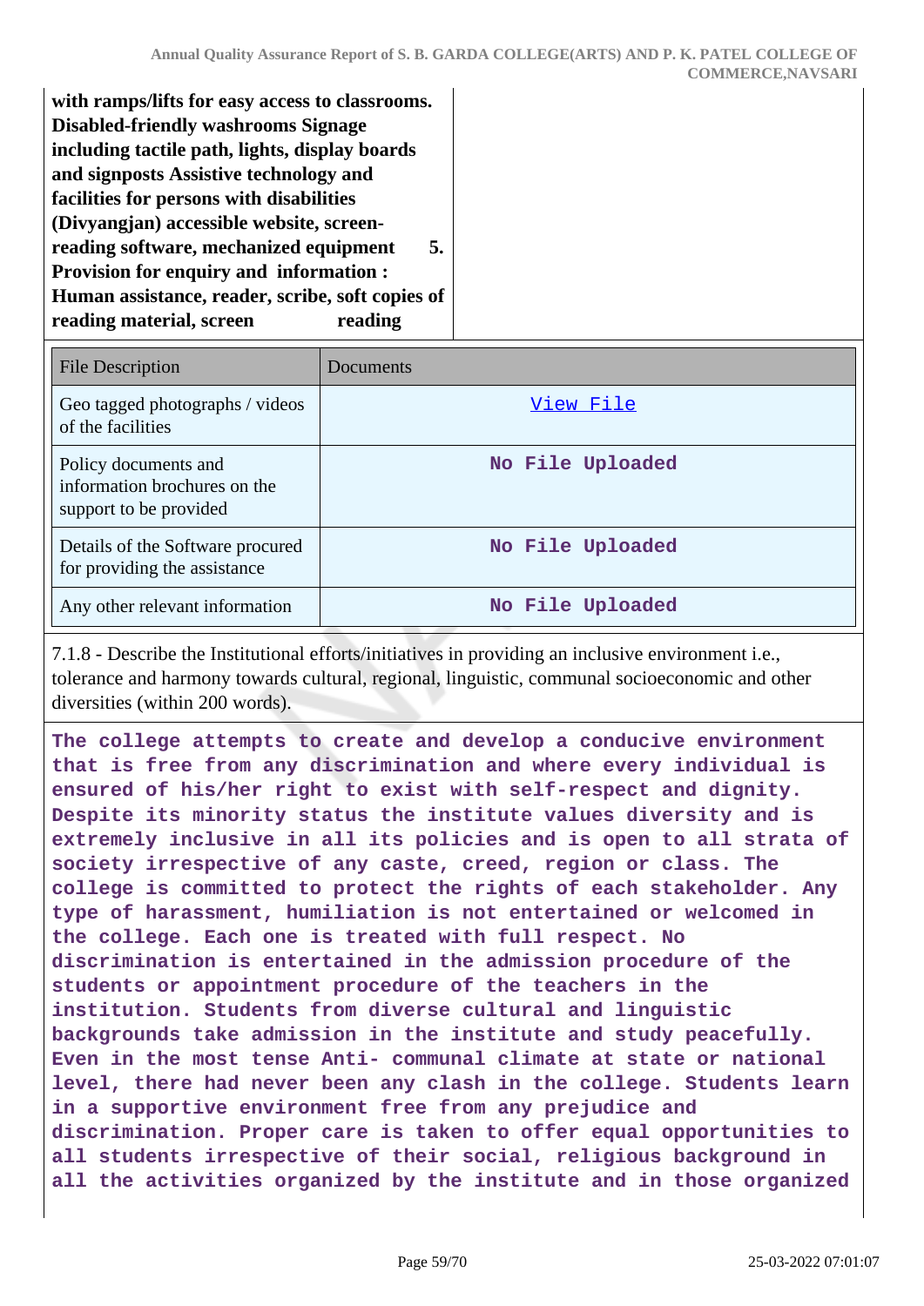**with ramps/lifts for easy access to classrooms. Disabled-friendly washrooms Signage including tactile path, lights, display boards and signposts Assistive technology and facilities for persons with disabilities (Divyangjan) accessible website, screen-reading software, mechanized equipment 5. Provision for enquiry and information : Human assistance, reader, scribe, soft copies of reading material, screen reading**

| File Description | Documents |
|---|---|
| Geo tagged photographs / videos of the facilities | View File |
| Policy documents and information brochures on the support to be provided | No File Uploaded |
| Details of the Software procured for providing the assistance | No File Uploaded |
| Any other relevant information | No File Uploaded |

7.1.8 - Describe the Institutional efforts/initiatives in providing an inclusive environment i.e., tolerance and harmony towards cultural, regional, linguistic, communal socioeconomic and other diversities (within 200 words).

**The college attempts to create and develop a conducive environment that is free from any discrimination and where every individual is ensured of his/her right to exist with self-respect and dignity. Despite its minority status the institute values diversity and is extremely inclusive in all its policies and is open to all strata of society irrespective of any caste, creed, region or class. The college is committed to protect the rights of each stakeholder. Any type of harassment, humiliation is not entertained or welcomed in the college. Each one is treated with full respect. No discrimination is entertained in the admission procedure of the students or appointment procedure of the teachers in the institution. Students from diverse cultural and linguistic backgrounds take admission in the institute and study peacefully. Even in the most tense Anti- communal climate at state or national level, there had never been any clash in the college. Students learn in a supportive environment free from any prejudice and discrimination. Proper care is taken to offer equal opportunities to all students irrespective of their social, religious background in all the activities organized by the institute and in those organized**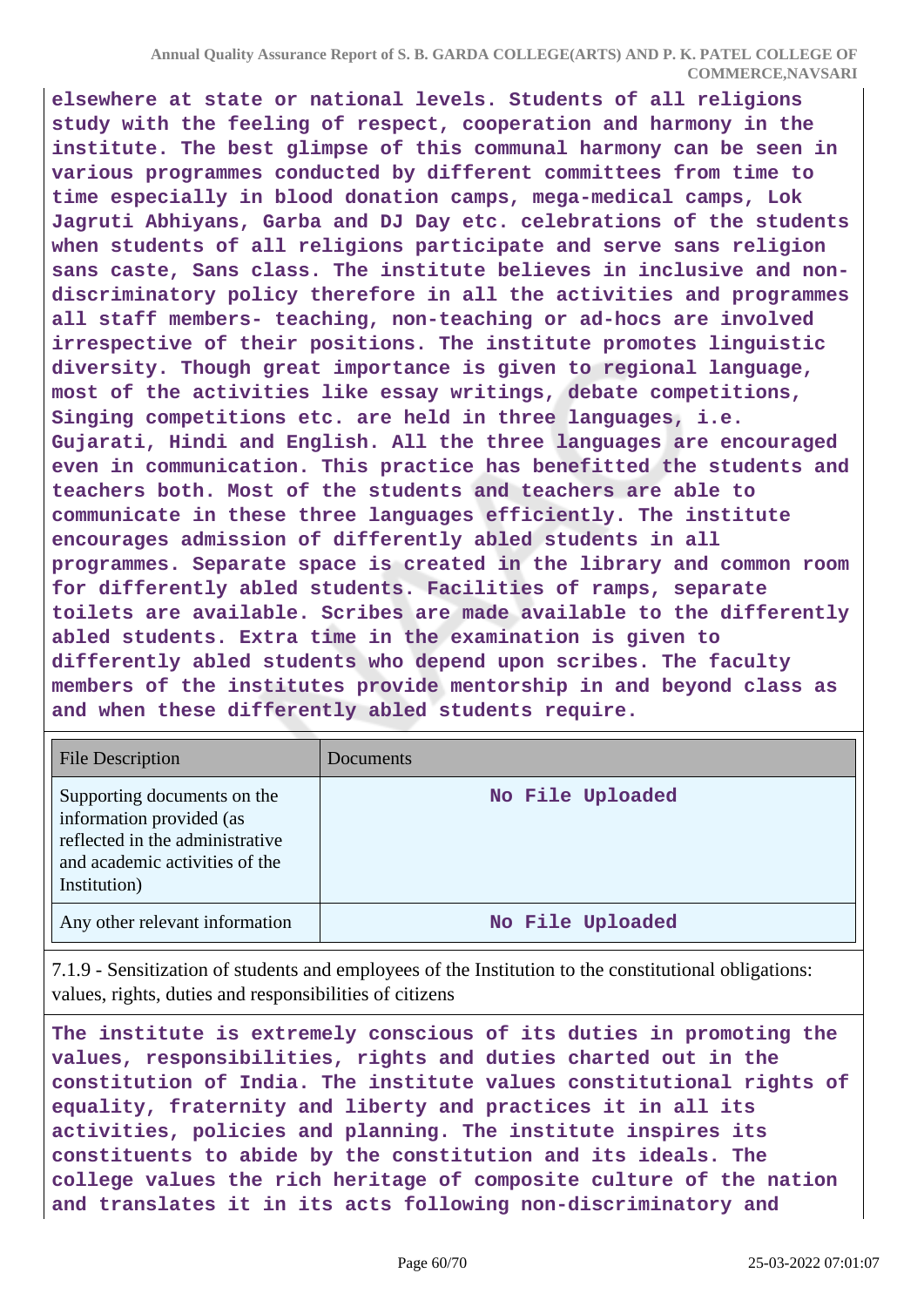**elsewhere at state or national levels. Students of all religions study with the feeling of respect, cooperation and harmony in the institute. The best glimpse of this communal harmony can be seen in various programmes conducted by different committees from time to time especially in blood donation camps, mega-medical camps, Lok Jagruti Abhiyans, Garba and DJ Day etc. celebrations of the students when students of all religions participate and serve sans religion sans caste, Sans class. The institute believes in inclusive and non-discriminatory policy therefore in all the activities and programmes all staff members- teaching, non-teaching or ad-hocs are involved irrespective of their positions. The institute promotes linguistic diversity. Though great importance is given to regional language, most of the activities like essay writings, debate competitions, Singing competitions etc. are held in three languages, i.e. Gujarati, Hindi and English. All the three languages are encouraged even in communication. This practice has benefitted the students and teachers both. Most of the students and teachers are able to communicate in these three languages efficiently. The institute encourages admission of differently abled students in all programmes. Separate space is created in the library and common room for differently abled students. Facilities of ramps, separate toilets are available. Scribes are made available to the differently abled students. Extra time in the examination is given to differently abled students who depend upon scribes. The faculty members of the institutes provide mentorship in and beyond class as and when these differently abled students require.**

| File Description | Documents |
|---|---|
| Supporting documents on the information provided (as reflected in the administrative and academic activities of the Institution) | No File Uploaded |
| Any other relevant information | No File Uploaded |

7.1.9 - Sensitization of students and employees of the Institution to the constitutional obligations: values, rights, duties and responsibilities of citizens

**The institute is extremely conscious of its duties in promoting the values, responsibilities, rights and duties charted out in the constitution of India. The institute values constitutional rights of equality, fraternity and liberty and practices it in all its activities, policies and planning. The institute inspires its constituents to abide by the constitution and its ideals. The college values the rich heritage of composite culture of the nation and translates it in its acts following non-discriminatory and**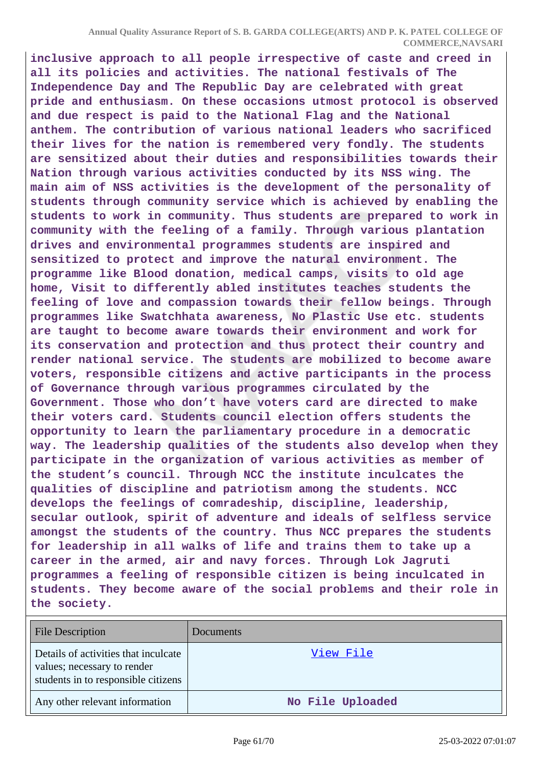**inclusive approach to all people irrespective of caste and creed in all its policies and activities. The national festivals of The Independence Day and The Republic Day are celebrated with great pride and enthusiasm. On these occasions utmost protocol is observed and due respect is paid to the National Flag and the National anthem. The contribution of various national leaders who sacrificed their lives for the nation is remembered very fondly. The students are sensitized about their duties and responsibilities towards their Nation through various activities conducted by its NSS wing. The main aim of NSS activities is the development of the personality of students through community service which is achieved by enabling the students to work in community. Thus students are prepared to work in community with the feeling of a family. Through various plantation drives and environmental programmes students are inspired and sensitized to protect and improve the natural environment. The programme like Blood donation, medical camps, visits to old age home, Visit to differently abled institutes teaches students the feeling of love and compassion towards their fellow beings. Through programmes like Swatchhata awareness, No Plastic Use etc. students are taught to become aware towards their environment and work for its conservation and protection and thus protect their country and render national service. The students are mobilized to become aware voters, responsible citizens and active participants in the process of Governance through various programmes circulated by the Government. Those who don't have voters card are directed to make their voters card. Students council election offers students the opportunity to learn the parliamentary procedure in a democratic way. The leadership qualities of the students also develop when they participate in the organization of various activities as member of the student's council. Through NCC the institute inculcates the qualities of discipline and patriotism among the students. NCC develops the feelings of comradeship, discipline, leadership, secular outlook, spirit of adventure and ideals of selfless service amongst the students of the country. Thus NCC prepares the students for leadership in all walks of life and trains them to take up a career in the armed, air and navy forces. Through Lok Jagruti programmes a feeling of responsible citizen is being inculcated in students. They become aware of the social problems and their role in the society.**

| File Description | Documents |
|---|---|
| Details of activities that inculcate values; necessary to render students in to responsible citizens | View File |
| Any other relevant information | No File Uploaded |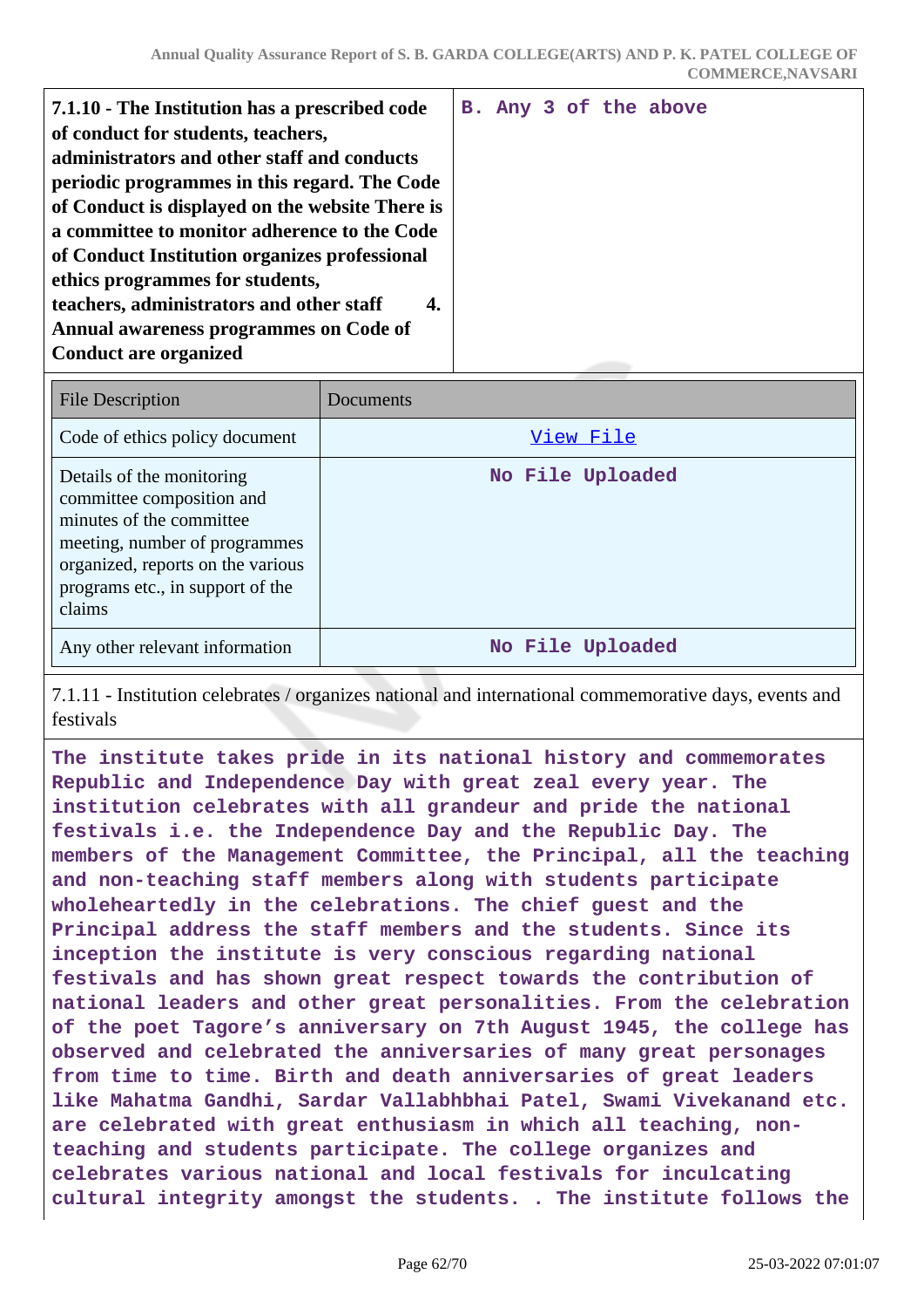| | |
|---|---|
| **7.1.10 - The Institution has a prescribed code of conduct for students, teachers, administrators and other staff and conducts periodic programmes in this regard. The Code of Conduct is displayed on the website There is a committee to monitor adherence to the Code of Conduct Institution organizes professional ethics programmes for students, teachers, administrators and other staff 4. Annual awareness programmes on Code of Conduct are organized** | B. Any 3 of the above |

| File Description | Documents |
|---|---|
| Code of ethics policy document | [View File]() |
| Details of the monitoring committee composition and minutes of the committee meeting, number of programmes organized, reports on the various programs etc., in support of the claims | No File Uploaded |
| Any other relevant information | No File Uploaded |

7.1.11 - Institution celebrates / organizes national and international commemorative days, events and festivals

The institute takes pride in its national history and commemorates Republic and Independence Day with great zeal every year. The institution celebrates with all grandeur and pride the national festivals i.e. the Independence Day and the Republic Day. The members of the Management Committee, the Principal, all the teaching and non-teaching staff members along with students participate wholeheartedly in the celebrations. The chief guest and the Principal address the staff members and the students. Since its inception the institute is very conscious regarding national festivals and has shown great respect towards the contribution of national leaders and other great personalities. From the celebration of the poet Tagore's anniversary on 7th August 1945, the college has observed and celebrated the anniversaries of many great personages from time to time. Birth and death anniversaries of great leaders like Mahatma Gandhi, Sardar Vallabhbhai Patel, Swami Vivekanand etc. are celebrated with great enthusiasm in which all teaching, non-teaching and students participate. The college organizes and celebrates various national and local festivals for inculcating cultural integrity amongst the students. . The institute follows the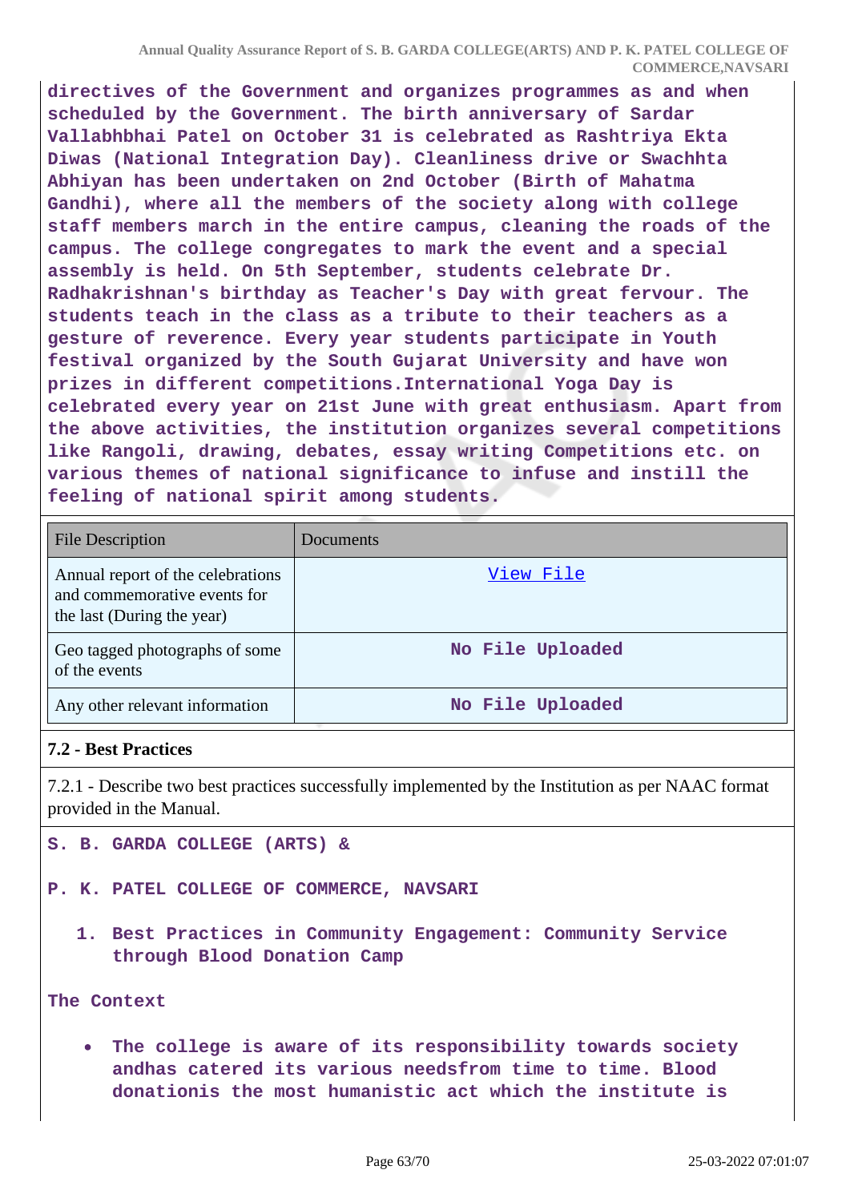**directives of the Government and organizes programmes as and when scheduled by the Government. The birth anniversary of Sardar Vallabhbhai Patel on October 31 is celebrated as Rashtriya Ekta Diwas (National Integration Day). Cleanliness drive or Swachhta Abhiyan has been undertaken on 2nd October (Birth of Mahatma Gandhi), where all the members of the society along with college staff members march in the entire campus, cleaning the roads of the campus. The college congregates to mark the event and a special assembly is held. On 5th September, students celebrate Dr. Radhakrishnan's birthday as Teacher's Day with great fervour. The students teach in the class as a tribute to their teachers as a gesture of reverence. Every year students participate in Youth festival organized by the South Gujarat University and have won prizes in different competitions.International Yoga Day is celebrated every year on 21st June with great enthusiasm. Apart from the above activities, the institution organizes several competitions like Rangoli, drawing, debates, essay writing Competitions etc. on various themes of national significance to infuse and instill the feeling of national spirit among students.**

| File Description | Documents |
|---|---|
| Annual report of the celebrations and commemorative events for the last (During the year) | View File |
| Geo tagged photographs of some of the events | No File Uploaded |
| Any other relevant information | No File Uploaded |

**7.2 - Best Practices**

7.2.1 - Describe two best practices successfully implemented by the Institution as per NAAC format provided in the Manual.

**S. B. GARDA COLLEGE (ARTS) &**

**P. K. PATEL COLLEGE OF COMMERCE, NAVSARI**

1. **Best Practices in Community Engagement: Community Service through Blood Donation Camp**

**The Context**

- **The college is aware of its responsibility towards society andhas catered its various needsfrom time to time. Blood donationis the most humanistic act which the institute is**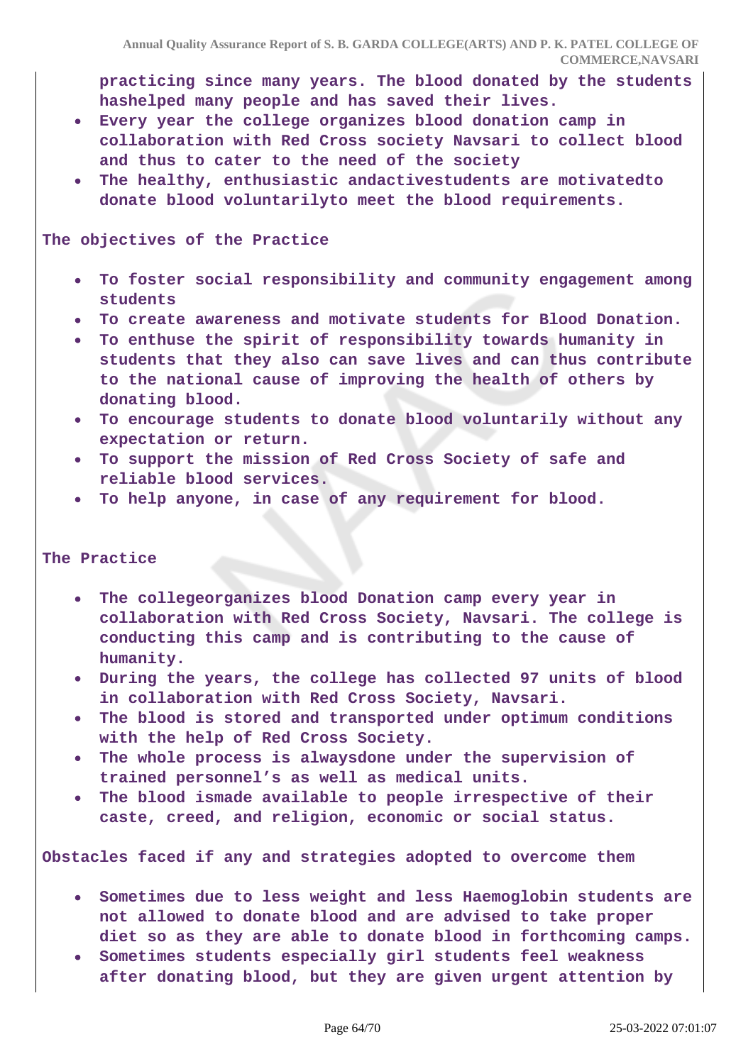practicing since many years. The blood donated by the students hashelped many people and has saved their lives.

- Every year the college organizes blood donation camp in collaboration with Red Cross society Navsari to collect blood and thus to cater to the need of the society
- The healthy, enthusiastic andactivestudents are motivatedto donate blood voluntarilyto meet the blood requirements.

**The objectives of the Practice**

- To foster social responsibility and community engagement among students
- To create awareness and motivate students for Blood Donation.
- To enthuse the spirit of responsibility towards humanity in students that they also can save lives and can thus contribute to the national cause of improving the health of others by donating blood.
- To encourage students to donate blood voluntarily without any expectation or return.
- To support the mission of Red Cross Society of safe and reliable blood services.
- To help anyone, in case of any requirement for blood.

**The Practice**

- The collegeorganizes blood Donation camp every year in collaboration with Red Cross Society, Navsari. The college is conducting this camp and is contributing to the cause of humanity.
- During the years, the college has collected 97 units of blood in collaboration with Red Cross Society, Navsari.
- The blood is stored and transported under optimum conditions with the help of Red Cross Society.
- The whole process is alwaysdone under the supervision of trained personnel's as well as medical units.
- The blood ismade available to people irrespective of their caste, creed, and religion, economic or social status.

**Obstacles faced if any and strategies adopted to overcome them**

- Sometimes due to less weight and less Haemoglobin students are not allowed to donate blood and are advised to take proper diet so as they are able to donate blood in forthcoming camps.
- Sometimes students especially girl students feel weakness after donating blood, but they are given urgent attention by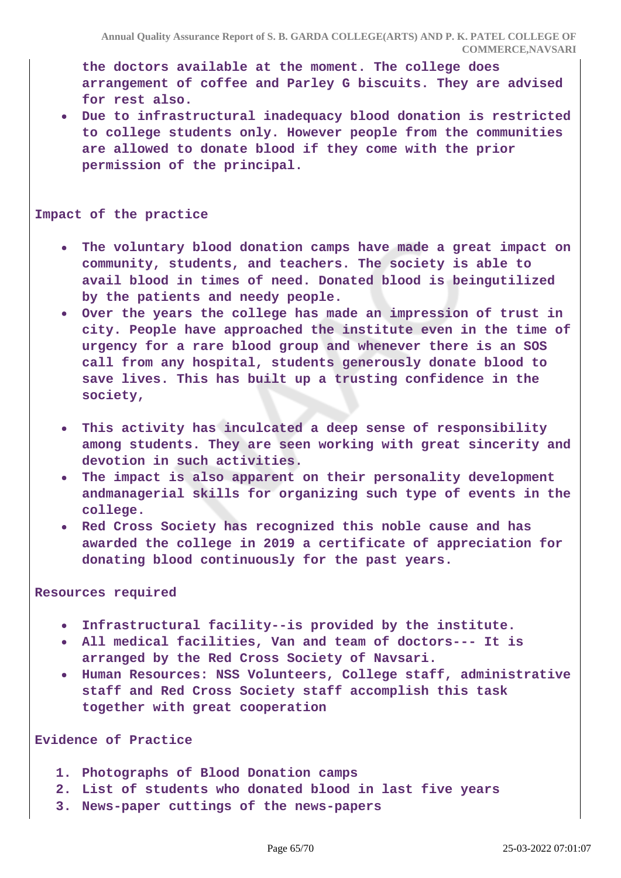the doctors available at the moment. The college does arrangement of coffee and Parley G biscuits. They are advised for rest also.

- Due to infrastructural inadequacy blood donation is restricted to college students only. However people from the communities are allowed to donate blood if they come with the prior permission of the principal.

**Impact of the practice**

- The voluntary blood donation camps have made a great impact on community, students, and teachers. The society is able to avail blood in times of need. Donated blood is beingutilized by the patients and needy people.
- Over the years the college has made an impression of trust in city. People have approached the institute even in the time of urgency for a rare blood group and whenever there is an SOS call from any hospital, students generously donate blood to save lives. This has built up a trusting confidence in the society,
- This activity has inculcated a deep sense of responsibility among students. They are seen working with great sincerity and devotion in such activities.
- The impact is also apparent on their personality development andmanagerial skills for organizing such type of events in the college.
- Red Cross Society has recognized this noble cause and has awarded the college in 2019 a certificate of appreciation for donating blood continuously for the past years.

**Resources required**

- Infrastructural facility--is provided by the institute.
- All medical facilities, Van and team of doctors--- It is arranged by the Red Cross Society of Navsari.
- Human Resources: NSS Volunteers, College staff, administrative staff and Red Cross Society staff accomplish this task together with great cooperation

**Evidence of Practice**

1. Photographs of Blood Donation camps
2. List of students who donated blood in last five years
3. News-paper cuttings of the news-papers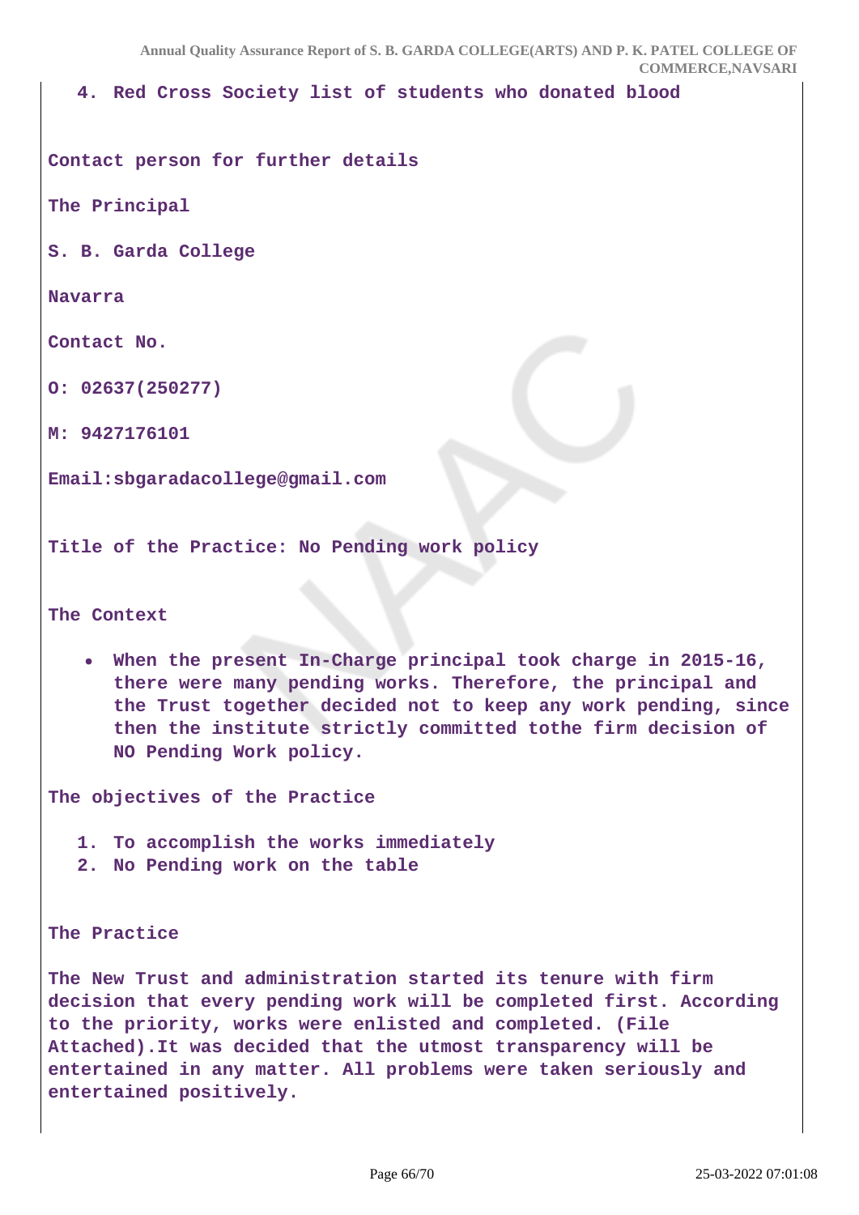4. Red Cross Society list of students who donated blood

Contact person for further details

The Principal

S. B. Garda College

Navarra

Contact No.

O: 02637(250277)

M: 9427176101

Email:sbgaradacollege@gmail.com

Title of the Practice: No Pending work policy

The Context

- When the present In-Charge principal took charge in 2015-16, there were many pending works. Therefore, the principal and the Trust together decided not to keep any work pending, since then the institute strictly committed tothe firm decision of NO Pending Work policy.

The objectives of the Practice

1. To accomplish the works immediately
2. No Pending work on the table

The Practice

The New Trust and administration started its tenure with firm decision that every pending work will be completed first. According to the priority, works were enlisted and completed. (File Attached).It was decided that the utmost transparency will be entertained in any matter. All problems were taken seriously and entertained positively.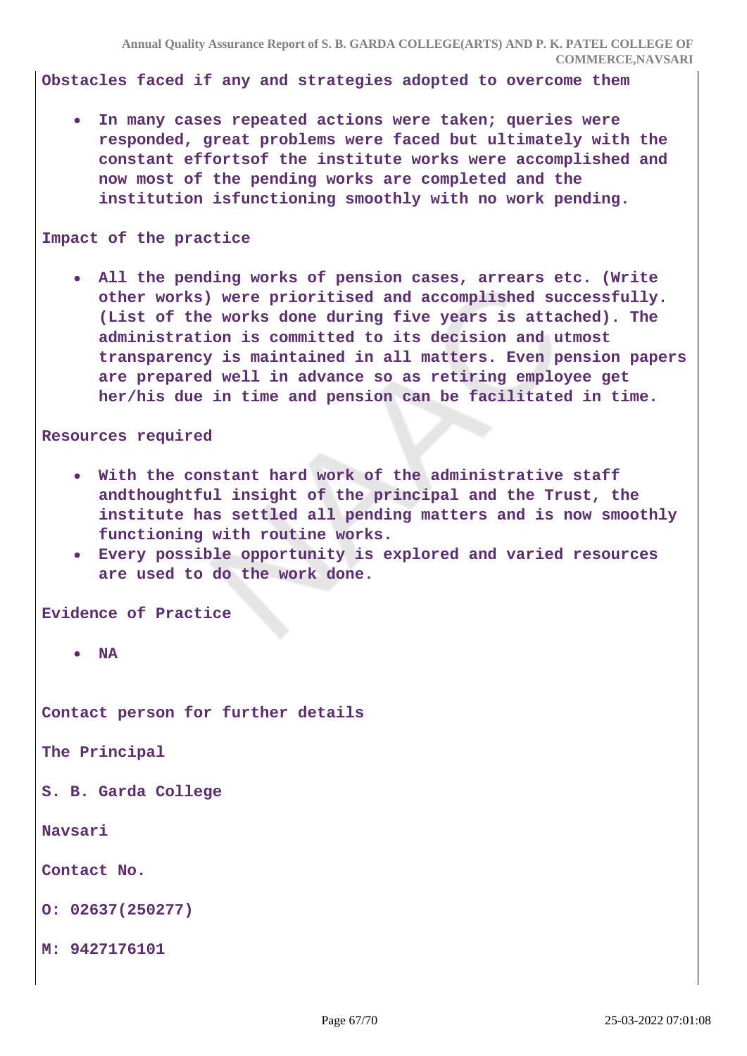Obstacles faced if any and strategies adopted to overcome them

- **In many cases repeated actions were taken; queries were responded, great problems were faced but ultimately with the constant effortsof the institute works were accomplished and now most of the pending works are completed and the institution isfunctioning smoothly with no work pending.**

Impact of the practice

- **All the pending works of pension cases, arrears etc. (Write other works) were prioritised and accomplished successfully. (List of the works done during five years is attached). The administration is committed to its decision and utmost transparency is maintained in all matters. Even pension papers are prepared well in advance so as retiring employee get her/his due in time and pension can be facilitated in time.**

Resources required

- **With the constant hard work of the administrative staff andthoughtful insight of the principal and the Trust, the institute has settled all pending matters and is now smoothly functioning with routine works.**
- **Every possible opportunity is explored and varied resources are used to do the work done.**

Evidence of Practice

- **NA**

Contact person for further details

The Principal

S. B. Garda College

Navsari

Contact No.

O: 02637(250277)

M: 9427176101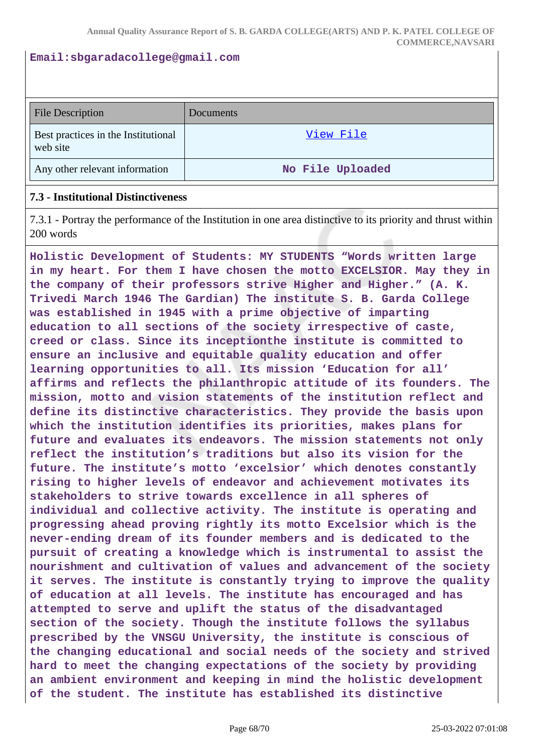**Email:sbgaradacollege@gmail.com**

| File Description | Documents |
|---|---|
| Best practices in the Institutional web site | View File |
| Any other relevant information | No File Uploaded |

### 7.3 - Institutional Distinctiveness

7.3.1 - Portray the performance of the Institution in one area distinctive to its priority and thrust within 200 words

**Holistic Development of Students: MY STUDENTS "Words written large in my heart. For them I have chosen the motto EXCELSIOR. May they in the company of their professors strive Higher and Higher." (A. K. Trivedi March 1946 The Gardian) The institute S. B. Garda College was established in 1945 with a prime objective of imparting education to all sections of the society irrespective of caste, creed or class. Since its inceptionthe institute is committed to ensure an inclusive and equitable quality education and offer learning opportunities to all. Its mission 'Education for all' affirms and reflects the philanthropic attitude of its founders. The mission, motto and vision statements of the institution reflect and define its distinctive characteristics. They provide the basis upon which the institution identifies its priorities, makes plans for future and evaluates its endeavors. The mission statements not only reflect the institution's traditions but also its vision for the future. The institute's motto 'excelsior' which denotes constantly rising to higher levels of endeavor and achievement motivates its stakeholders to strive towards excellence in all spheres of individual and collective activity. The institute is operating and progressing ahead proving rightly its motto Excelsior which is the never-ending dream of its founder members and is dedicated to the pursuit of creating a knowledge which is instrumental to assist the nourishment and cultivation of values and advancement of the society it serves. The institute is constantly trying to improve the quality of education at all levels. The institute has encouraged and has attempted to serve and uplift the status of the disadvantaged section of the society. Though the institute follows the syllabus prescribed by the VNSGU University, the institute is conscious of the changing educational and social needs of the society and strived hard to meet the changing expectations of the society by providing an ambient environment and keeping in mind the holistic development of the student. The institute has established its distinctive**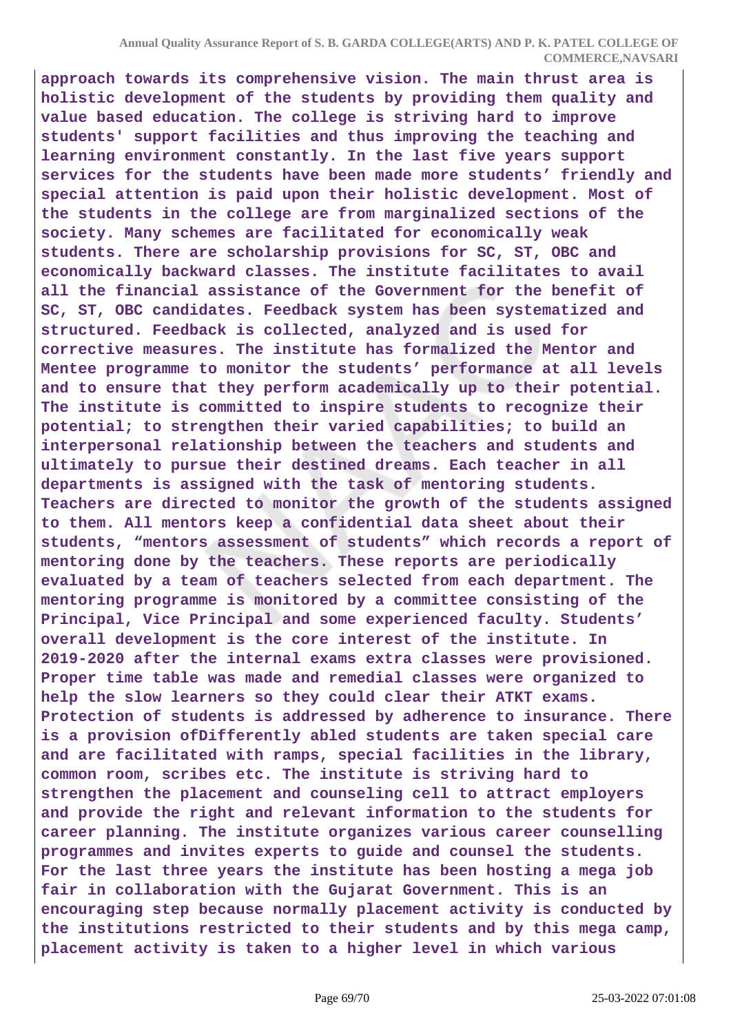**approach towards its comprehensive vision. The main thrust area is holistic development of the students by providing them quality and value based education. The college is striving hard to improve students' support facilities and thus improving the teaching and learning environment constantly. In the last five years support services for the students have been made more students' friendly and special attention is paid upon their holistic development. Most of the students in the college are from marginalized sections of the society. Many schemes are facilitated for economically weak students. There are scholarship provisions for SC, ST, OBC and economically backward classes. The institute facilitates to avail all the financial assistance of the Government for the benefit of SC, ST, OBC candidates. Feedback system has been systematized and structured. Feedback is collected, analyzed and is used for corrective measures. The institute has formalized the Mentor and Mentee programme to monitor the students' performance at all levels and to ensure that they perform academically up to their potential. The institute is committed to inspire students to recognize their potential; to strengthen their varied capabilities; to build an interpersonal relationship between the teachers and students and ultimately to pursue their destined dreams. Each teacher in all departments is assigned with the task of mentoring students. Teachers are directed to monitor the growth of the students assigned to them. All mentors keep a confidential data sheet about their students, "mentors assessment of students" which records a report of mentoring done by the teachers. These reports are periodically evaluated by a team of teachers selected from each department. The mentoring programme is monitored by a committee consisting of the Principal, Vice Principal and some experienced faculty. Students' overall development is the core interest of the institute. In 2019-2020 after the internal exams extra classes were provisioned. Proper time table was made and remedial classes were organized to help the slow learners so they could clear their ATKT exams. Protection of students is addressed by adherence to insurance. There is a provision ofDifferently abled students are taken special care and are facilitated with ramps, special facilities in the library, common room, scribes etc. The institute is striving hard to strengthen the placement and counseling cell to attract employers and provide the right and relevant information to the students for career planning. The institute organizes various career counselling programmes and invites experts to guide and counsel the students. For the last three years the institute has been hosting a mega job fair in collaboration with the Gujarat Government. This is an encouraging step because normally placement activity is conducted by the institutions restricted to their students and by this mega camp, placement activity is taken to a higher level in which various**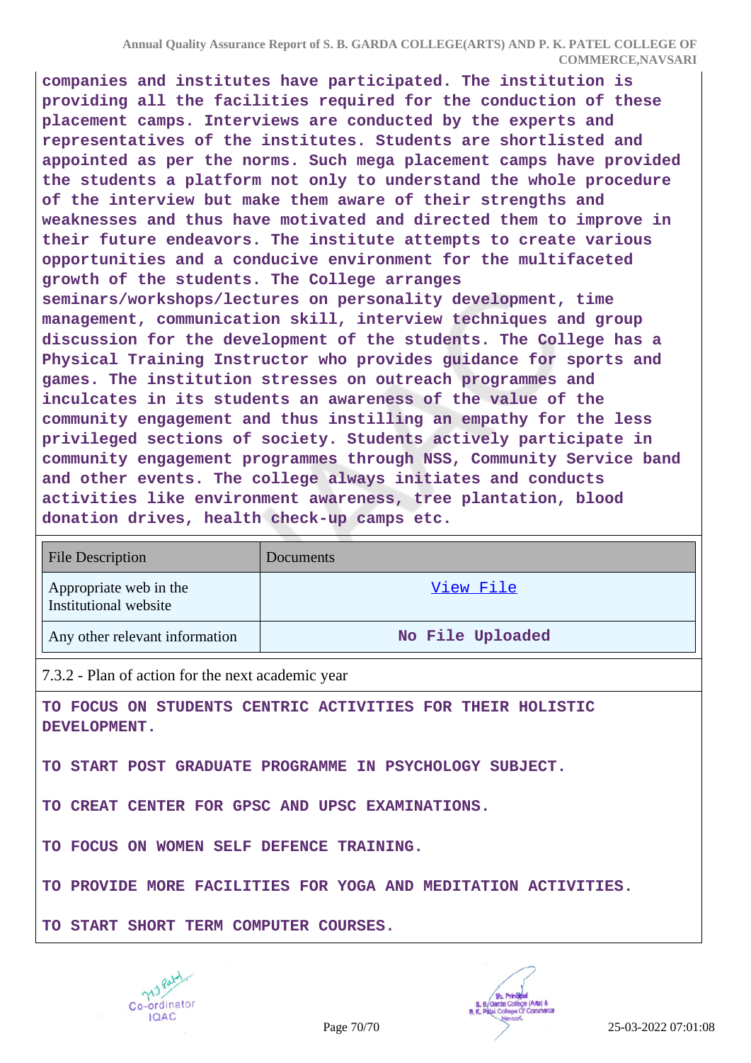companies and institutes have participated. The institution is providing all the facilities required for the conduction of these placement camps. Interviews are conducted by the experts and representatives of the institutes. Students are shortlisted and appointed as per the norms. Such mega placement camps have provided the students a platform not only to understand the whole procedure of the interview but make them aware of their strengths and weaknesses and thus have motivated and directed them to improve in their future endeavors. The institute attempts to create various opportunities and a conducive environment for the multifaceted growth of the students. The College arranges seminars/workshops/lectures on personality development, time management, communication skill, interview techniques and group discussion for the development of the students. The College has a Physical Training Instructor who provides guidance for sports and games. The institution stresses on outreach programmes and inculcates in its students an awareness of the value of the community engagement and thus instilling an empathy for the less privileged sections of society. Students actively participate in community engagement programmes through NSS, Community Service band and other events. The college always initiates and conducts activities like environment awareness, tree plantation, blood donation drives, health check-up camps etc.

| File Description | Documents |
|---|---|
| Appropriate web in the Institutional website | View File |
| Any other relevant information | No File Uploaded |

7.3.2 - Plan of action for the next academic year

TO FOCUS ON STUDENTS CENTRIC ACTIVITIES FOR THEIR HOLISTIC DEVELOPMENT.

TO START POST GRADUATE PROGRAMME IN PSYCHOLOGY SUBJECT.

TO CREAT CENTER FOR GPSC AND UPSC EXAMINATIONS.

TO FOCUS ON WOMEN SELF DEFENCE TRAINING.

TO PROVIDE MORE FACILITIES FOR YOGA AND MEDITATION ACTIVITIES.

TO START SHORT TERM COMPUTER COURSES.

Co-ordinator
IQAC

I/c. Principal
S. B. Garda College (Arts) &
P. K. Patel College Of Commerce
Navsari.